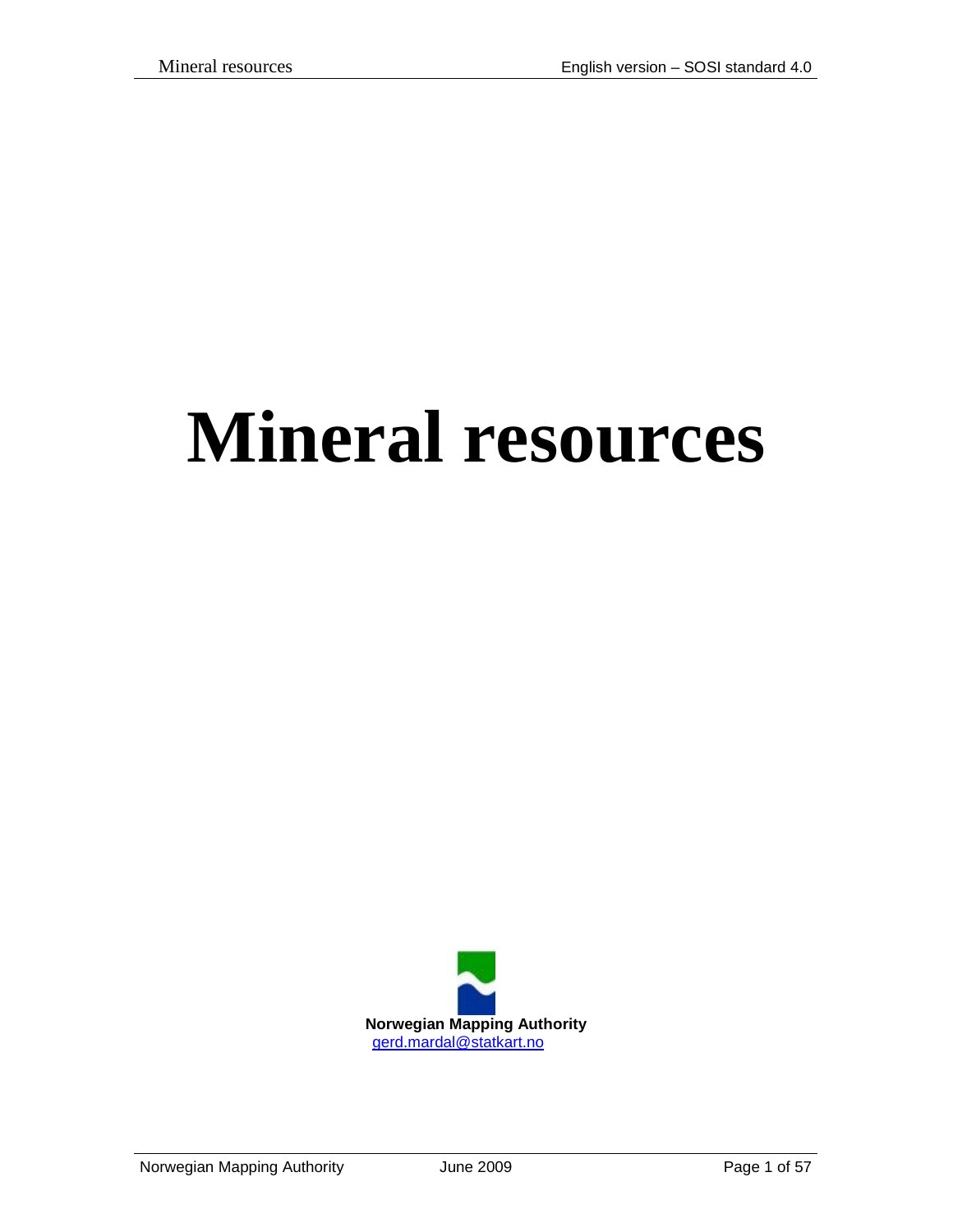# Mineral resources

**Norwegian Mapping Authority**
gerd.mardal@statkart.no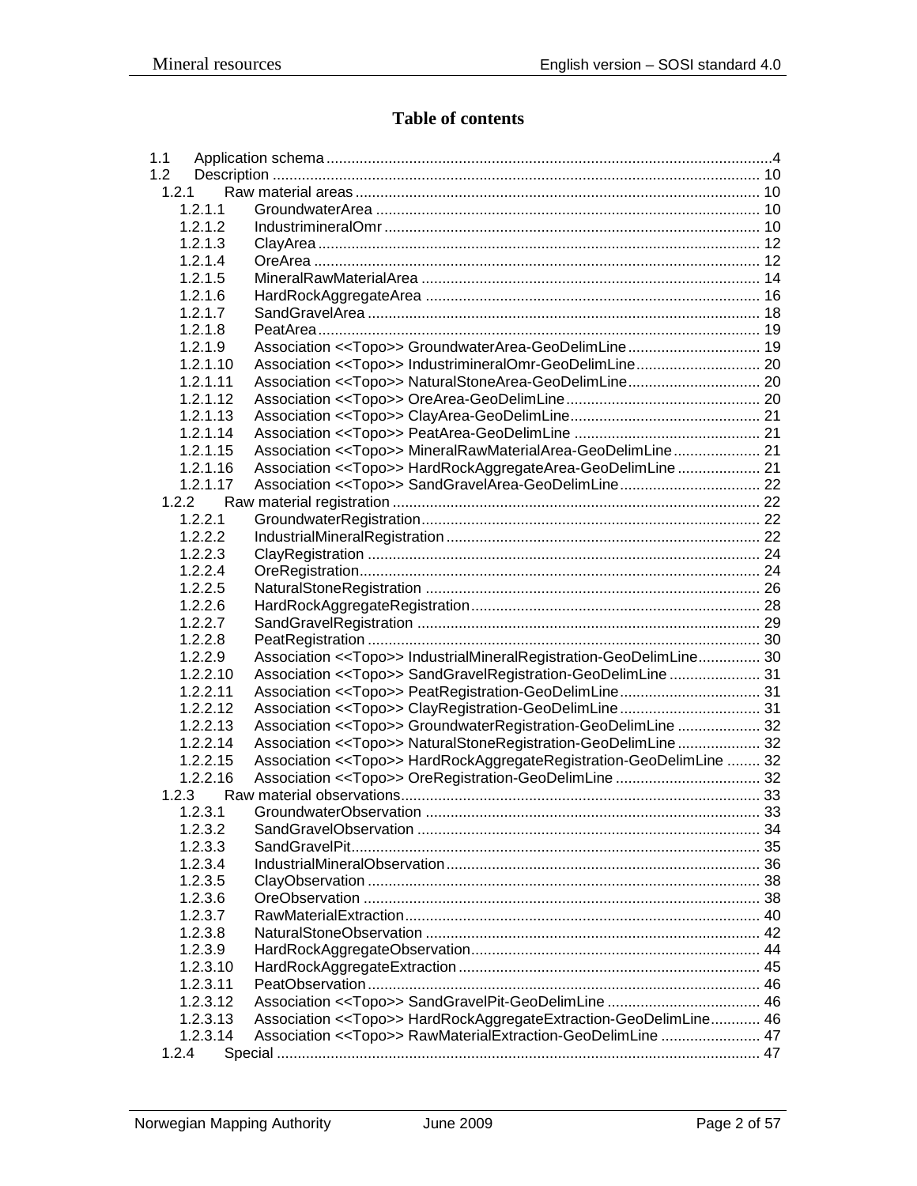# Table of contents

1.1 Application schema ....................................................................................................4
1.2 Description ................................................................................................................ 10
  1.2.1 Raw material areas .............................................................................................. 10
    1.2.1.1 GroundwaterArea ............................................................................................ 10
    1.2.1.2 IndustrimineralOmr .......................................................................................... 10
    1.2.1.3 ClayArea .......................................................................................................... 12
    1.2.1.4 OreArea ........................................................................................................... 12
    1.2.1.5 MineralRawMaterialArea ................................................................................. 14
    1.2.1.6 HardRockAggregateArea ................................................................................ 16
    1.2.1.7 SandGravelArea .............................................................................................. 18
    1.2.1.8 PeatArea .......................................................................................................... 19
    1.2.1.9 Association <<Topo>> GroundwaterArea-GeoDelimLine ................................ 19
    1.2.1.10 Association <<Topo>> IndustrimineralOmr-GeoDelimLine .............................. 20
    1.2.1.11 Association <<Topo>> NaturalStoneArea-GeoDelimLine ................................ 20
    1.2.1.12 Association <<Topo>> OreArea-GeoDelimLine ............................................... 20
    1.2.1.13 Association <<Topo>> ClayArea-GeoDelimLine .............................................. 21
    1.2.1.14 Association <<Topo>> PeatArea-GeoDelimLine ............................................. 21
    1.2.1.15 Association <<Topo>> MineralRawMaterialArea-GeoDelimLine ..................... 21
    1.2.1.16 Association <<Topo>> HardRockAggregateArea-GeoDelimLine .................... 21
    1.2.1.17 Association <<Topo>> SandGravelArea-GeoDelimLine .................................. 22
  1.2.2 Raw material registration ...................................................................................... 22
    1.2.2.1 GroundwaterRegistration ................................................................................. 22
    1.2.2.2 IndustrialMineralRegistration ........................................................................... 22
    1.2.2.3 ClayRegistration .............................................................................................. 24
    1.2.2.4 OreRegistration ................................................................................................ 24
    1.2.2.5 NaturalStoneRegistration ................................................................................ 26
    1.2.2.6 HardRockAggregateRegistration ..................................................................... 28
    1.2.2.7 SandGravelRegistration .................................................................................. 29
    1.2.2.8 PeatRegistration .............................................................................................. 30
    1.2.2.9 Association <<Topo>> IndustrialMineralRegistration-GeoDelimLine ............... 30
    1.2.2.10 Association <<Topo>> SandGravelRegistration-GeoDelimLine ...................... 31
    1.2.2.11 Association <<Topo>> PeatRegistration-GeoDelimLine .................................. 31
    1.2.2.12 Association <<Topo>> ClayRegistration-GeoDelimLine .................................. 31
    1.2.2.13 Association <<Topo>> GroundwaterRegistration-GeoDelimLine .................... 32
    1.2.2.14 Association <<Topo>> NaturalStoneRegistration-GeoDelimLine .................... 32
    1.2.2.15 Association <<Topo>> HardRockAggregateRegistration-GeoDelimLine ........ 32
    1.2.2.16 Association <<Topo>> OreRegistration-GeoDelimLine ................................... 32
  1.2.3 Raw material observations .................................................................................... 33
    1.2.3.1 GroundwaterObservation ................................................................................ 33
    1.2.3.2 SandGravelObservation .................................................................................. 34
    1.2.3.3 SandGravelPit .................................................................................................. 35
    1.2.3.4 IndustrialMineralObservation ........................................................................... 36
    1.2.3.5 ClayObservation .............................................................................................. 38
    1.2.3.6 OreObservation ............................................................................................... 38
    1.2.3.7 RawMaterialExtraction ..................................................................................... 40
    1.2.3.8 NaturalStoneObservation ................................................................................ 42
    1.2.3.9 HardRockAggregateObservation ..................................................................... 44
    1.2.3.10 HardRockAggregateExtraction ........................................................................ 45
    1.2.3.11 PeatObservation .............................................................................................. 46
    1.2.3.12 Association <<Topo>> SandGravelPit-GeoDelimLine ..................................... 46
    1.2.3.13 Association <<Topo>> HardRockAggregateExtraction-GeoDelimLine ............ 46
    1.2.3.14 Association <<Topo>> RawMaterialExtraction-GeoDelimLine ........................ 47
  1.2.4 Special .................................................................................................................. 47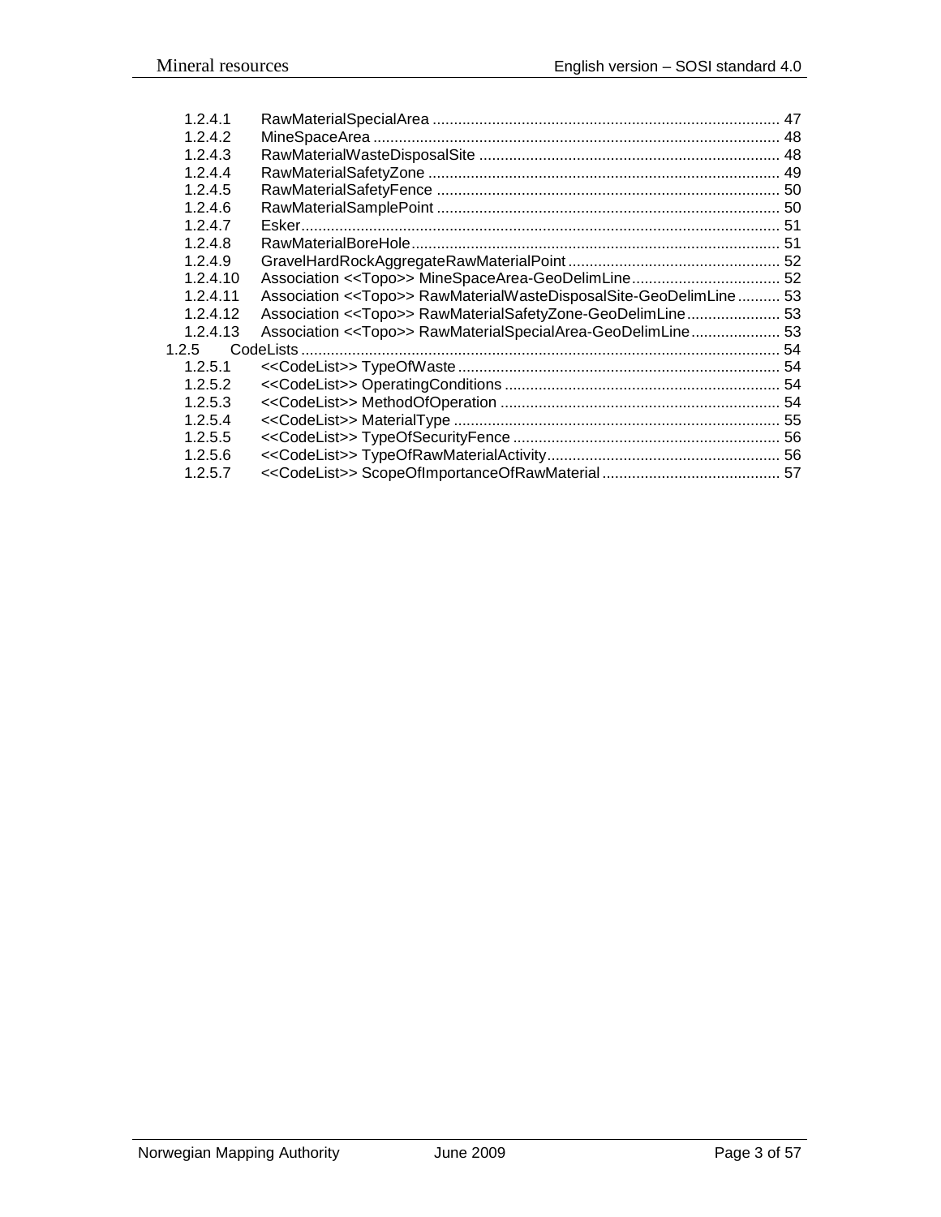| | | |
|---|---|---|
| 1.2.4.1 | RawMaterialSpecialArea | 47 |
| 1.2.4.2 | MineSpaceArea | 48 |
| 1.2.4.3 | RawMaterialWasteDisposalSite | 48 |
| 1.2.4.4 | RawMaterialSafetyZone | 49 |
| 1.2.4.5 | RawMaterialSafetyFence | 50 |
| 1.2.4.6 | RawMaterialSamplePoint | 50 |
| 1.2.4.7 | Esker | 51 |
| 1.2.4.8 | RawMaterialBoreHole | 51 |
| 1.2.4.9 | GravelHardRockAggregateRawMaterialPoint | 52 |
| 1.2.4.10 | Association <<Topo>> MineSpaceArea-GeoDelimLine | 52 |
| 1.2.4.11 | Association <<Topo>> RawMaterialWasteDisposalSite-GeoDelimLine | 53 |
| 1.2.4.12 | Association <<Topo>> RawMaterialSafetyZone-GeoDelimLine | 53 |
| 1.2.4.13 | Association <<Topo>> RawMaterialSpecialArea-GeoDelimLine | 53 |
| 1.2.5 | CodeLists | 54 |
| 1.2.5.1 | <<CodeList>> TypeOfWaste | 54 |
| 1.2.5.2 | <<CodeList>> OperatingConditions | 54 |
| 1.2.5.3 | <<CodeList>> MethodOfOperation | 54 |
| 1.2.5.4 | <<CodeList>> MaterialType | 55 |
| 1.2.5.5 | <<CodeList>> TypeOfSecurityFence | 56 |
| 1.2.5.6 | <<CodeList>> TypeOfRawMaterialActivity | 56 |
| 1.2.5.7 | <<CodeList>> ScopeOfImportanceOfRawMaterial | 57 |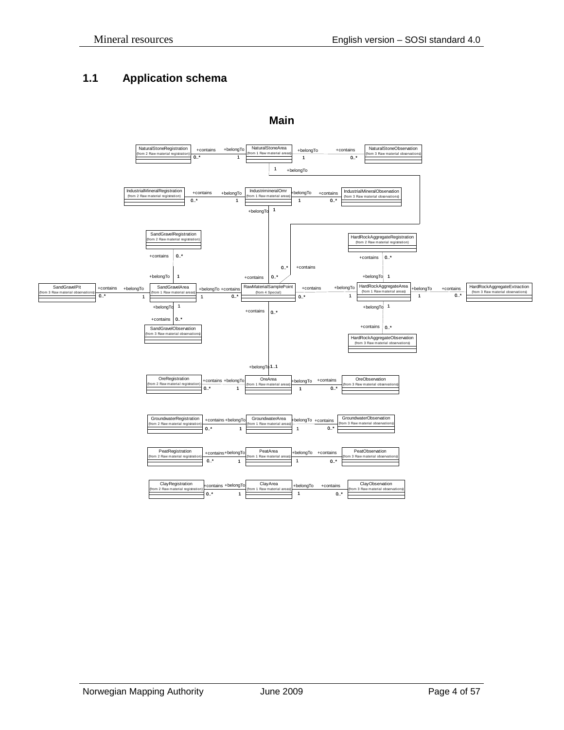## 1.1 Application schema

**Main**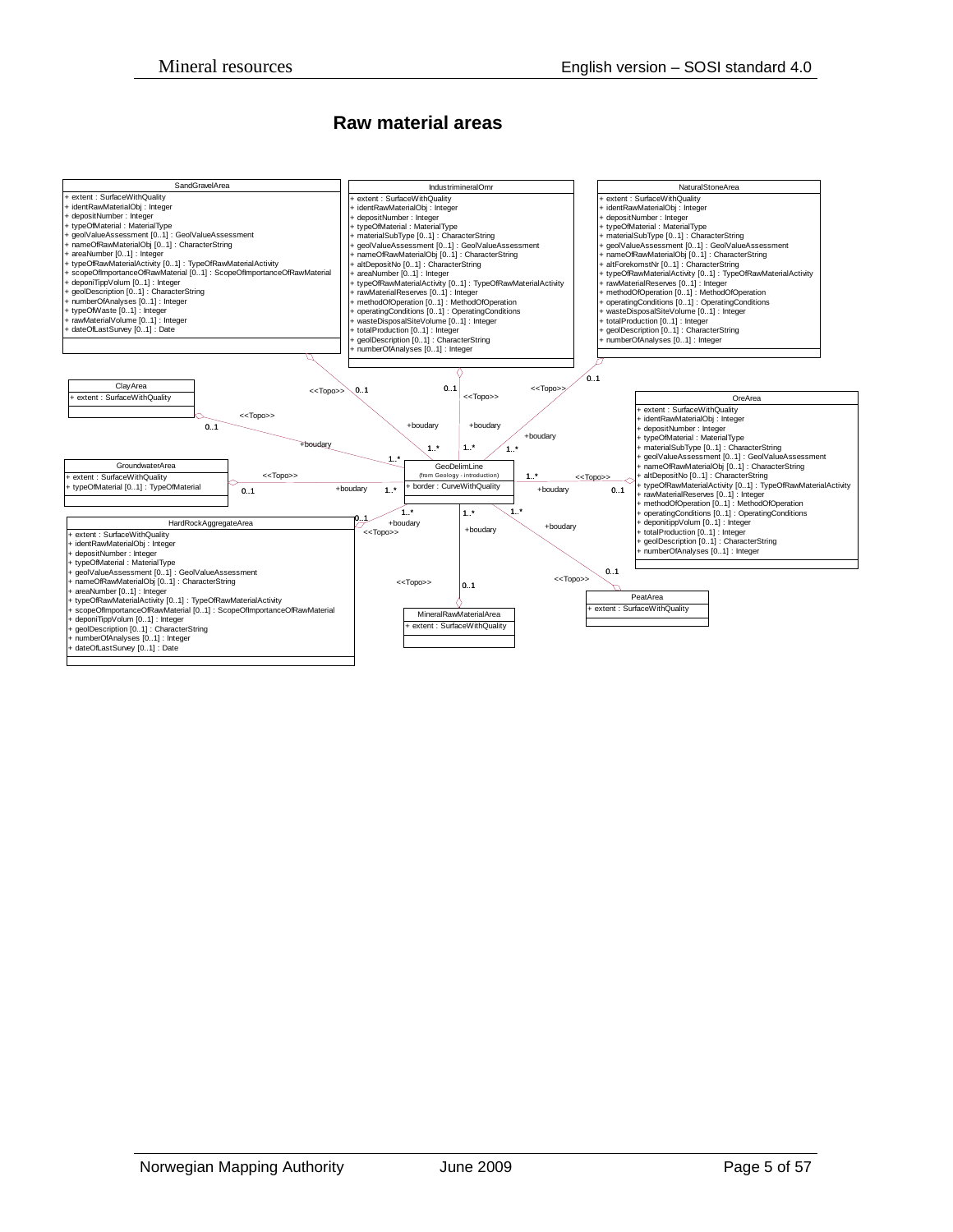## Raw material areas

**SandGravelArea**
- + extent : SurfaceWithQuality
- + identRawMaterialObj : Integer
- + depositNumber : Integer
- + typeOfMaterial : MaterialType
- + geolValueAssessment [0..1] : GeolValueAssessment
- + nameOfRawMaterialObj [0..1] : CharacterString
- + areaNumber [0..1] : Integer
- + typeOfRawMaterialActivity [0..1] : TypeOfRawMaterialActivity
- + scopeOfImportanceOfRawMaterial [0..1] : ScopeOfImportanceOfRawMaterial
- + deponiTippVolum [0..1] : Integer
- + geolDescription [0..1] : CharacterString
- + numberOfAnalyses [0..1] : Integer
- + typeOfWaste [0..1] : Integer
- + rawMaterialVolume [0..1] : Integer
- + dateOfLastSurvey [0..1] : Date

**IndustrimineralOmr**
- + extent : SurfaceWithQuality
- + identRawMaterialObj : Integer
- + depositNumber : Integer
- + typeOfMaterial : MaterialType
- + materialSubType [0..1] : CharacterString
- + geolValueAssessment [0..1] : GeolValueAssessment
- + nameOfRawMaterialObj [0..1] : CharacterString
- + altDepositNo [0..1] : CharacterString
- + areaNumber [0..1] : Integer
- + typeOfRawMaterialActivity [0..1] : TypeOfRawMaterialActivity
- + rawMaterialReserves [0..1] : Integer
- + methodOfOperation [0..1] : MethodOfOperation
- + operatingConditions [0..1] : OperatingConditions
- + wasteDisposalSiteVolume [0..1] : Integer
- + totalProduction [0..1] : Integer
- + geolDescription [0..1] : CharacterString
- + numberOfAnalyses [0..1] : Integer

**NaturalStoneArea**
- + extent : SurfaceWithQuality
- + identRawMaterialObj : Integer
- + depositNumber : Integer
- + typeOfMaterial : MaterialType
- + materialSubType [0..1] : CharacterString
- + geolValueAssessment [0..1] : GeolValueAssessment
- + nameOfRawMaterialObj [0..1] : CharacterString
- + altForekomstNr [0..1] : CharacterString
- + typeOfRawMaterialActivity [0..1] : TypeOfRawMaterialActivity
- + rawMaterialReserves [0..1] : Integer
- + methodOfOperation [0..1] : MethodOfOperation
- + operatingConditions [0..1] : OperatingConditions
- + wasteDisposalSiteVolume [0..1] : Integer
- + totalProduction [0..1] : Integer
- + geolDescription [0..1] : CharacterString
- + numberOfAnalyses [0..1] : Integer

**ClayArea**
- + extent : SurfaceWithQuality

**OreArea**
- + extent : SurfaceWithQuality
- + identRawMaterialObj : Integer
- + depositNumber : Integer
- + typeOfMaterial : MaterialType
- + materialSubType [0..1] : CharacterString
- + geolValueAssessment [0..1] : GeolValueAssessment
- + nameOfRawMaterialObj [0..1] : CharacterString
- + altDepositNo [0..1] : CharacterString
- + typeOfRawMaterialActivity [0..1] : TypeOfRawMaterialActivity
- + rawMaterialReserves [0..1] : Integer
- + methodOfOperation [0..1] : MethodOfOperation
- + operatingConditions [0..1] : OperatingConditions
- + deponitippVolum [0..1] : Integer
- + totalProduction [0..1] : Integer
- + geolDescription [0..1] : CharacterString
- + numberOfAnalyses [0..1] : Integer

**GroundwaterArea**
- + extent : SurfaceWithQuality
- + typeOfMaterial [0..1] : TypeOfMaterial

**GeoDelimLine** (from Geology - introduction)
- + border : CurveWithQuality

**HardRockAggregateArea**
- + extent : SurfaceWithQuality
- + identRawMaterialObj : Integer
- + depositNumber : Integer
- + typeOfMaterial : MaterialType
- + geolValueAssessment [0..1] : GeolValueAssessment
- + nameOfRawMaterialObj [0..1] : CharacterString
- + areaNumber [0..1] : Integer
- + typeOfRawMaterialActivity [0..1] : TypeOfRawMaterialActivity
- + scopeOfImportanceOfRawMaterial [0..1] : ScopeOfImportanceOfRawMaterial
- + deponiTippVolum [0..1] : Integer
- + geolDescription [0..1] : CharacterString
- + numberOfAnalyses [0..1] : Integer
- + dateOfLastSurvey [0..1] : Date

**MineralRawMaterialArea**
- + extent : SurfaceWithQuality

**PeatArea**
- + extent : SurfaceWithQuality

Associations: each area class (0..1) is linked to GeoDelimLine (1..*) via a <<Topo>> association with role +boudary.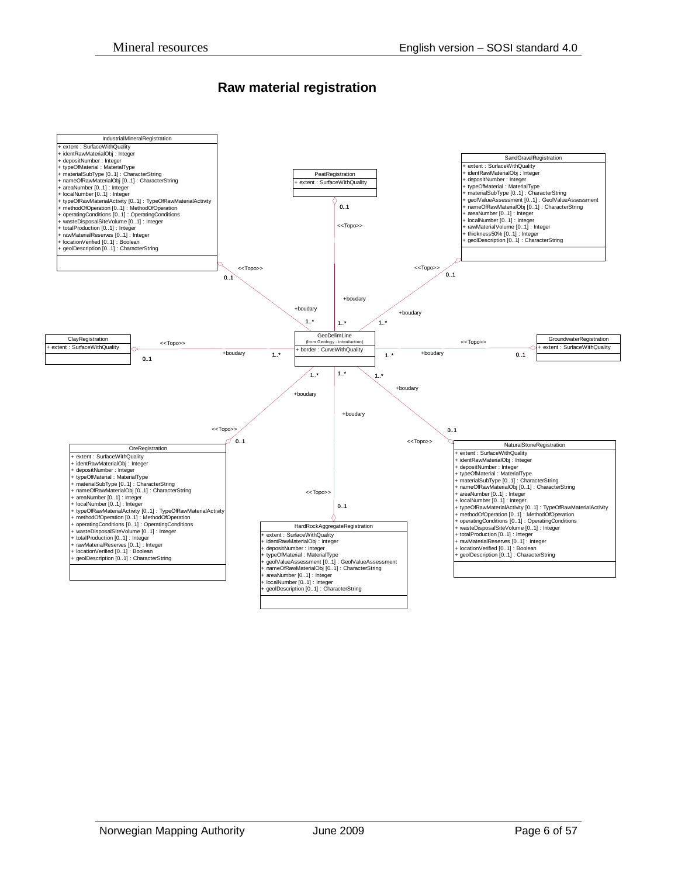## Raw material registration

**IndustrialMineralRegistration**
- + extent : SurfaceWithQuality
- + identRawMaterialObj : Integer
- + depositNumber : Integer
- + typeOfMaterial : MaterialType
- + materialSubType [0..1] : CharacterString
- + nameOfRawMaterialObj [0..1] : CharacterString
- + areaNumber [0..1] : Integer
- + localNumber [0..1] : Integer
- + typeOfRawMaterialActivity [0..1] : TypeOfRawMaterialActivity
- + methodOfOperation [0..1] : MethodOfOperation
- + operatingConditions [0..1] : OperatingConditions
- + wasteDisposalSiteVolume [0..1] : Integer
- + totalProduction [0..1] : Integer
- + rawMaterialReserves [0..1] : Integer
- + locationVerified [0..1] : Boolean
- + geolDescription [0..1] : CharacterString

**PeatRegistration**
- + extent : SurfaceWithQuality

**SandGravelRegistration**
- + extent : SurfaceWithQuality
- + identRawMaterialObj : Integer
- + depositNumber : Integer
- + typeOfMaterial : MaterialType
- + materialSubType [0..1] : CharacterString
- + geolValueAssessment [0..1] : GeolValueAssessment
- + nameOfRawMaterialObj [0..1] : CharacterString
- + areaNumber [0..1] : Integer
- + localNumber [0..1] : Integer
- + rawMaterialVolume [0..1] : Integer
- + thickness50% [0..1] : Integer
- + geolDescription [0..1] : CharacterString

**ClayRegistration**
- + extent : SurfaceWithQuality

**GeoDelimLine** (from Geology - introduction)
- + border : CurveWithQuality

**GroundwaterRegistration**
- + extent : SurfaceWithQuality

**OreRegistration**
- + extent : SurfaceWithQuality
- + identRawMaterialObj : Integer
- + depositNumber : Integer
- + typeOfMaterial : MaterialType
- + materialSubType [0..1] : CharacterString
- + nameOfRawMaterialObj [0..1] : CharacterString
- + areaNumber [0..1] : Integer
- + localNumber [0..1] : Integer
- + typeOfRawMaterialActivity [0..1] : TypeOfRawMaterialActivity
- + methodOfOperation [0..1] : MethodOfOperation
- + operatingConditions [0..1] : OperatingConditions
- + wasteDisposalSiteVolume [0..1] : Integer
- + totalProduction [0..1] : Integer
- + rawMaterialReserves [0..1] : Integer
- + locationVerified [0..1] : Boolean
- + geolDescription [0..1] : CharacterString

**HardRockAggregateRegistration**
- + extent : SurfaceWithQuality
- + identRawMaterialObj : Integer
- + depositNumber : Integer
- + typeOfMaterial : MaterialType
- + geolValueAssessment [0..1] : GeolValueAssessment
- + nameOfRawMaterialObj [0..1] : CharacterString
- + areaNumber [0..1] : Integer
- + localNumber [0..1] : Integer
- + geolDescription [0..1] : CharacterString

**NaturalStoneRegistration**
- + extent : SurfaceWithQuality
- + identRawMaterialObj : Integer
- + depositNumber : Integer
- + typeOfMaterial : MaterialType
- + materialSubType [0..1] : CharacterString
- + nameOfRawMaterialObj [0..1] : CharacterString
- + areaNumber [0..1] : Integer
- + localNumber [0..1] : Integer
- + typeOfRawMaterialActivity [0..1] : TypeOfRawMaterialActivity
- + methodOfOperation [0..1] : MethodOfOperation
- + operatingConditions [0..1] : OperatingConditions
- + wasteDisposalSiteVolume [0..1] : Integer
- + totalProduction [0..1] : Integer
- + rawMaterialReserves [0..1] : Integer
- + locationVerified [0..1] : Boolean
- + geolDescription [0..1] : CharacterString

Associations: each registration class (0..1) is linked to GeoDelimLine (1..*, role +boudary) via <<Topo>>.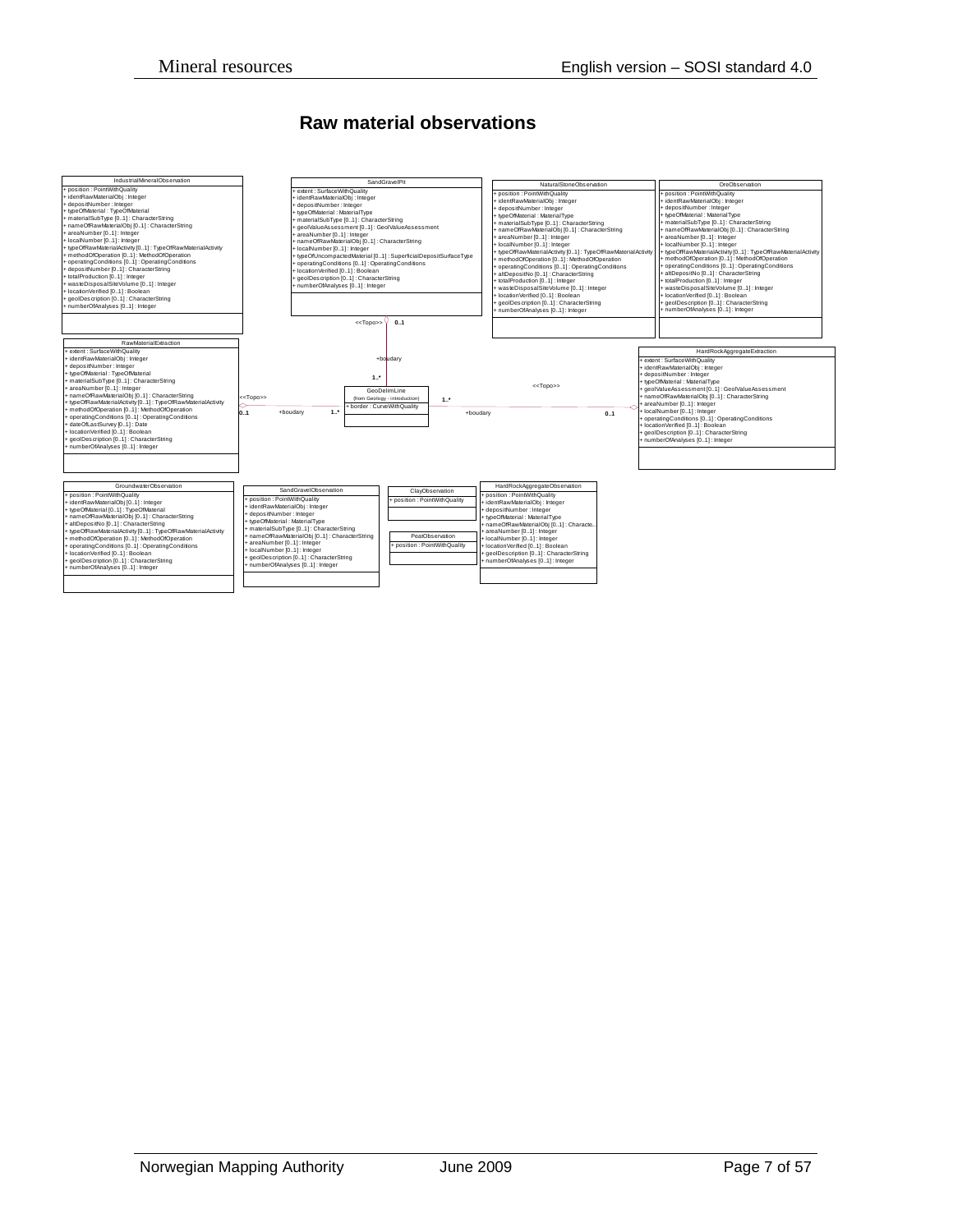## Raw material observations

**IndustrialMineralObservation**
- + position : PointWithQuality
- + identRawMaterialObj : Integer
- + depositNumber : Integer
- + typeOfMaterial : TypeOfMaterial
- + materialSubType [0..1] : CharacterString
- + nameOfRawMaterialObj [0..1] : CharacterString
- + areaNumber [0..1] : Integer
- + localNumber [0..1] : Integer
- + typeOfRawMaterialActivity [0..1] : TypeOfRawMaterialActivity
- + methodOfOperation [0..1] : MethodOfOperation
- + operatingConditions [0..1] : OperatingConditions
- + depositNumber [0..1] : CharacterString
- + totalProduction [0..1] : Integer
- + wasteDisposalSiteVolume [0..1] : Integer
- + locationVerified [0..1] : Boolean
- + geolDescription [0..1] : CharacterString
- + numberOfAnalyses [0..1] : Integer

**SandGravelPit**
- + extent : SurfaceWithQuality
- + identRawMaterialObj : Integer
- + depositNumber : Integer
- + typeOfMaterial : MaterialType
- + materialSubType [0..1] : CharacterString
- + geolValueAssessment [0..1] : GeolValueAssessment
- + areaNumber [0..1] : Integer
- + nameOfRawMaterialObj [0..1] : CharacterString
- + localNumber [0..1] : Integer
- + typeOfUncompactedMaterial [0..1] : SuperficialDepositSurfaceType
- + operatingConditions [0..1] : OperatingConditions
- + locationVerified [0..1] : Boolean
- + geolDescription [0..1] : CharacterString
- + numberOfAnalyses [0..1] : Integer

**NaturalStoneObservation**
- + position : PointWithQuality
- + identRawMaterialObj : Integer
- + depositNumber : Integer
- + typeOfMaterial : MaterialType
- + materialSubType [0..1] : CharacterString
- + nameOfRawMaterialObj [0..1] : CharacterString
- + areaNumber [0..1] : Integer
- + localNumber [0..1] : Integer
- + typeOfRawMaterialActivity [0..1] : TypeOfRawMaterialActivity
- + methodOfOperation [0..1] : MethodOfOperation
- + operatingConditions [0..1] : OperatingConditions
- + altDepositNo [0..1] : CharacterString
- + totalProduction [0..1] : Integer
- + wasteDisposalSiteVolume [0..1] : Integer
- + locationVerified [0..1] : Boolean
- + geolDescription [0..1] : CharacterString
- + numberOfAnalyses [0..1] : Integer

**OreObservation**
- + position : PointWithQuality
- + identRawMaterialObj : Integer
- + depositNumber : Integer
- + typeOfMaterial : MaterialType
- + materialSubType [0..1] : CharacterString
- + nameOfRawMaterialObj [0..1] : CharacterString
- + areaNumber [0..1] : Integer
- + localNumber [0..1] : Integer
- + typeOfRawMaterialActivity [0..1] : TypeOfRawMaterialActivity
- + methodOfOperation [0..1] : MethodOfOperation
- + operatingConditions [0..1] : OperatingConditions
- + altDepositNo [0..1] : CharacterString
- + totalProduction [0..1] : Integer
- + wasteDisposalSiteVolume [0..1] : Integer
- + locationVerified [0..1] : Boolean
- + geolDescription [0..1] : CharacterString
- + numberOfAnalyses [0..1] : Integer

**RawMaterialExtraction**
- + extent : SurfaceWithQuality
- + identRawMaterialObj : Integer
- + depositNumber : Integer
- + typeOfMaterial : TypeOfMaterial
- + materialSubType [0..1] : CharacterString
- + areaNumber [0..1] : Integer
- + nameOfRawMaterialObj [0..1] : CharacterString
- + typeOfRawMaterialActivity [0..1] : TypeOfRawMaterialActivity
- + methodOfOperation [0..1] : MethodOfOperation
- + operatingConditions [0..1] : OperatingConditions
- + dateOfLastSurvey [0..1] : Date
- + locationVerified [0..1] : Boolean
- + geolDescription [0..1] : CharacterString
- + numberOfAnalyses [0..1] : Integer

**GeoDelimLine** (from Geology - introduction)
- + border : CurveWithQuality

Associations: SandGravelPit <<Topo>> 0..1 — +boudary 1..* GeoDelimLine; RawMaterialExtraction <<Topo>> 0..1 — +boudary 1..* GeoDelimLine; HardRockAggregateExtraction <<Topo>> 0..1 — +boudary 1..* GeoDelimLine

**HardRockAggregateExtraction**
- + extent : SurfaceWithQuality
- + identRawMaterialObj : Integer
- + depositNumber : Integer
- + typeOfMaterial : MaterialType
- + geolValueAssessment [0..1] : GeolValueAssessment
- + nameOfRawMaterialObj [0..1] : CharacterString
- + areaNumber [0..1] : Integer
- + localNumber [0..1] : Integer
- + operatingConditions [0..1] : OperatingConditions
- + locationVerified [0..1] : Boolean
- + geolDescription [0..1] : CharacterString
- + numberOfAnalyses [0..1] : Integer

**GroundwaterObservation**
- + position : PointWithQuality
- + identRawMaterialObj [0..1] : Integer
- + typeOfMaterial [0..1] : TypeOfMaterial
- + nameOfRawMaterialObj [0..1] : CharacterString
- + altDepositNo [0..1] : CharacterString
- + typeOfRawMaterialActivity [0..1] : TypeOfRawMaterialActivity
- + methodOfOperation [0..1] : MethodOfOperation
- + operatingConditions [0..1] : OperatingConditions
- + locationVerified [0..1] : Boolean
- + geolDescription [0..1] : CharacterString
- + numberOfAnalyses [0..1] : Integer

**SandGravelObservation**
- + position : PointWithQuality
- + identRawMaterialObj : Integer
- + depositNumber : Integer
- + typeOfMaterial : MaterialType
- + materialSubType [0..1] : CharacterString
- + nameOfRawMaterialObj [0..1] : CharacterString
- + areaNumber [0..1] : Integer
- + localNumber [0..1] : Integer
- + geolDescription [0..1] : CharacterString
- + numberOfAnalyses [0..1] : Integer

**ClayObservation**
- + position : PointWithQuality

**PeatObservation**
- + position : PointWithQuality

**HardRockAggregateObservation**
- + position : PointWithQuality
- + identRawMaterialObj : Integer
- + depositNumber : Integer
- + typeOfMaterial : MaterialType
- + nameOfRawMaterialObj [0..1] : Characte...
- + areaNumber [0..1] : Integer
- + localNumber [0..1] : Integer
- + locationVerified [0..1] : Boolean
- + geolDescription [0..1] : CharacterString
- + numberOfAnalyses [0..1] : Integer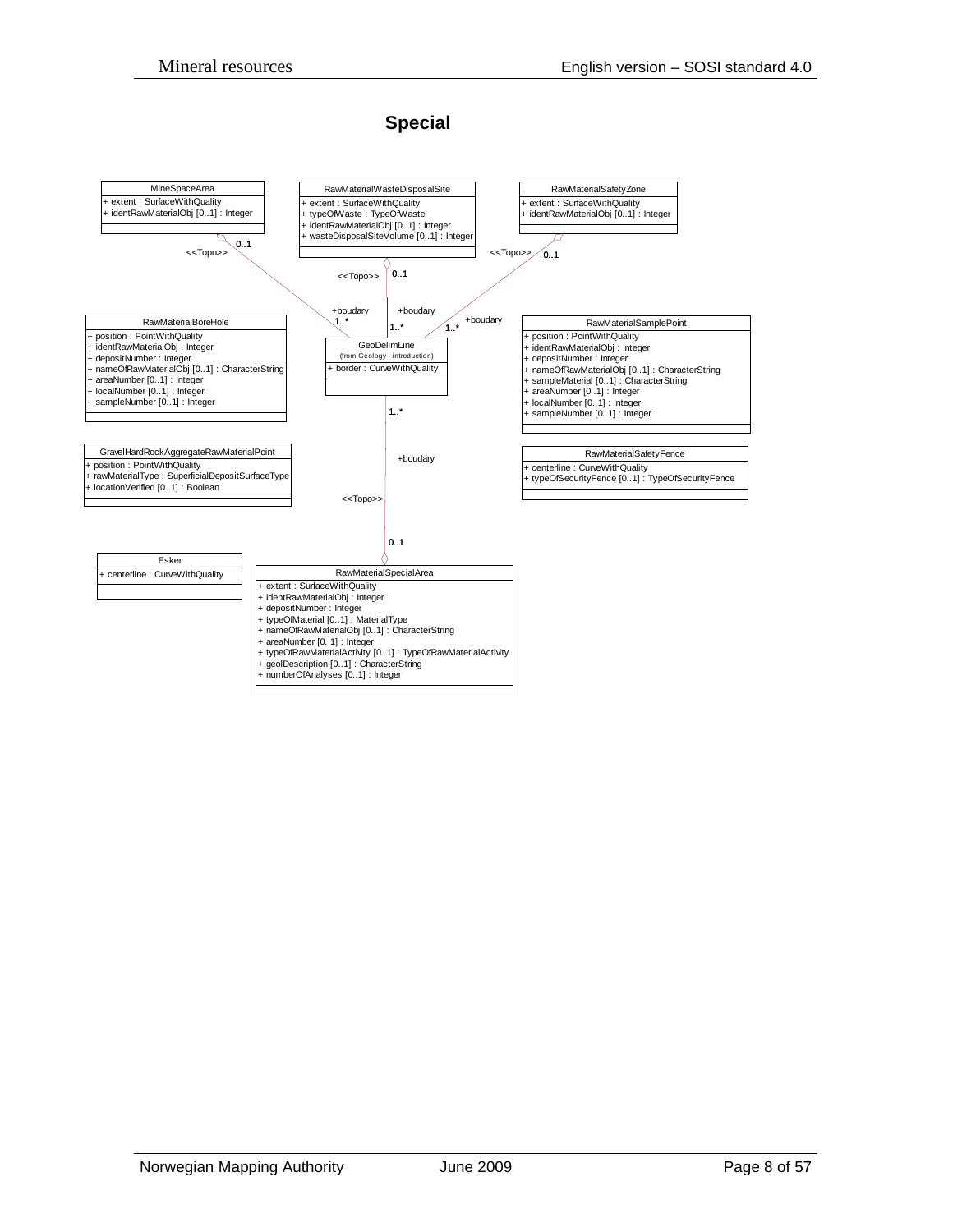## Special

**MineSpaceArea**
- + extent : SurfaceWithQuality
- + identRawMaterialObj [0..1] : Integer

**RawMaterialWasteDisposalSite**
- + extent : SurfaceWithQuality
- + typeOfWaste : TypeOfWaste
- + identRawMaterialObj [0..1] : Integer
- + wasteDisposalSiteVolume [0..1] : Integer

**RawMaterialSafetyZone**
- + extent : SurfaceWithQuality
- + identRawMaterialObj [0..1] : Integer

**RawMaterialBoreHole**
- + position : PointWithQuality
- + identRawMaterialObj : Integer
- + depositNumber : Integer
- + nameOfRawMaterialObj [0..1] : CharacterString
- + areaNumber [0..1] : Integer
- + localNumber [0..1] : Integer
- + sampleNumber [0..1] : Integer

**GeoDelimLine** (from Geology - introduction)
- + border : CurveWithQuality

**RawMaterialSamplePoint**
- + position : PointWithQuality
- + identRawMaterialObj : Integer
- + depositNumber : Integer
- + nameOfRawMaterialObj [0..1] : CharacterString
- + sampleMaterial [0..1] : CharacterString
- + areaNumber [0..1] : Integer
- + localNumber [0..1] : Integer
- + sampleNumber [0..1] : Integer

**GravelHardRockAggregateRawMaterialPoint**
- + position : PointWithQuality
- + rawMaterialType : SuperficialDepositSurfaceType
- + locationVerified [0..1] : Boolean

**RawMaterialSafetyFence**
- + centerline : CurveWithQuality
- + typeOfSecurityFence [0..1] : TypeOfSecurityFence

**Esker**
- + centerline : CurveWithQuality

**RawMaterialSpecialArea**
- + extent : SurfaceWithQuality
- + identRawMaterialObj : Integer
- + depositNumber : Integer
- + typeOfMaterial [0..1] : MaterialType
- + nameOfRawMaterialObj [0..1] : CharacterString
- + areaNumber [0..1] : Integer
- + typeOfRawMaterialActivity [0..1] : TypeOfRawMaterialActivity
- + geolDescription [0..1] : CharacterString
- + numberOfAnalyses [0..1] : Integer

Associations (<<Topo>>):
- MineSpaceArea 0..1 — +boudary 1..* GeoDelimLine
- RawMaterialWasteDisposalSite 0..1 — +boudary 1..* GeoDelimLine
- RawMaterialSafetyZone 0..1 — +boudary 1..* GeoDelimLine
- RawMaterialSpecialArea 0..1 — +boudary 1..* GeoDelimLine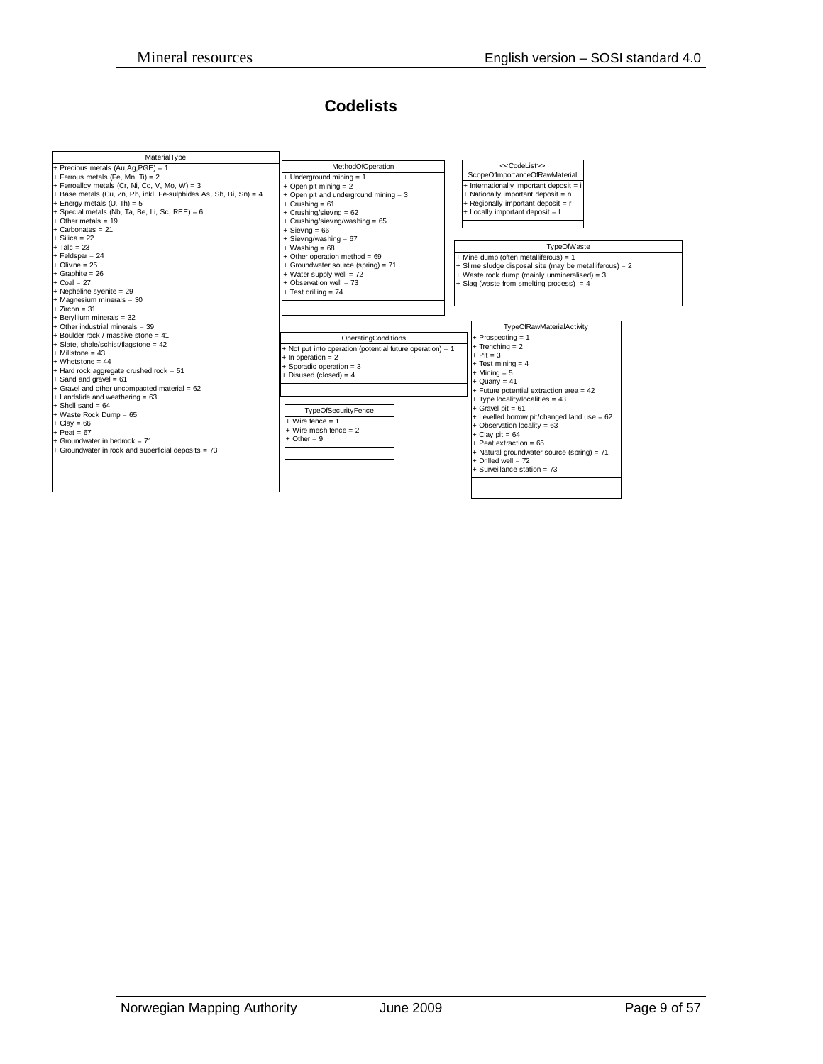## Codelists

**MaterialType**

- + Precious metals (Au,Ag,PGE) = 1
- + Ferrous metals (Fe, Mn, Ti) = 2
- + Ferroalloy metals (Cr, Ni, Co, V, Mo, W) = 3
- + Base metals (Cu, Zn, Pb, inkl. Fe-sulphides As, Sb, Bi, Sn) = 4
- + Energy metals (U, Th) = 5
- + Special metals (Nb, Ta, Be, Li, Sc, REE) = 6
- + Other metals = 19
- + Carbonates = 21
- + Silica = 22
- + Talc = 23
- + Feldspar = 24
- + Olivine = 25
- + Graphite = 26
- + Coal = 27
- + Nepheline syenite = 29
- + Magnesium minerals = 30
- + Zircon = 31
- + Beryllium minerals = 32
- + Other industrial minerals = 39
- + Boulder rock / massive stone = 41
- + Slate, shale/schist/flagstone = 42
- + Millstone = 43
- + Whetstone = 44
- + Hard rock aggregate crushed rock = 51
- + Sand and gravel = 61
- + Gravel and other uncompacted material = 62
- + Landslide and weathering = 63
- + Shell sand = 64
- + Waste Rock Dump = 65
- + Clay = 66
- + Peat = 67
- + Groundwater in bedrock = 71
- + Groundwater in rock and superficial deposits = 73

**MethodOfOperation**

- + Underground mining = 1
- + Open pit mining = 2
- + Open pit and underground mining = 3
- + Crushing = 61
- + Crushing/sieving = 62
- + Crushing/sieving/washing = 65
- + Sieving = 66
- + Sieving/washing = 67
- + Washing = 68
- + Other operation method = 69
- + Groundwater source (spring) = 71
- + Water supply well = 72
- + Observation well = 73
- + Test drilling = 74

**<<CodeList>> ScopeOfImportanceOfRawMaterial**

- + Internationally important deposit = i
- + Nationally important deposit = n
- + Regionally important deposit = r
- + Locally important deposit = l

**TypeOfWaste**

- + Mine dump (often metalliferous) = 1
- + Slime sludge disposal site (may be metalliferous) = 2
- + Waste rock dump (mainly unmineralised) = 3
- + Slag (waste from smelting process) = 4

**OperatingConditions**

- + Not put into operation (potential future operation) = 1
- + In operation = 2
- + Sporadic operation = 3
- + Disused (closed) = 4

**TypeOfSecurityFence**

- + Wire fence = 1
- + Wire mesh fence = 2
- + Other = 9

**TypeOfRawMaterialActivity**

- + Prospecting = 1
- + Trenching = 2
- + Pit = 3
- + Test mining = 4
- + Mining = 5
- + Quarry = 41
- + Future potential extraction area = 42
- + Type locality/localities = 43
- + Gravel pit = 61
- + Levelled borrow pit/changed land use = 62
- + Observation locality = 63
- + Clay pit = 64
- + Peat extraction = 65
- + Natural groundwater source (spring) = 71
- + Drilled well = 72
- + Surveillance station = 73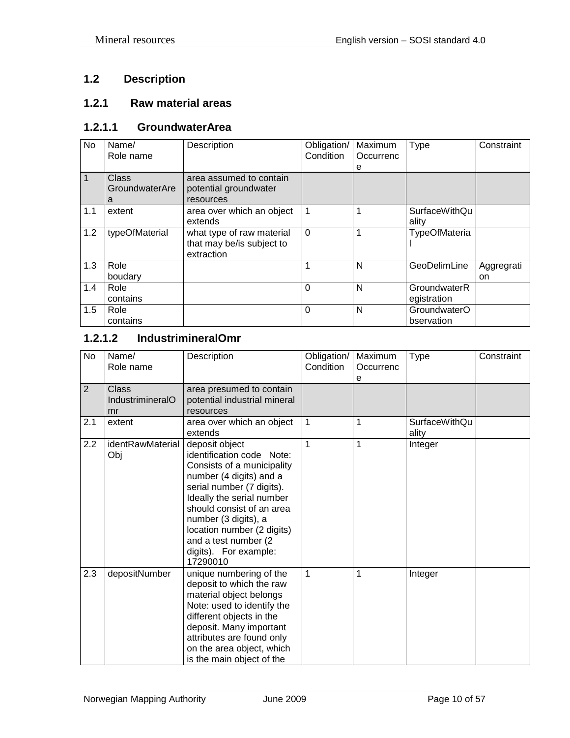## 1.2 Description

### 1.2.1 Raw material areas

#### 1.2.1.1 GroundwaterArea

| No | Name/ Role name | Description | Obligation/ Condition | Maximum Occurrence | Type | Constraint |
|---|---|---|---|---|---|---|
| 1 | Class GroundwaterArea | area assumed to contain potential groundwater resources | | | | |
| 1.1 | extent | area over which an object extends | 1 | 1 | SurfaceWithQuality | |
| 1.2 | typeOfMaterial | what type of raw material that may be/is subject to extraction | 0 | 1 | TypeOfMaterial | |
| 1.3 | Role boudary | | 1 | N | GeoDelimLine | Aggregration |
| 1.4 | Role contains | | 0 | N | GroundwaterRegistration | |
| 1.5 | Role contains | | 0 | N | GroundwaterObservation | |

#### 1.2.1.2 IndustrimineralOmr

| No | Name/ Role name | Description | Obligation/ Condition | Maximum Occurrence | Type | Constraint |
|---|---|---|---|---|---|---|
| 2 | Class IndustrimineralOmr | area presumed to contain potential industrial mineral resources | | | | |
| 2.1 | extent | area over which an object extends | 1 | 1 | SurfaceWithQuality | |
| 2.2 | identRawMaterialObj | deposit object identification code Note: Consists of a municipality number (4 digits) and a serial number (7 digits). Ideally the serial number should consist of an area number (3 digits), a location number (2 digits) and a test number (2 digits). For example: 17290010 | 1 | 1 | Integer | |
| 2.3 | depositNumber | unique numbering of the deposit to which the raw material object belongs Note: used to identify the different objects in the deposit. Many important attributes are found only on the area object, which is the main object of the | 1 | 1 | Integer | |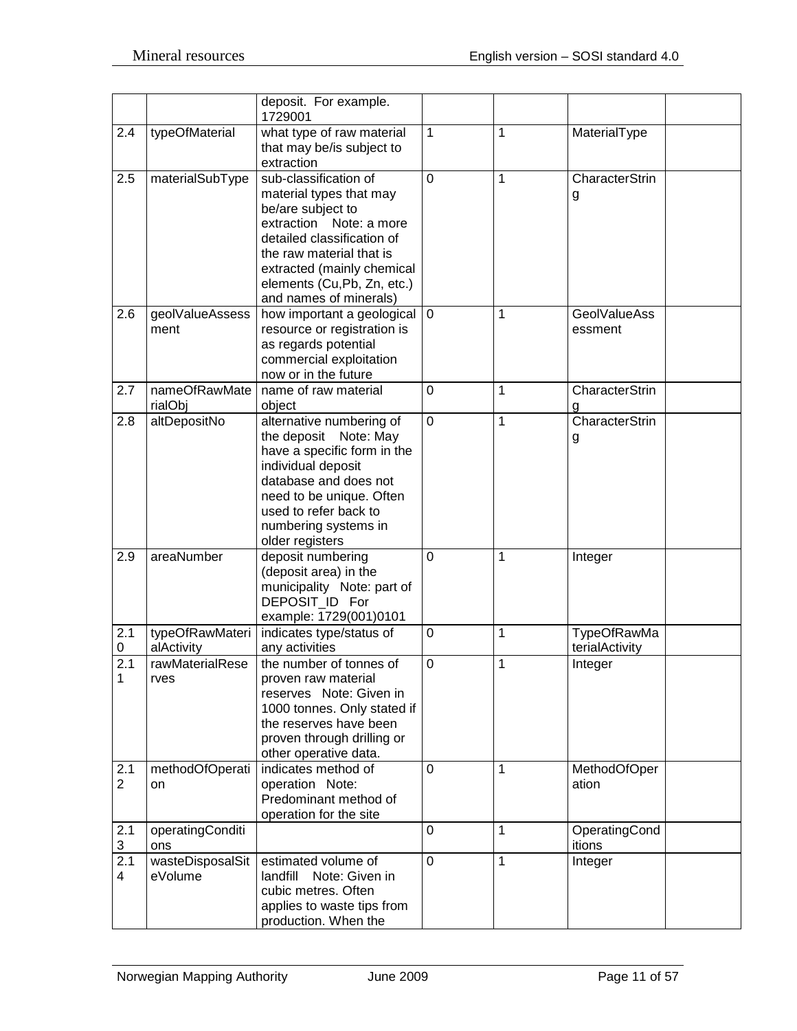| | | deposit. For example. 1729001 | | | | |
|---|---|---|---|---|---|---|
| 2.4 | typeOfMaterial | what type of raw material that may be/is subject to extraction | 1 | 1 | MaterialType | |
| 2.5 | materialSubType | sub-classification of material types that may be/are subject to extraction Note: a more detailed classification of the raw material that is extracted (mainly chemical elements (Cu,Pb, Zn, etc.) and names of minerals) | 0 | 1 | CharacterString | |
| 2.6 | geolValueAssessment | how important a geological resource or registration is as regards potential commercial exploitation now or in the future | 0 | 1 | GeolValueAssessment | |
| 2.7 | nameOfRawMaterialObj | name of raw material object | 0 | 1 | CharacterString | |
| 2.8 | altDepositNo | alternative numbering of the deposit Note: May have a specific form in the individual deposit database and does not need to be unique. Often used to refer back to numbering systems in older registers | 0 | 1 | CharacterString | |
| 2.9 | areaNumber | deposit numbering (deposit area) in the municipality Note: part of DEPOSIT_ID For example: 1729(001)0101 | 0 | 1 | Integer | |
| 2.10 | typeOfRawMaterialActivity | indicates type/status of any activities | 0 | 1 | TypeOfRawMaterialActivity | |
| 2.11 | rawMaterialReserves | the number of tonnes of proven raw material reserves Note: Given in 1000 tonnes. Only stated if the reserves have been proven through drilling or other operative data. | 0 | 1 | Integer | |
| 2.12 | methodOfOperation | indicates method of operation Note: Predominant method of operation for the site | 0 | 1 | MethodOfOperation | |
| 2.13 | operatingConditions | | 0 | 1 | OperatingConditions | |
| 2.14 | wasteDisposalSiteVolume | estimated volume of landfill Note: Given in cubic metres. Often applies to waste tips from production. When the | 0 | 1 | Integer | |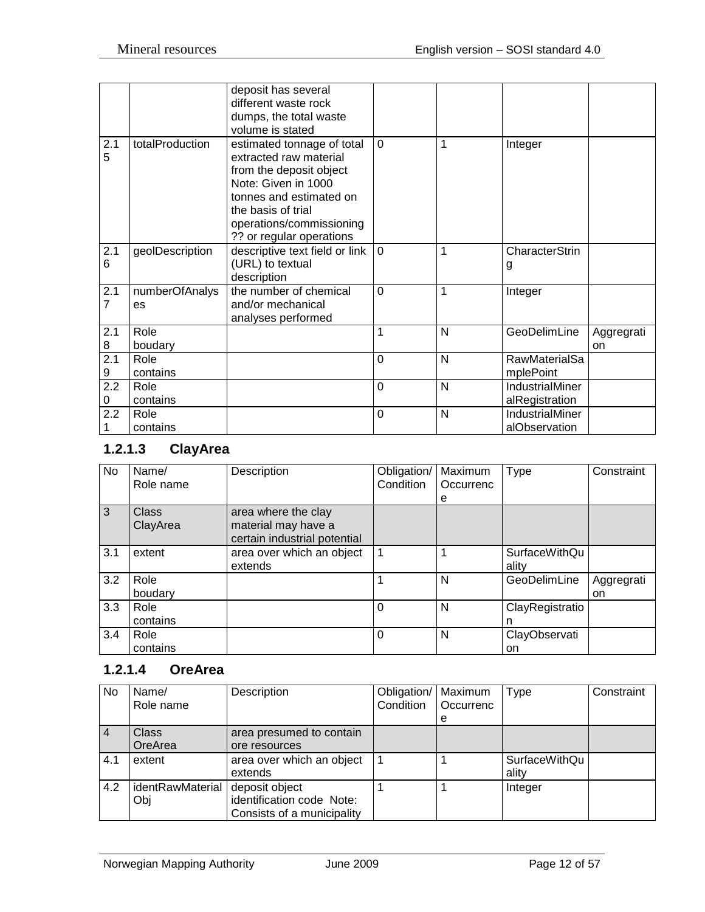|  |  | deposit has several different waste rock dumps, the total waste volume is stated |  |  |  |  |
|---|---|---|---|---|---|---|
| 2.15 | totalProduction | estimated tonnage of total extracted raw material from the deposit object Note: Given in 1000 tonnes and estimated on the basis of trial operations/commissioning ?? or regular operations | 0 | 1 | Integer |  |
| 2.16 | geolDescription | descriptive text field or link (URL) to textual description | 0 | 1 | CharacterString |  |
| 2.17 | numberOfAnalyses | the number of chemical and/or mechanical analyses performed | 0 | 1 | Integer |  |
| 2.18 | Role boudary |  | 1 | N | GeoDelimLine | Aggregration |
| 2.19 | Role contains |  | 0 | N | RawMaterialSamplePoint |  |
| 2.20 | Role contains |  | 0 | N | IndustrialMineralRegistration |  |
| 2.21 | Role contains |  | 0 | N | IndustrialMineralObservation |  |

### 1.2.1.3 ClayArea

| No | Name/ Role name | Description | Obligation/ Condition | Maximum Occurrence | Type | Constraint |
|---|---|---|---|---|---|---|
| 3 | Class ClayArea | area where the clay material may have a certain industrial potential |  |  |  |  |
| 3.1 | extent | area over which an object extends | 1 | 1 | SurfaceWithQuality |  |
| 3.2 | Role boudary |  | 1 | N | GeoDelimLine | Aggregration |
| 3.3 | Role contains |  | 0 | N | ClayRegistration |  |
| 3.4 | Role contains |  | 0 | N | ClayObservation |  |

### 1.2.1.4 OreArea

| No | Name/ Role name | Description | Obligation/ Condition | Maximum Occurrence | Type | Constraint |
|---|---|---|---|---|---|---|
| 4 | Class OreArea | area presumed to contain ore resources |  |  |  |  |
| 4.1 | extent | area over which an object extends | 1 | 1 | SurfaceWithQuality |  |
| 4.2 | identRawMaterialObj | deposit object identification code Note: Consists of a municipality | 1 | 1 | Integer |  |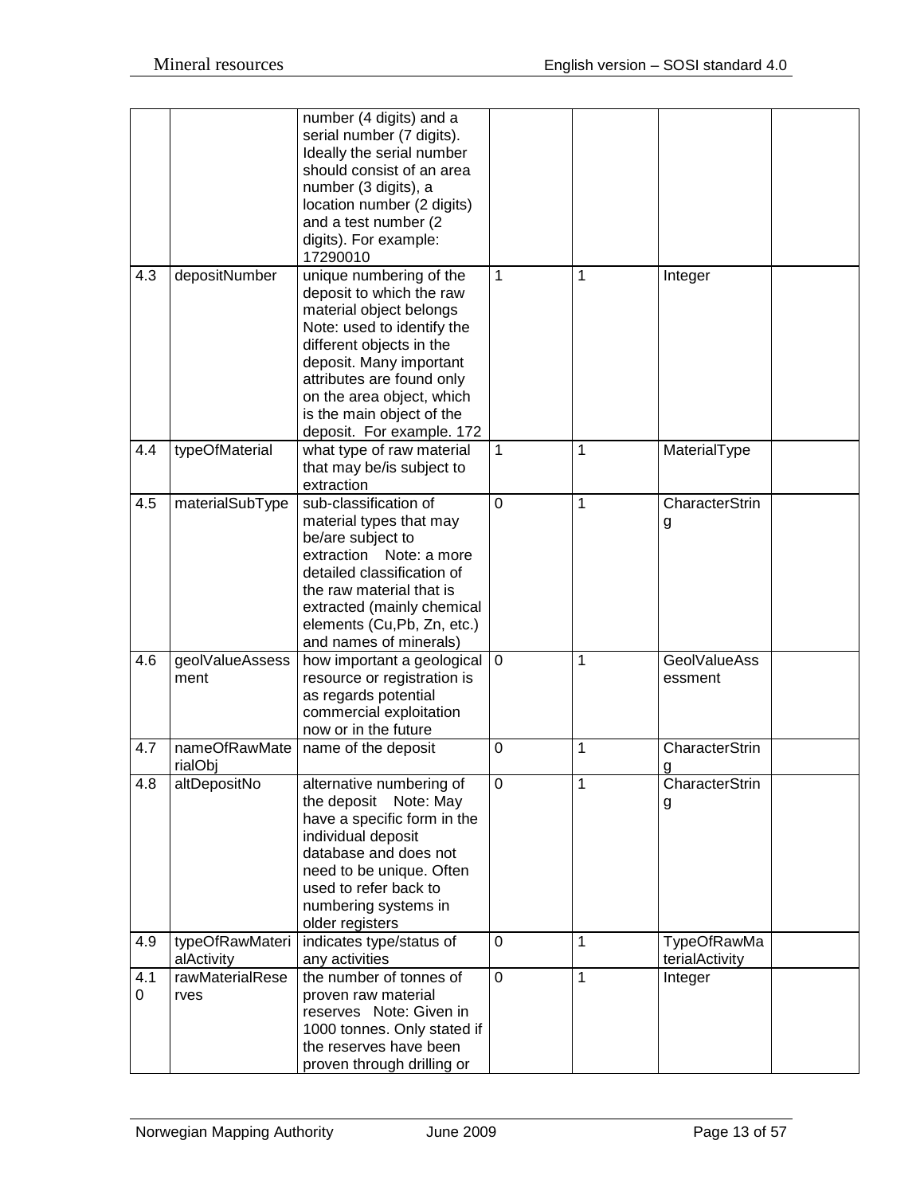| | | | | | | |
|---|---|---|---|---|---|---|
| | | number (4 digits) and a serial number (7 digits). Ideally the serial number should consist of an area number (3 digits), a location number (2 digits) and a test number (2 digits). For example: 17290010 | | | | |
| 4.3 | depositNumber | unique numbering of the deposit to which the raw material object belongs Note: used to identify the different objects in the deposit. Many important attributes are found only on the area object, which is the main object of the deposit. For example. 172 | 1 | 1 | Integer | |
| 4.4 | typeOfMaterial | what type of raw material that may be/is subject to extraction | 1 | 1 | MaterialType | |
| 4.5 | materialSubType | sub-classification of material types that may be/are subject to extraction Note: a more detailed classification of the raw material that is extracted (mainly chemical elements (Cu,Pb, Zn, etc.) and names of minerals) | 0 | 1 | CharacterString | |
| 4.6 | geolValueAssessment | how important a geological resource or registration is as regards potential commercial exploitation now or in the future | 0 | 1 | GeolValueAssessment | |
| 4.7 | nameOfRawMaterialObj | name of the deposit | 0 | 1 | CharacterString | |
| 4.8 | altDepositNo | alternative numbering of the deposit Note: May have a specific form in the individual deposit database and does not need to be unique. Often used to refer back to numbering systems in older registers | 0 | 1 | CharacterString | |
| 4.9 | typeOfRawMaterialActivity | indicates type/status of any activities | 0 | 1 | TypeOfRawMaterialActivity | |
| 4.10 | rawMaterialReserves | the number of tonnes of proven raw material reserves Note: Given in 1000 tonnes. Only stated if the reserves have been proven through drilling or | 0 | 1 | Integer | |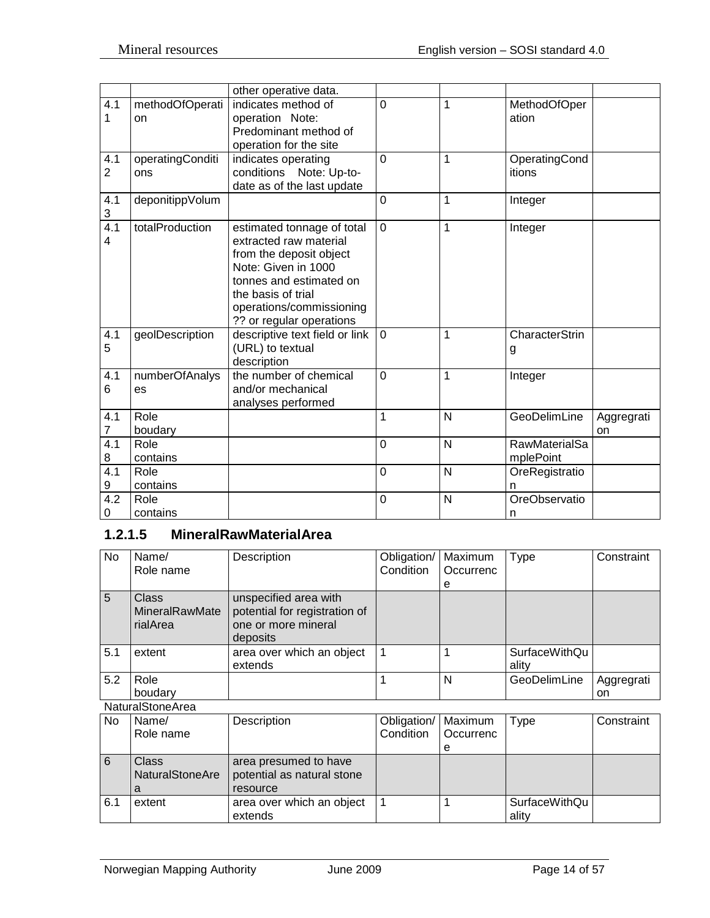|  |  | other operative data. |  |  |  |  |
|---|---|---|---|---|---|---|
| 4.11 | methodOfOperation | indicates method of operation Note: Predominant method of operation for the site | 0 | 1 | MethodOfOperation |  |
| 4.12 | operatingConditions | indicates operating conditions Note: Up-to-date as of the last update | 0 | 1 | OperatingConditions |  |
| 4.13 | deponitippVolum |  | 0 | 1 | Integer |  |
| 4.14 | totalProduction | estimated tonnage of total extracted raw material from the deposit object Note: Given in 1000 tonnes and estimated on the basis of trial operations/commissioning ?? or regular operations | 0 | 1 | Integer |  |
| 4.15 | geolDescription | descriptive text field or link (URL) to textual description | 0 | 1 | CharacterString |  |
| 4.16 | numberOfAnalyses | the number of chemical and/or mechanical analyses performed | 0 | 1 | Integer |  |
| 4.17 | Role boudary |  | 1 | N | GeoDelimLine | Aggregration |
| 4.18 | Role contains |  | 0 | N | RawMaterialSamplePoint |  |
| 4.19 | Role contains |  | 0 | N | OreRegistration |  |
| 4.20 | Role contains |  | 0 | N | OreObservation |  |

#### 1.2.1.5 MineralRawMaterialArea

| No | Name/ Role name | Description | Obligation/ Condition | Maximum Occurrence | Type | Constraint |
|---|---|---|---|---|---|---|
| 5 | Class MineralRawMaterialArea | unspecified area with potential for registration of one or more mineral deposits |  |  |  |  |
| 5.1 | extent | area over which an object extends | 1 | 1 | SurfaceWithQuality |  |
| 5.2 | Role boudary |  | 1 | N | GeoDelimLine | Aggregration |

NaturalStoneArea

| No | Name/ Role name | Description | Obligation/ Condition | Maximum Occurrence | Type | Constraint |
|---|---|---|---|---|---|---|
| 6 | Class NaturalStoneArea | area presumed to have potential as natural stone resource |  |  |  |  |
| 6.1 | extent | area over which an object extends | 1 | 1 | SurfaceWithQuality |  |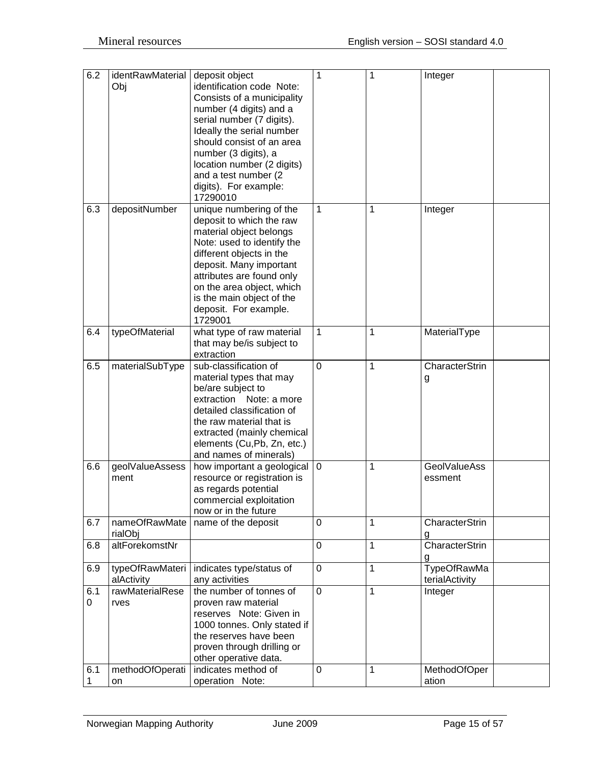| | | | | | | |
|---|---|---|---|---|---|---|
| 6.2 | identRawMaterialObj | deposit object identification code Note: Consists of a municipality number (4 digits) and a serial number (7 digits). Ideally the serial number should consist of an area number (3 digits), a location number (2 digits) and a test number (2 digits). For example: 17290010 | 1 | 1 | Integer | |
| 6.3 | depositNumber | unique numbering of the deposit to which the raw material object belongs Note: used to identify the different objects in the deposit. Many important attributes are found only on the area object, which is the main object of the deposit. For example. 1729001 | 1 | 1 | Integer | |
| 6.4 | typeOfMaterial | what type of raw material that may be/is subject to extraction | 1 | 1 | MaterialType | |
| 6.5 | materialSubType | sub-classification of material types that may be/are subject to extraction Note: a more detailed classification of the raw material that is extracted (mainly chemical elements (Cu,Pb, Zn, etc.) and names of minerals) | 0 | 1 | CharacterString | |
| 6.6 | geolValueAssessment | how important a geological resource or registration is as regards potential commercial exploitation now or in the future | 0 | 1 | GeolValueAssessment | |
| 6.7 | nameOfRawMaterialObj | name of the deposit | 0 | 1 | CharacterString | |
| 6.8 | altForekomstNr | | 0 | 1 | CharacterString | |
| 6.9 | typeOfRawMaterialActivity | indicates type/status of any activities | 0 | 1 | TypeOfRawMaterialActivity | |
| 6.10 | rawMaterialReserves | the number of tonnes of proven raw material reserves Note: Given in 1000 tonnes. Only stated if the reserves have been proven through drilling or other operative data. | 0 | 1 | Integer | |
| 6.11 | methodOfOperation | indicates method of operation Note: | 0 | 1 | MethodOfOperation | |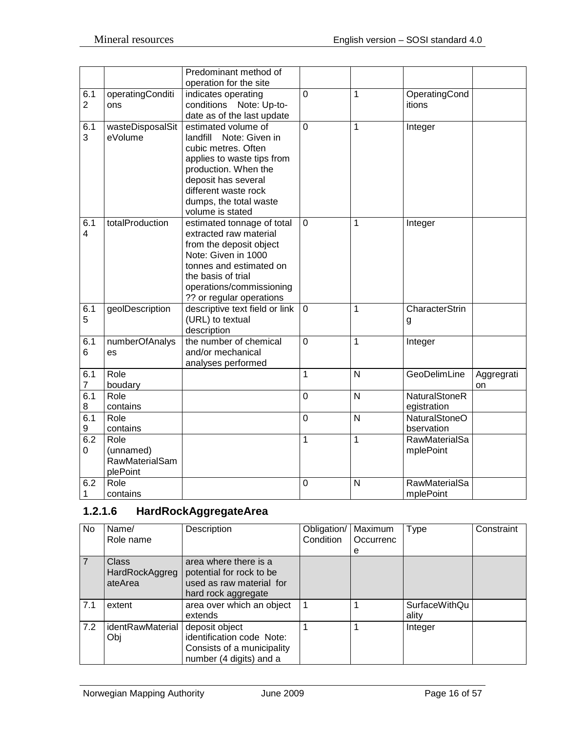| | | Predominant method of operation for the site | | | | |
|---|---|---|---|---|---|---|
| 6.12 | operatingConditions | indicates operating conditions Note: Up-to-date as of the last update | 0 | 1 | OperatingConditions | |
| 6.13 | wasteDisposalSiteVolume | estimated volume of landfill Note: Given in cubic metres. Often applies to waste tips from production. When the deposit has several different waste rock dumps, the total waste volume is stated | 0 | 1 | Integer | |
| 6.14 | totalProduction | estimated tonnage of total extracted raw material from the deposit object Note: Given in 1000 tonnes and estimated on the basis of trial operations/commissioning?? or regular operations | 0 | 1 | Integer | |
| 6.15 | geolDescription | descriptive text field or link (URL) to textual description | 0 | 1 | CharacterString | |
| 6.16 | numberOfAnalyses | the number of chemical and/or mechanical analyses performed | 0 | 1 | Integer | |
| 6.17 | Role boudary | | 1 | N | GeoDelimLine | Aggregration |
| 6.18 | Role contains | | 0 | N | NaturalStoneRegistration | |
| 6.19 | Role contains | | 0 | N | NaturalStoneObservation | |
| 6.20 | Role (unnamed) RawMaterialSamplePoint | | 1 | 1 | RawMaterialSamplePoint | |
| 6.21 | Role contains | | 0 | N | RawMaterialSamplePoint | |

### 1.2.1.6 HardRockAggregateArea

| No | Name/ Role name | Description | Obligation/ Condition | Maximum Occurrence | Type | Constraint |
|---|---|---|---|---|---|---|
| 7 | Class HardRockAggregateArea | area where there is a potential for rock to be used as raw material for hard rock aggregate | | | | |
| 7.1 | extent | area over which an object extends | 1 | 1 | SurfaceWithQuality | |
| 7.2 | identRawMaterialObj | deposit object identification code Note: Consists of a municipality number (4 digits) and a | 1 | 1 | Integer | |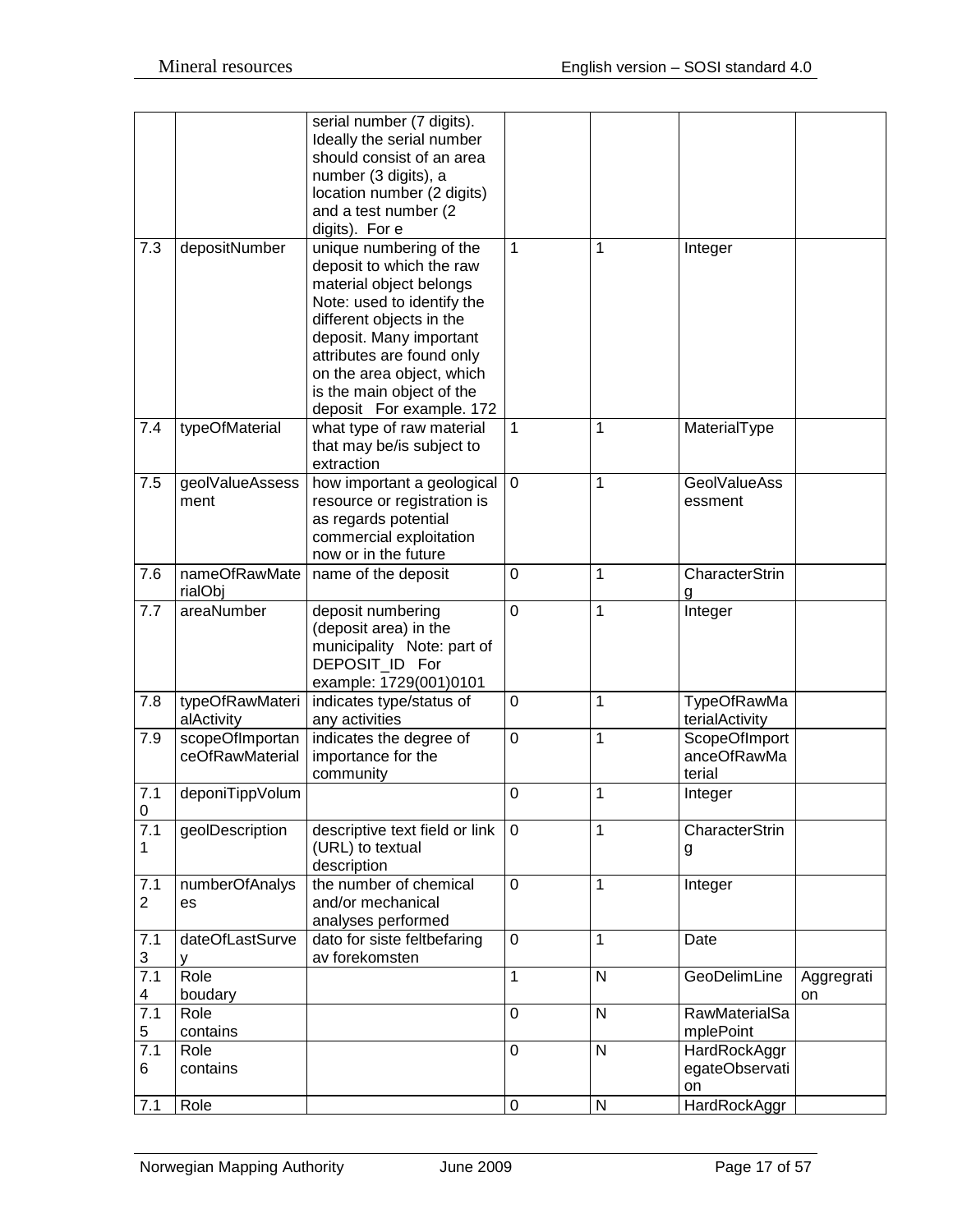| | | serial number (7 digits). Ideally the serial number should consist of an area number (3 digits), a location number (2 digits) and a test number (2 digits). For e | | | | |
|---|---|---|---|---|---|---|
| 7.3 | depositNumber | unique numbering of the deposit to which the raw material object belongs Note: used to identify the different objects in the deposit. Many important attributes are found only on the area object, which is the main object of the deposit For example. 172 | 1 | 1 | Integer | |
| 7.4 | typeOfMaterial | what type of raw material that may be/is subject to extraction | 1 | 1 | MaterialType | |
| 7.5 | geolValueAssessment | how important a geological resource or registration is as regards potential commercial exploitation now or in the future | 0 | 1 | GeolValueAssessment | |
| 7.6 | nameOfRawMaterialObj | name of the deposit | 0 | 1 | CharacterString | |
| 7.7 | areaNumber | deposit numbering (deposit area) in the municipality Note: part of DEPOSIT_ID For example: 1729(001)0101 | 0 | 1 | Integer | |
| 7.8 | typeOfRawMaterialActivity | indicates type/status of any activities | 0 | 1 | TypeOfRawMaterialActivity | |
| 7.9 | scopeOfImportanceOfRawMaterial | indicates the degree of importance for the community | 0 | 1 | ScopeOfImportanceOfRawMaterial | |
| 7.10 | deponiTippVolum | | 0 | 1 | Integer | |
| 7.11 | geolDescription | descriptive text field or link (URL) to textual description | 0 | 1 | CharacterString | |
| 7.12 | numberOfAnalyses | the number of chemical and/or mechanical analyses performed | 0 | 1 | Integer | |
| 7.13 | dateOfLastSurvey | dato for siste feltbefaring av forekomsten | 0 | 1 | Date | |
| 7.14 | Role boudary | | 1 | N | GeoDelimLine | Aggregration |
| 7.15 | Role contains | | 0 | N | RawMaterialSamplePoint | |
| 7.16 | Role contains | | 0 | N | HardRockAggregateObservation | |
| 7.1 | Role | | 0 | N | HardRockAggr | |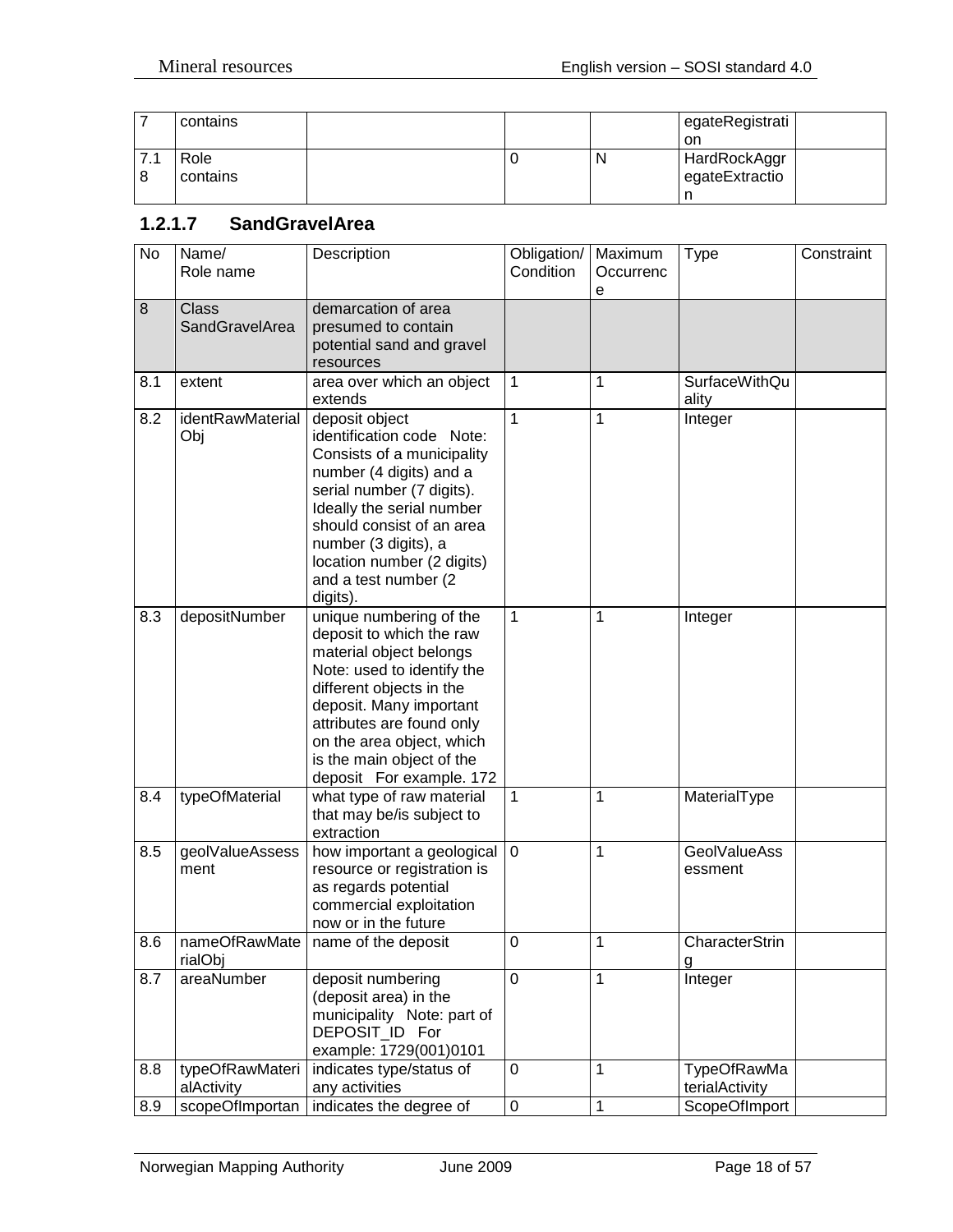| 7 | contains | | | | egateRegistration | |
|---|---|---|---|---|---|---|
| 7.18 | Role contains | | 0 | N | HardRockAggregateExtraction | |

### 1.2.1.7 SandGravelArea

| No | Name/ Role name | Description | Obligation/ Condition | Maximum Occurrence | Type | Constraint |
|---|---|---|---|---|---|---|
| 8 | Class SandGravelArea | demarcation of area presumed to contain potential sand and gravel resources | | | | |
| 8.1 | extent | area over which an object extends | 1 | 1 | SurfaceWithQuality | |
| 8.2 | identRawMaterialObj | deposit object identification code Note: Consists of a municipality number (4 digits) and a serial number (7 digits). Ideally the serial number should consist of an area number (3 digits), a location number (2 digits) and a test number (2 digits). | 1 | 1 | Integer | |
| 8.3 | depositNumber | unique numbering of the deposit to which the raw material object belongs Note: used to identify the different objects in the deposit. Many important attributes are found only on the area object, which is the main object of the deposit For example. 172 | 1 | 1 | Integer | |
| 8.4 | typeOfMaterial | what type of raw material that may be/is subject to extraction | 1 | 1 | MaterialType | |
| 8.5 | geolValueAssessment | how important a geological resource or registration is as regards potential commercial exploitation now or in the future | 0 | 1 | GeolValueAssessment | |
| 8.6 | nameOfRawMaterialObj | name of the deposit | 0 | 1 | CharacterString | |
| 8.7 | areaNumber | deposit numbering (deposit area) in the municipality Note: part of DEPOSIT_ID For example: 1729(001)0101 | 0 | 1 | Integer | |
| 8.8 | typeOfRawMaterialActivity | indicates type/status of any activities | 0 | 1 | TypeOfRawMaterialActivity | |
| 8.9 | scopeOfImportan | indicates the degree of | 0 | 1 | ScopeOfImport | |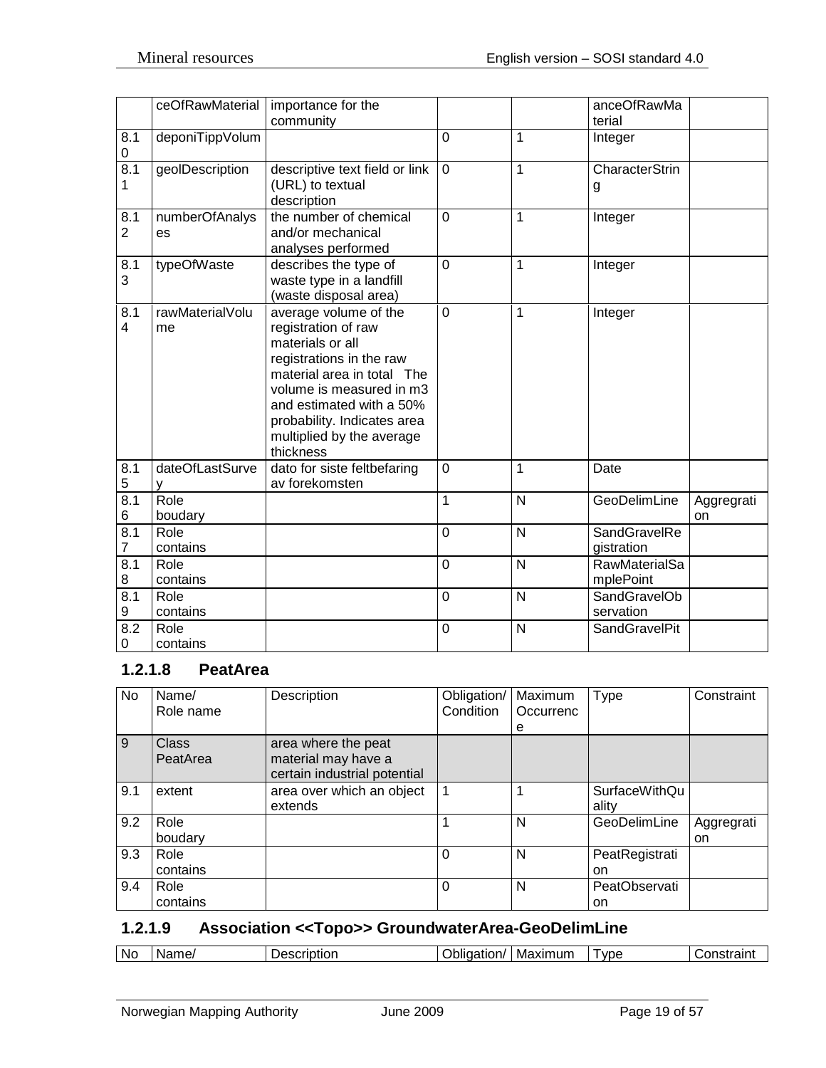|  | ceOfRawMaterial | importance for the community |  |  | anceOfRawMaterial |  |
|---|---|---|---|---|---|---|
| 8.10 | deponiTippVolum |  | 0 | 1 | Integer |  |
| 8.11 | geolDescription | descriptive text field or link (URL) to textual description | 0 | 1 | CharacterString |  |
| 8.12 | numberOfAnalyses | the number of chemical and/or mechanical analyses performed | 0 | 1 | Integer |  |
| 8.13 | typeOfWaste | describes the type of waste type in a landfill (waste disposal area) | 0 | 1 | Integer |  |
| 8.14 | rawMaterialVolume | average volume of the registration of raw materials or all registrations in the raw material area in total The volume is measured in m3 and estimated with a 50% probability. Indicates area multiplied by the average thickness | 0 | 1 | Integer |  |
| 8.15 | dateOfLastSurvey | dato for siste feltbefaring av forekomsten | 0 | 1 | Date |  |
| 8.16 | Role boudary |  | 1 | N | GeoDelimLine | Aggregration |
| 8.17 | Role contains |  | 0 | N | SandGravelRegistration |  |
| 8.18 | Role contains |  | 0 | N | RawMaterialSamplePoint |  |
| 8.19 | Role contains |  | 0 | N | SandGravelObservation |  |
| 8.20 | Role contains |  | 0 | N | SandGravelPit |  |

### 1.2.1.8 PeatArea

| No | Name/ Role name | Description | Obligation/ Condition | Maximum Occurrence | Type | Constraint |
|---|---|---|---|---|---|---|
| 9 | Class PeatArea | area where the peat material may have a certain industrial potential |  |  |  |  |
| 9.1 | extent | area over which an object extends | 1 | 1 | SurfaceWithQuality |  |
| 9.2 | Role boudary |  | 1 | N | GeoDelimLine | Aggregration |
| 9.3 | Role contains |  | 0 | N | PeatRegistration |  |
| 9.4 | Role contains |  | 0 | N | PeatObservation |  |

### 1.2.1.9 Association <<Topo>> GroundwaterArea-GeoDelimLine

| No | Name/ | Description | Obligation/ | Maximum | Type | Constraint |
|---|---|---|---|---|---|---|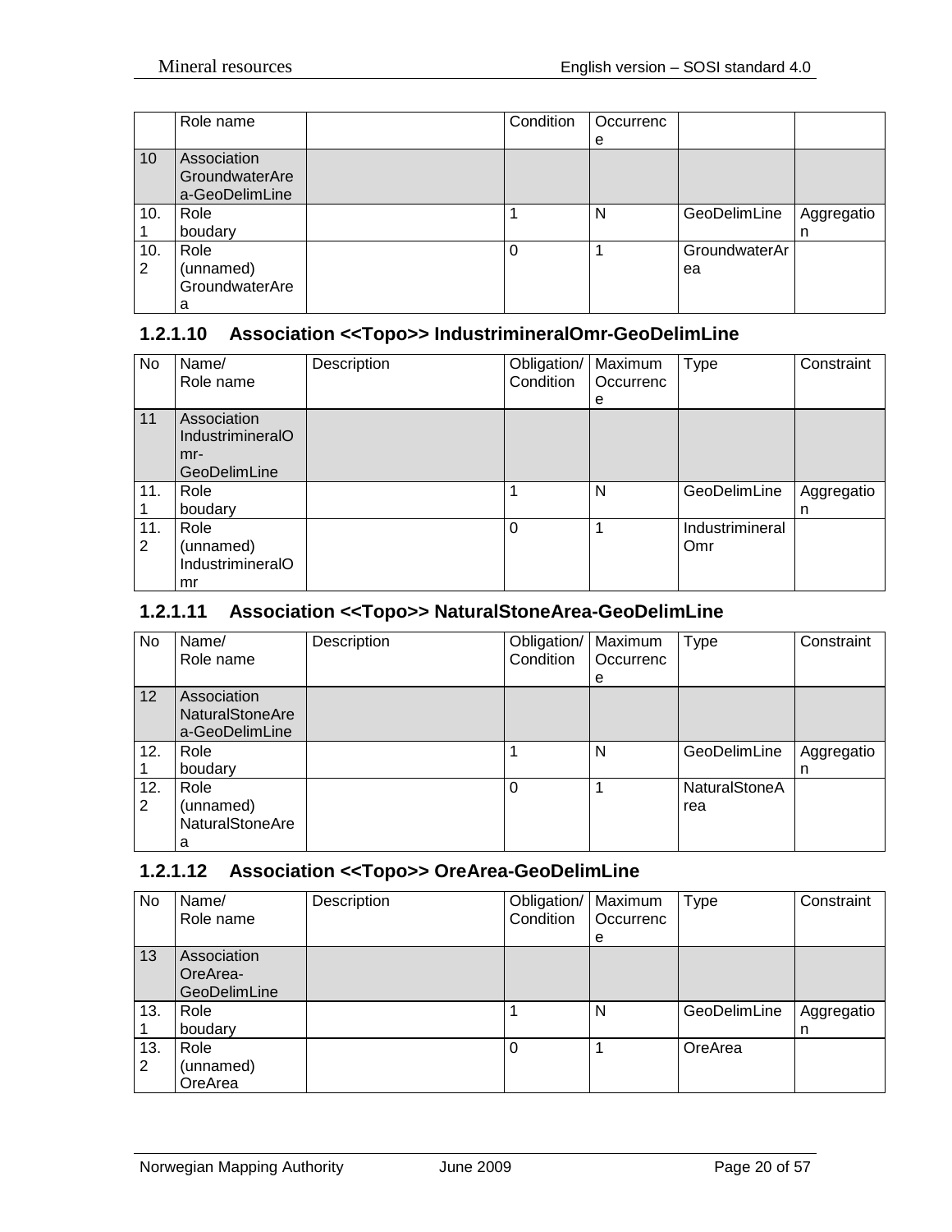| No | Name/<br>Role name | Description | Obligation/<br>Condition | Maximum<br>Occurrence | Type | Constraint |
|---|---|---|---|---|---|---|
| 10 | Association GroundwaterArea-GeoDelimLine | | | | | |
| 10.1 | Role boudary | | 1 | N | GeoDelimLine | Aggregation |
| 10.2 | Role (unnamed) GroundwaterArea | | 0 | 1 | GroundwaterArea | |

### 1.2.1.10 Association <<Topo>> IndustrimineralOmr-GeoDelimLine

| No | Name/<br>Role name | Description | Obligation/<br>Condition | Maximum<br>Occurrence | Type | Constraint |
|---|---|---|---|---|---|---|
| 11 | Association IndustrimineralOmr-GeoDelimLine | | | | | |
| 11.1 | Role boudary | | 1 | N | GeoDelimLine | Aggregation |
| 11.2 | Role (unnamed) IndustrimineralOmr | | 0 | 1 | IndustrimineralOmr | |

### 1.2.1.11 Association <<Topo>> NaturalStoneArea-GeoDelimLine

| No | Name/<br>Role name | Description | Obligation/<br>Condition | Maximum<br>Occurrence | Type | Constraint |
|---|---|---|---|---|---|---|
| 12 | Association NaturalStoneArea-GeoDelimLine | | | | | |
| 12.1 | Role boudary | | 1 | N | GeoDelimLine | Aggregation |
| 12.2 | Role (unnamed) NaturalStoneArea | | 0 | 1 | NaturalStoneArea | |

### 1.2.1.12 Association <<Topo>> OreArea-GeoDelimLine

| No | Name/<br>Role name | Description | Obligation/<br>Condition | Maximum<br>Occurrence | Type | Constraint |
|---|---|---|---|---|---|---|
| 13 | Association OreArea-GeoDelimLine | | | | | |
| 13.1 | Role boudary | | 1 | N | GeoDelimLine | Aggregation |
| 13.2 | Role (unnamed) OreArea | | 0 | 1 | OreArea | |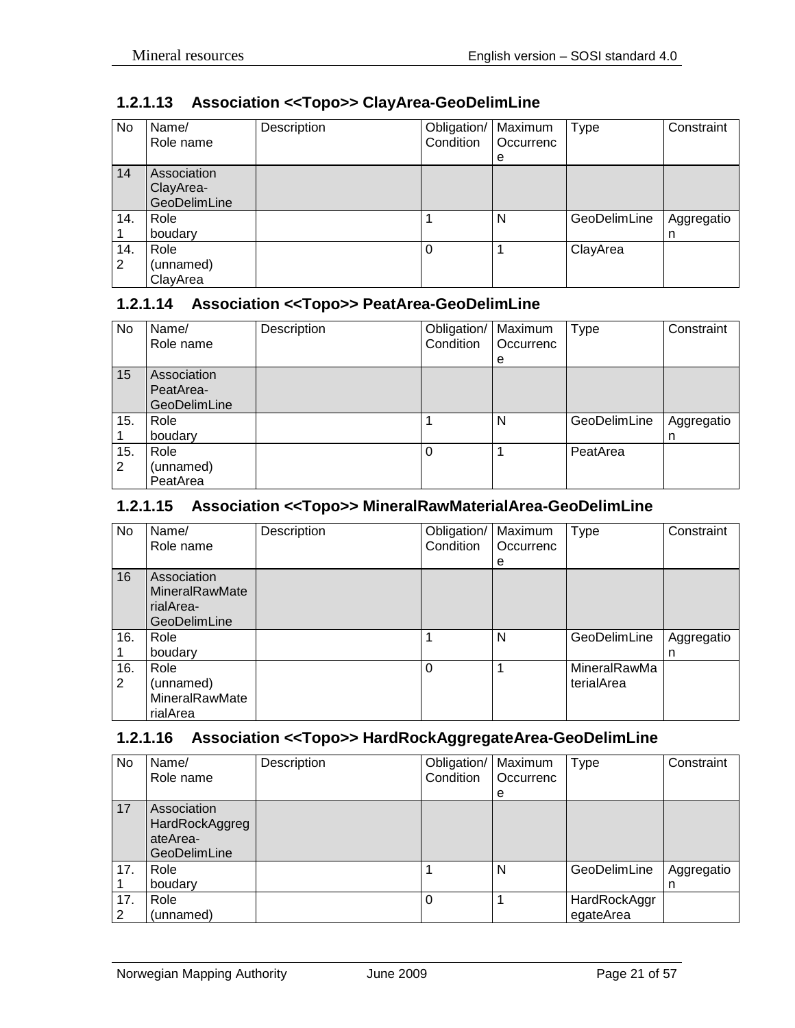### 1.2.1.13 Association <<Topo>> ClayArea-GeoDelimLine

| No | Name/<br>Role name | Description | Obligation/<br>Condition | Maximum<br>Occurrence | Type | Constraint |
|---|---|---|---|---|---|---|
| 14 | Association ClayArea-GeoDelimLine | | | | | |
| 14.1 | Role<br>boudary | | 1 | N | GeoDelimLine | Aggregation |
| 14.2 | Role<br>(unnamed)<br>ClayArea | | 0 | 1 | ClayArea | |

### 1.2.1.14 Association <<Topo>> PeatArea-GeoDelimLine

| No | Name/<br>Role name | Description | Obligation/<br>Condition | Maximum<br>Occurrence | Type | Constraint |
|---|---|---|---|---|---|---|
| 15 | Association PeatArea-GeoDelimLine | | | | | |
| 15.1 | Role<br>boudary | | 1 | N | GeoDelimLine | Aggregation |
| 15.2 | Role<br>(unnamed)<br>PeatArea | | 0 | 1 | PeatArea | |

### 1.2.1.15 Association <<Topo>> MineralRawMaterialArea-GeoDelimLine

| No | Name/<br>Role name | Description | Obligation/<br>Condition | Maximum<br>Occurrence | Type | Constraint |
|---|---|---|---|---|---|---|
| 16 | Association MineralRawMaterialArea-GeoDelimLine | | | | | |
| 16.1 | Role<br>boudary | | 1 | N | GeoDelimLine | Aggregation |
| 16.2 | Role<br>(unnamed)<br>MineralRawMaterialArea | | 0 | 1 | MineralRawMaterialArea | |

### 1.2.1.16 Association <<Topo>> HardRockAggregateArea-GeoDelimLine

| No | Name/<br>Role name | Description | Obligation/<br>Condition | Maximum<br>Occurrence | Type | Constraint |
|---|---|---|---|---|---|---|
| 17 | Association HardRockAggregateArea-GeoDelimLine | | | | | |
| 17.1 | Role<br>boudary | | 1 | N | GeoDelimLine | Aggregation |
| 17.2 | Role<br>(unnamed) | | 0 | 1 | HardRockAggregateArea | |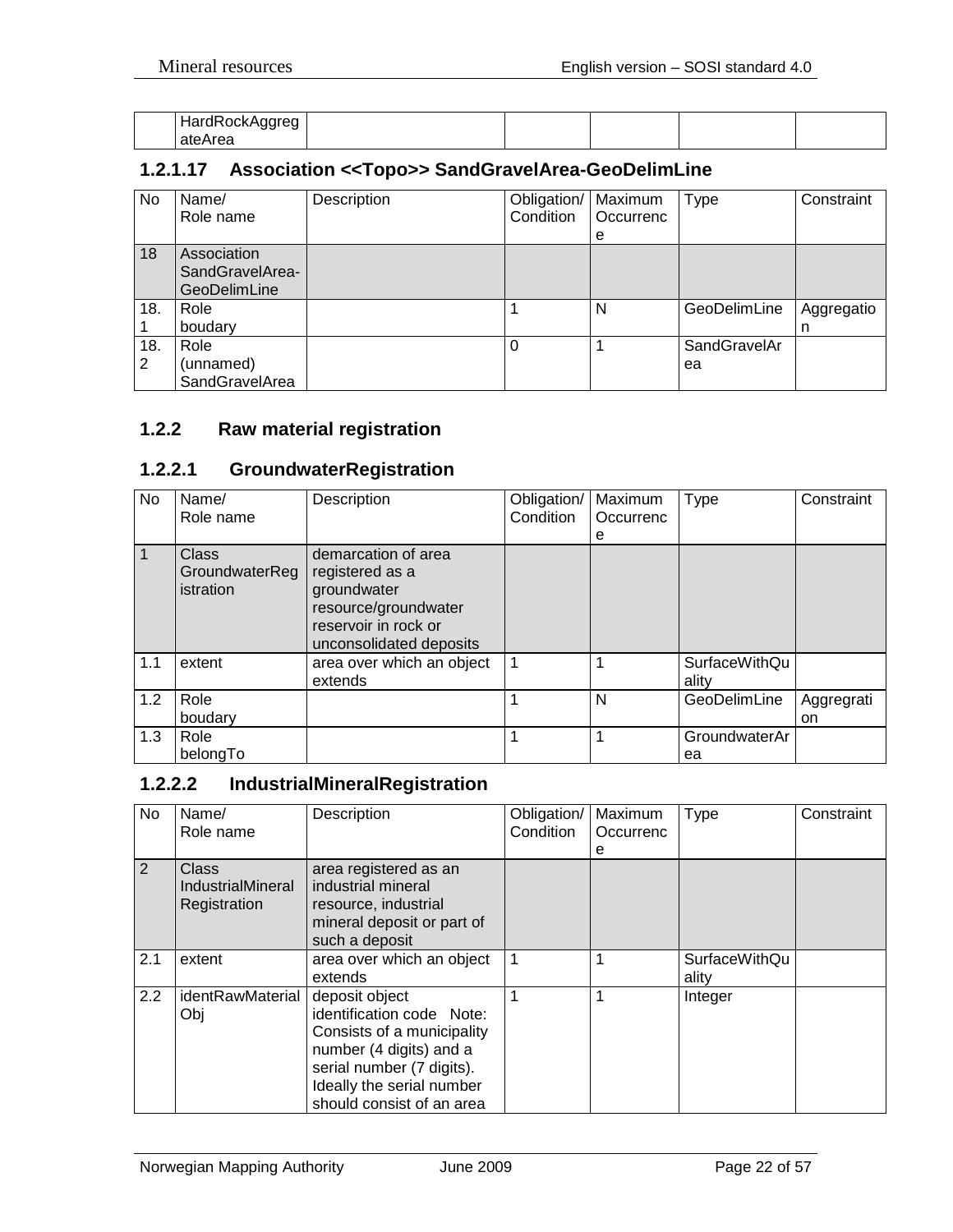| | HardRockAggregateArea | | | | | |
|---|---|---|---|---|---|---|

### 1.2.1.17 Association <<Topo>> SandGravelArea-GeoDelimLine

| No | Name/ Role name | Description | Obligation/ Condition | Maximum Occurrence | Type | Constraint |
|---|---|---|---|---|---|---|
| 18 | Association SandGravelArea-GeoDelimLine | | | | | |
| 18.1 | Role boudary | | 1 | N | GeoDelimLine | Aggregation |
| 18.2 | Role (unnamed) SandGravelArea | | 0 | 1 | SandGravelArea | |

## 1.2.2 Raw material registration

### 1.2.2.1 GroundwaterRegistration

| No | Name/ Role name | Description | Obligation/ Condition | Maximum Occurrence | Type | Constraint |
|---|---|---|---|---|---|---|
| 1 | Class GroundwaterRegistration | demarcation of area registered as a groundwater resource/groundwater reservoir in rock or unconsolidated deposits | | | | |
| 1.1 | extent | area over which an object extends | 1 | 1 | SurfaceWithQuality | |
| 1.2 | Role boudary | | 1 | N | GeoDelimLine | Aggregration |
| 1.3 | Role belongTo | | 1 | 1 | GroundwaterArea | |

### 1.2.2.2 IndustrialMineralRegistration

| No | Name/ Role name | Description | Obligation/ Condition | Maximum Occurrence | Type | Constraint |
|---|---|---|---|---|---|---|
| 2 | Class IndustrialMineral Registration | area registered as an industrial mineral resource, industrial mineral deposit or part of such a deposit | | | | |
| 2.1 | extent | area over which an object extends | 1 | 1 | SurfaceWithQuality | |
| 2.2 | identRawMaterialObj | deposit object identification code Note: Consists of a municipality number (4 digits) and a serial number (7 digits). Ideally the serial number should consist of an area | 1 | 1 | Integer | |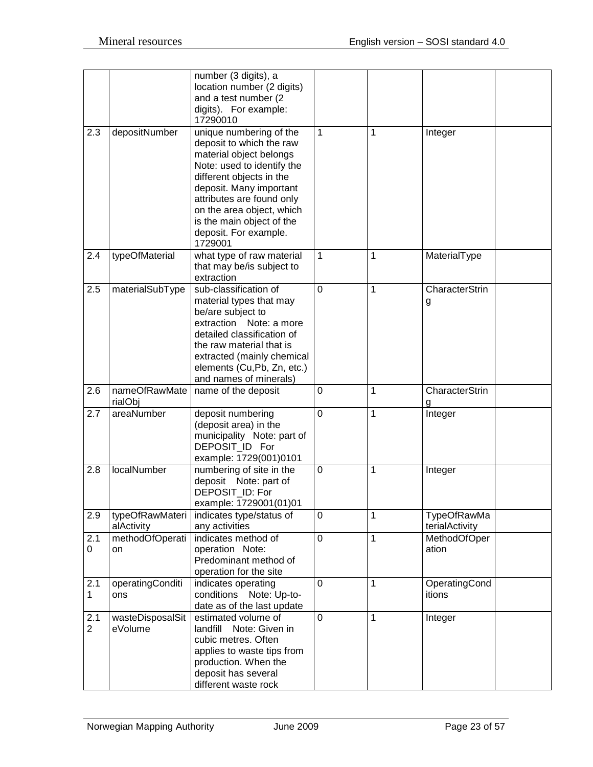| | | number (3 digits), a location number (2 digits) and a test number (2 digits). For example: 17290010 | | | | |
|---|---|---|---|---|---|---|
| 2.3 | depositNumber | unique numbering of the deposit to which the raw material object belongs Note: used to identify the different objects in the deposit. Many important attributes are found only on the area object, which is the main object of the deposit. For example. 1729001 | 1 | 1 | Integer | |
| 2.4 | typeOfMaterial | what type of raw material that may be/is subject to extraction | 1 | 1 | MaterialType | |
| 2.5 | materialSubType | sub-classification of material types that may be/are subject to extraction Note: a more detailed classification of the raw material that is extracted (mainly chemical elements (Cu,Pb, Zn, etc.) and names of minerals) | 0 | 1 | CharacterString | |
| 2.6 | nameOfRawMaterialObj | name of the deposit | 0 | 1 | CharacterString | |
| 2.7 | areaNumber | deposit numbering (deposit area) in the municipality Note: part of DEPOSIT_ID For example: 1729(001)0101 | 0 | 1 | Integer | |
| 2.8 | localNumber | numbering of site in the deposit Note: part of DEPOSIT_ID: For example: 1729001(01)01 | 0 | 1 | Integer | |
| 2.9 | typeOfRawMaterialActivity | indicates type/status of any activities | 0 | 1 | TypeOfRawMaterialActivity | |
| 2.10 | methodOfOperation | indicates method of operation Note: Predominant method of operation for the site | 0 | 1 | MethodOfOperation | |
| 2.11 | operatingConditions | indicates operating conditions Note: Up-to-date as of the last update | 0 | 1 | OperatingConditions | |
| 2.12 | wasteDisposalSiteVolume | estimated volume of landfill Note: Given in cubic metres. Often applies to waste tips from production. When the deposit has several different waste rock | 0 | 1 | Integer | |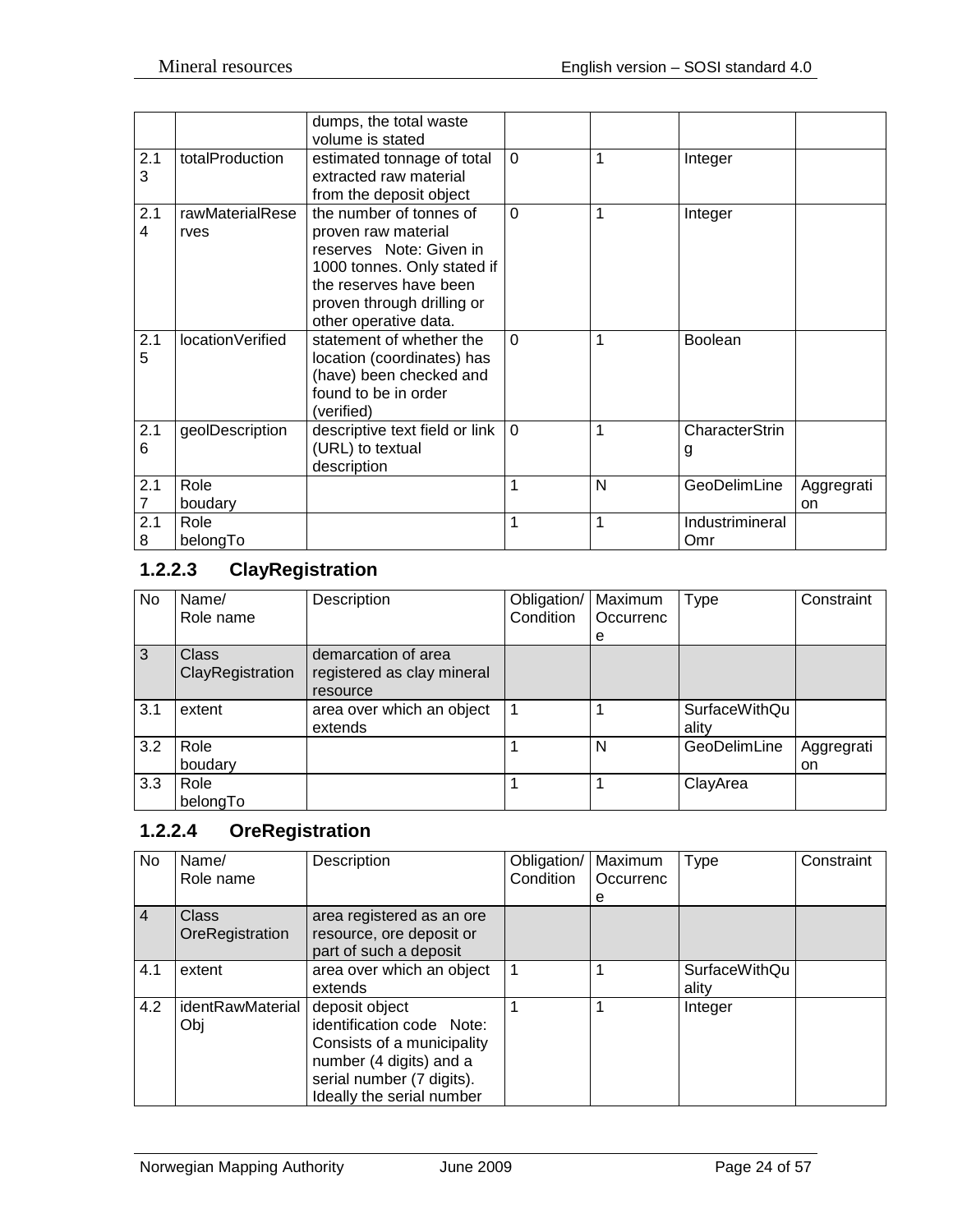|  |  | dumps, the total waste volume is stated |  |  |  |  |
|---|---|---|---|---|---|---|
| 2.13 | totalProduction | estimated tonnage of total extracted raw material from the deposit object | 0 | 1 | Integer |  |
| 2.14 | rawMaterialReserves | the number of tonnes of proven raw material reserves Note: Given in 1000 tonnes. Only stated if the reserves have been proven through drilling or other operative data. | 0 | 1 | Integer |  |
| 2.15 | locationVerified | statement of whether the location (coordinates) has (have) been checked and found to be in order (verified) | 0 | 1 | Boolean |  |
| 2.16 | geolDescription | descriptive text field or link (URL) to textual description | 0 | 1 | CharacterString |  |
| 2.17 | Role boudary |  | 1 | N | GeoDelimLine | Aggregration |
| 2.18 | Role belongTo |  | 1 | 1 | IndustrimineralOmr |  |

### 1.2.2.3 ClayRegistration

| No | Name/ Role name | Description | Obligation/ Condition | Maximum Occurrence | Type | Constraint |
|---|---|---|---|---|---|---|
| 3 | Class ClayRegistration | demarcation of area registered as clay mineral resource |  |  |  |  |
| 3.1 | extent | area over which an object extends | 1 | 1 | SurfaceWithQuality |  |
| 3.2 | Role boudary |  | 1 | N | GeoDelimLine | Aggregration |
| 3.3 | Role belongTo |  | 1 | 1 | ClayArea |  |

### 1.2.2.4 OreRegistration

| No | Name/ Role name | Description | Obligation/ Condition | Maximum Occurrence | Type | Constraint |
|---|---|---|---|---|---|---|
| 4 | Class OreRegistration | area registered as an ore resource, ore deposit or part of such a deposit |  |  |  |  |
| 4.1 | extent | area over which an object extends | 1 | 1 | SurfaceWithQuality |  |
| 4.2 | identRawMaterialObj | deposit object identification code Note: Consists of a municipality number (4 digits) and a serial number (7 digits). Ideally the serial number | 1 | 1 | Integer |  |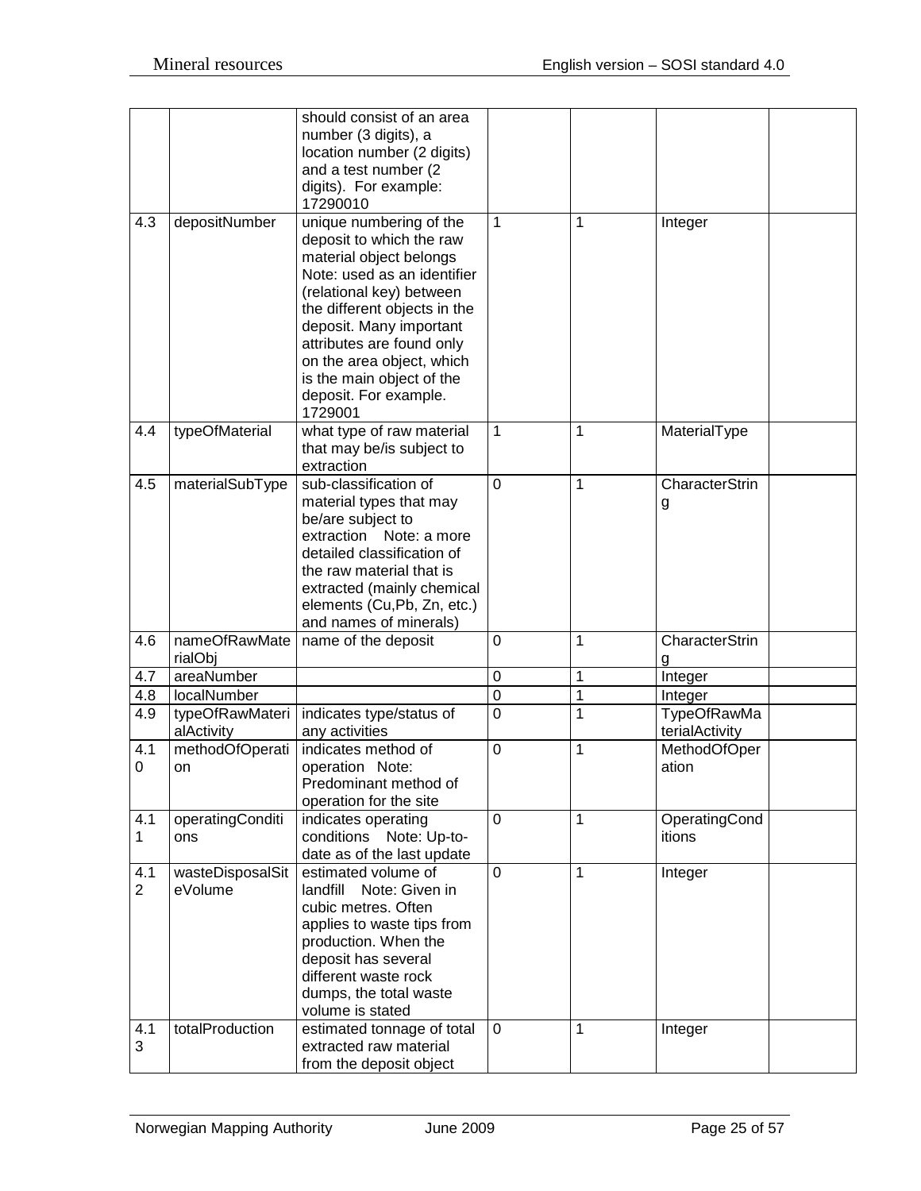|  |  | should consist of an area number (3 digits), a location number (2 digits) and a test number (2 digits). For example: 17290010 |  |  |  |  |
|---|---|---|---|---|---|---|
| 4.3 | depositNumber | unique numbering of the deposit to which the raw material object belongs Note: used as an identifier (relational key) between the different objects in the deposit. Many important attributes are found only on the area object, which is the main object of the deposit. For example. 1729001 | 1 | 1 | Integer |  |
| 4.4 | typeOfMaterial | what type of raw material that may be/is subject to extraction | 1 | 1 | MaterialType |  |
| 4.5 | materialSubType | sub-classification of material types that may be/are subject to extraction Note: a more detailed classification of the raw material that is extracted (mainly chemical elements (Cu,Pb, Zn, etc.) and names of minerals) | 0 | 1 | CharacterString |  |
| 4.6 | nameOfRawMaterialObj | name of the deposit | 0 | 1 | CharacterString |  |
| 4.7 | areaNumber |  | 0 | 1 | Integer |  |
| 4.8 | localNumber |  | 0 | 1 | Integer |  |
| 4.9 | typeOfRawMaterialActivity | indicates type/status of any activities | 0 | 1 | TypeOfRawMaterialActivity |  |
| 4.10 | methodOfOperation | indicates method of operation Note: Predominant method of operation for the site | 0 | 1 | MethodOfOperation |  |
| 4.11 | operatingConditions | indicates operating conditions Note: Up-to-date as of the last update | 0 | 1 | OperatingConditions |  |
| 4.12 | wasteDisposalSiteVolume | estimated volume of landfill Note: Given in cubic metres. Often applies to waste tips from production. When the deposit has several different waste rock dumps, the total waste volume is stated | 0 | 1 | Integer |  |
| 4.13 | totalProduction | estimated tonnage of total extracted raw material from the deposit object | 0 | 1 | Integer |  |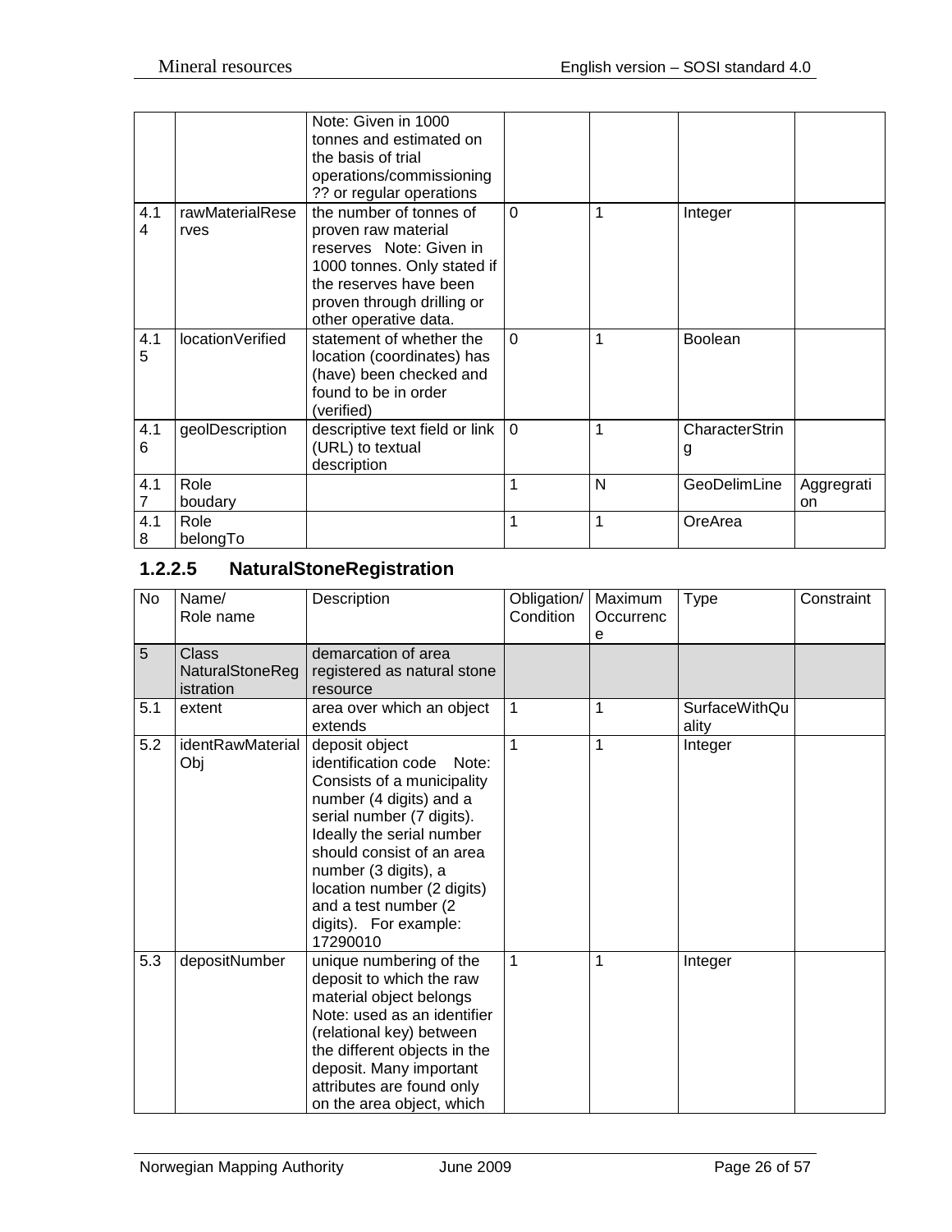|  |  | Note: Given in 1000 tonnes and estimated on the basis of trial operations/commissioning ?? or regular operations |  |  |  |  |
|---|---|---|---|---|---|---|
| 4.14 | rawMaterialReserves | the number of tonnes of proven raw material reserves Note: Given in 1000 tonnes. Only stated if the reserves have been proven through drilling or other operative data. | 0 | 1 | Integer |  |
| 4.15 | locationVerified | statement of whether the location (coordinates) has (have) been checked and found to be in order (verified) | 0 | 1 | Boolean |  |
| 4.16 | geolDescription | descriptive text field or link (URL) to textual description | 0 | 1 | CharacterString |  |
| 4.17 | Role boudary |  | 1 | N | GeoDelimLine | Aggregration |
| 4.18 | Role belongTo |  | 1 | 1 | OreArea |  |

### 1.2.2.5 NaturalStoneRegistration

| No | Name/ Role name | Description | Obligation/ Condition | Maximum Occurrence | Type | Constraint |
|---|---|---|---|---|---|---|
| 5 | Class NaturalStoneRegistration | demarcation of area registered as natural stone resource |  |  |  |  |
| 5.1 | extent | area over which an object extends | 1 | 1 | SurfaceWithQuality |  |
| 5.2 | identRawMaterialObj | deposit object identification code Note: Consists of a municipality number (4 digits) and a serial number (7 digits). Ideally the serial number should consist of an area number (3 digits), a location number (2 digits) and a test number (2 digits). For example: 17290010 | 1 | 1 | Integer |  |
| 5.3 | depositNumber | unique numbering of the deposit to which the raw material object belongs Note: used as an identifier (relational key) between the different objects in the deposit. Many important attributes are found only on the area object, which | 1 | 1 | Integer |  |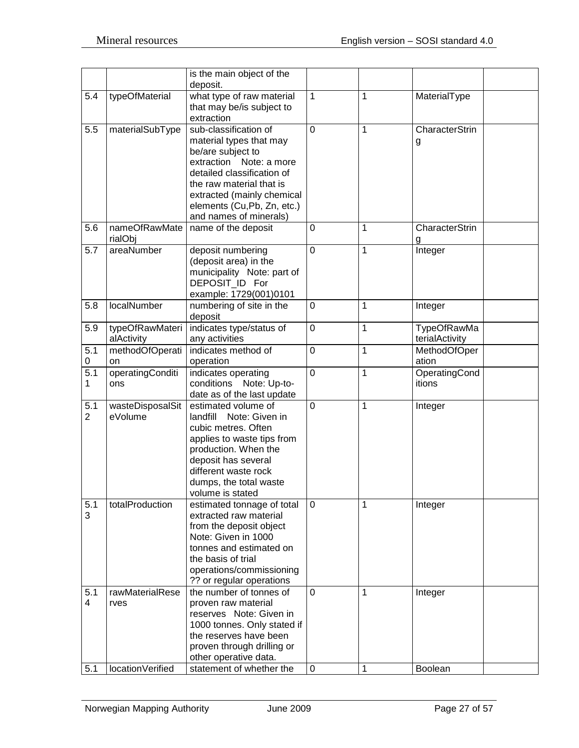|  |  | is the main object of the deposit. |  |  |  |  |
|---|---|---|---|---|---|---|
| 5.4 | typeOfMaterial | what type of raw material that may be/is subject to extraction | 1 | 1 | MaterialType |  |
| 5.5 | materialSubType | sub-classification of material types that may be/are subject to extraction Note: a more detailed classification of the raw material that is extracted (mainly chemical elements (Cu,Pb, Zn, etc.) and names of minerals) | 0 | 1 | CharacterString |  |
| 5.6 | nameOfRawMaterialObj | name of the deposit | 0 | 1 | CharacterString |  |
| 5.7 | areaNumber | deposit numbering (deposit area) in the municipality Note: part of DEPOSIT_ID For example: 1729(001)0101 | 0 | 1 | Integer |  |
| 5.8 | localNumber | numbering of site in the deposit | 0 | 1 | Integer |  |
| 5.9 | typeOfRawMaterialActivity | indicates type/status of any activities | 0 | 1 | TypeOfRawMaterialActivity |  |
| 5.10 | methodOfOperation | indicates method of operation | 0 | 1 | MethodOfOperation |  |
| 5.11 | operatingConditions | indicates operating conditions Note: Up-to-date as of the last update | 0 | 1 | OperatingConditions |  |
| 5.12 | wasteDisposalSiteVolume | estimated volume of landfill Note: Given in cubic metres. Often applies to waste tips from production. When the deposit has several different waste rock dumps, the total waste volume is stated | 0 | 1 | Integer |  |
| 5.13 | totalProduction | estimated tonnage of total extracted raw material from the deposit object Note: Given in 1000 tonnes and estimated on the basis of trial operations/commissioning ?? or regular operations | 0 | 1 | Integer |  |
| 5.14 | rawMaterialReserves | the number of tonnes of proven raw material reserves Note: Given in 1000 tonnes. Only stated if the reserves have been proven through drilling or other operative data. | 0 | 1 | Integer |  |
| 5.1 | locationVerified | statement of whether the | 0 | 1 | Boolean |  |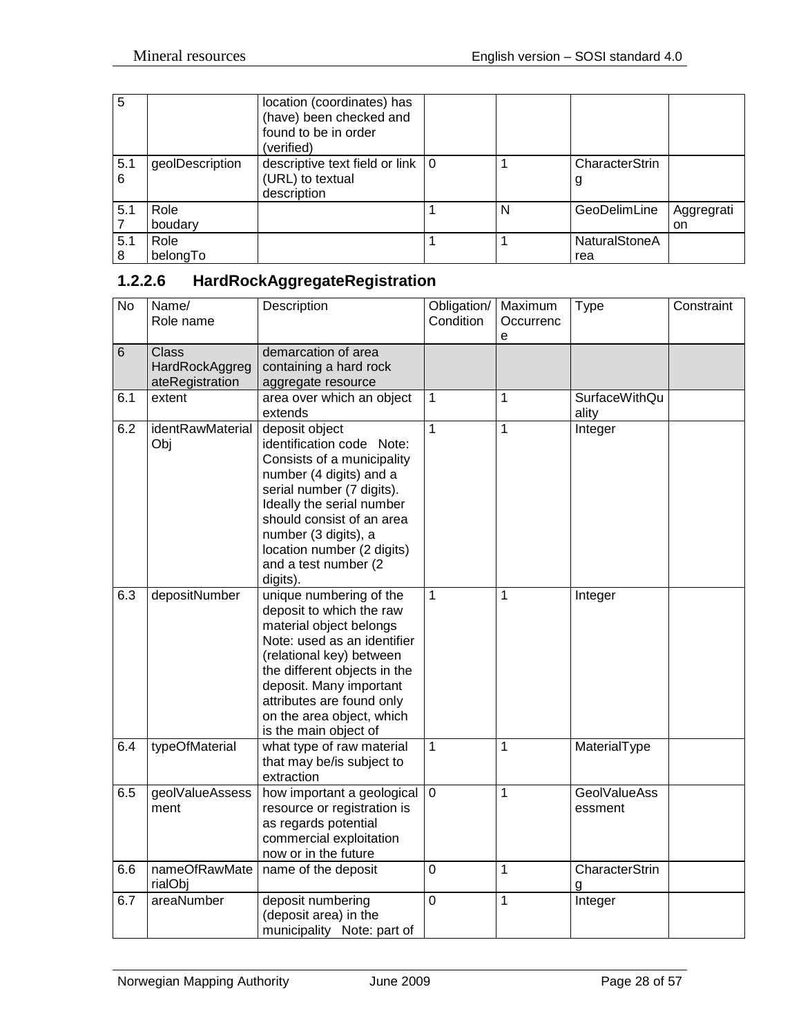| 5 | | location (coordinates) has (have) been checked and found to be in order (verified) | | | | |
|---|---|---|---|---|---|---|
| 5.16 | geolDescription | descriptive text field or link (URL) to textual description | 0 | 1 | CharacterString | |
| 5.17 | Role boudary | | 1 | N | GeoDelimLine | Aggregration |
| 5.18 | Role belongTo | | 1 | 1 | NaturalStoneArea | |

### 1.2.2.6 HardRockAggregateRegistration

| No | Name/ Role name | Description | Obligation/ Condition | Maximum Occurrence | Type | Constraint |
|---|---|---|---|---|---|---|
| 6 | Class HardRockAggregateRegistration | demarcation of area containing a hard rock aggregate resource | | | | |
| 6.1 | extent | area over which an object extends | 1 | 1 | SurfaceWithQuality | |
| 6.2 | identRawMaterialObj | deposit object identification code Note: Consists of a municipality number (4 digits) and a serial number (7 digits). Ideally the serial number should consist of an area number (3 digits), a location number (2 digits) and a test number (2 digits). | 1 | 1 | Integer | |
| 6.3 | depositNumber | unique numbering of the deposit to which the raw material object belongs Note: used as an identifier (relational key) between the different objects in the deposit. Many important attributes are found only on the area object, which is the main object of | 1 | 1 | Integer | |
| 6.4 | typeOfMaterial | what type of raw material that may be/is subject to extraction | 1 | 1 | MaterialType | |
| 6.5 | geolValueAssessment | how important a geological resource or registration is as regards potential commercial exploitation now or in the future | 0 | 1 | GeolValueAssessment | |
| 6.6 | nameOfRawMaterialObj | name of the deposit | 0 | 1 | CharacterString | |
| 6.7 | areaNumber | deposit numbering (deposit area) in the municipality Note: part of | 0 | 1 | Integer | |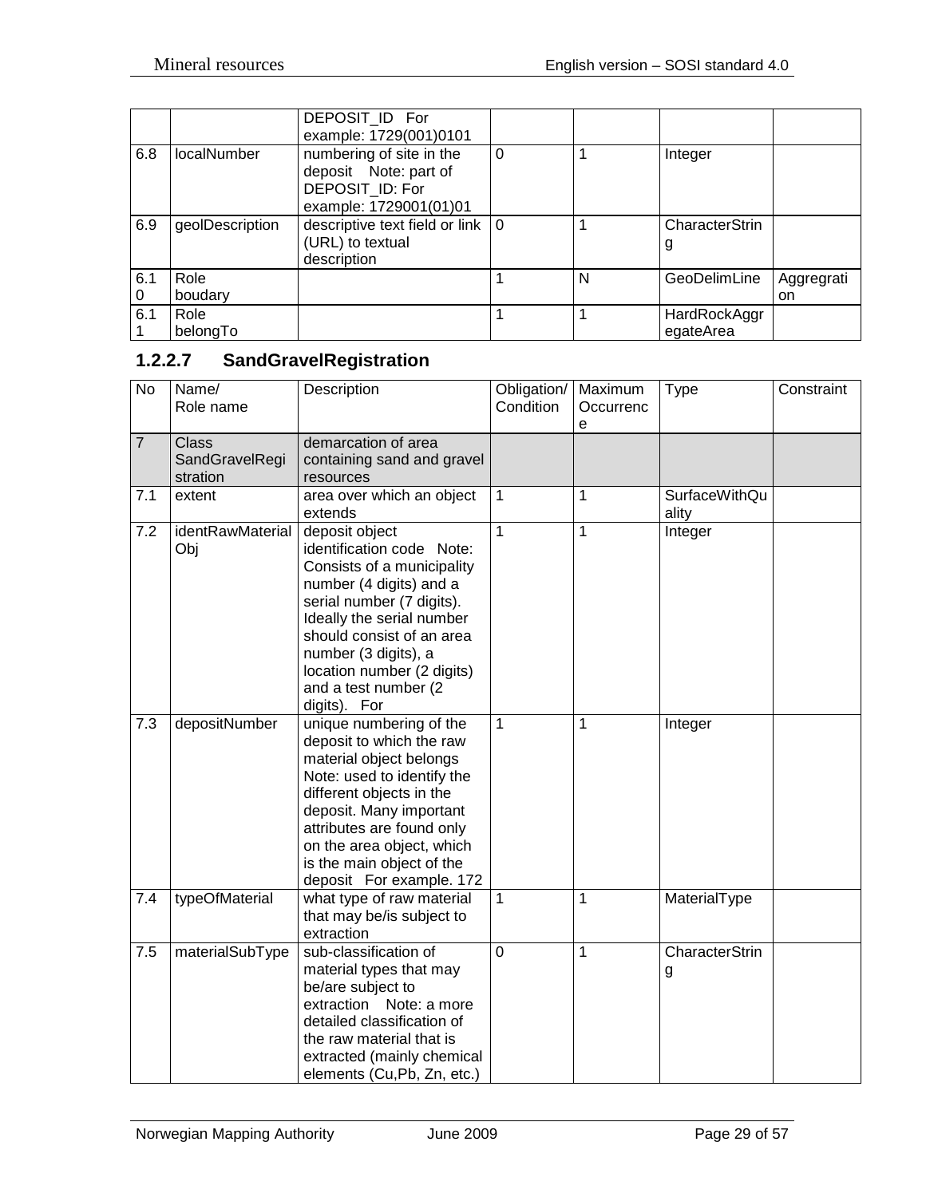| | | DEPOSIT_ID For example: 1729(001)0101 | | | | |
|---|---|---|---|---|---|---|
| 6.8 | localNumber | numbering of site in the deposit Note: part of DEPOSIT_ID: For example: 1729001(01)01 | 0 | 1 | Integer | |
| 6.9 | geolDescription | descriptive text field or link (URL) to textual description | 0 | 1 | CharacterString | |
| 6.10 | Role boudary | | 1 | N | GeoDelimLine | Aggregration |
| 6.11 | Role belongTo | | 1 | 1 | HardRockAggregateArea | |

### 1.2.2.7 SandGravelRegistration

| No | Name/ Role name | Description | Obligation/ Condition | Maximum Occurrence | Type | Constraint |
|---|---|---|---|---|---|---|
| 7 | Class SandGravelRegistration | demarcation of area containing sand and gravel resources | | | | |
| 7.1 | extent | area over which an object extends | 1 | 1 | SurfaceWithQuality | |
| 7.2 | identRawMaterialObj | deposit object identification code Note: Consists of a municipality number (4 digits) and a serial number (7 digits). Ideally the serial number should consist of an area number (3 digits), a location number (2 digits) and a test number (2 digits). For | 1 | 1 | Integer | |
| 7.3 | depositNumber | unique numbering of the deposit to which the raw material object belongs Note: used to identify the different objects in the deposit. Many important attributes are found only on the area object, which is the main object of the deposit For example. 172 | 1 | 1 | Integer | |
| 7.4 | typeOfMaterial | what type of raw material that may be/is subject to extraction | 1 | 1 | MaterialType | |
| 7.5 | materialSubType | sub-classification of material types that may be/are subject to extraction Note: a more detailed classification of the raw material that is extracted (mainly chemical elements (Cu,Pb, Zn, etc.) | 0 | 1 | CharacterString | |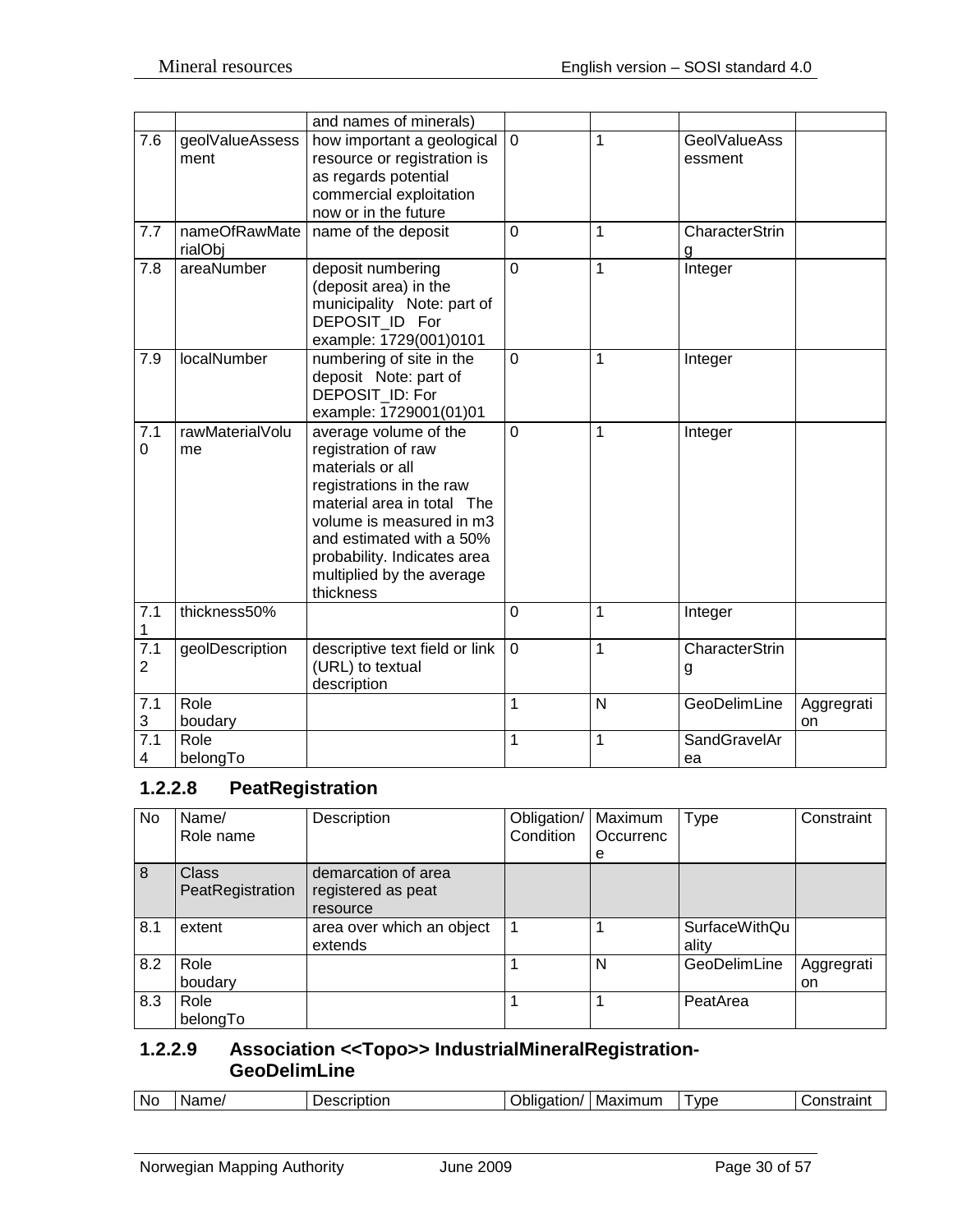|  |  | and names of minerals) |  |  |  |  |
|---|---|---|---|---|---|---|
| 7.6 | geolValueAssessment | how important a geological resource or registration is as regards potential commercial exploitation now or in the future | 0 | 1 | GeolValueAssessment |  |
| 7.7 | nameOfRawMaterialObj | name of the deposit | 0 | 1 | CharacterString |  |
| 7.8 | areaNumber | deposit numbering (deposit area) in the municipality Note: part of DEPOSIT_ID For example: 1729(001)0101 | 0 | 1 | Integer |  |
| 7.9 | localNumber | numbering of site in the deposit Note: part of DEPOSIT_ID: For example: 1729001(01)01 | 0 | 1 | Integer |  |
| 7.10 | rawMaterialVolume | average volume of the registration of raw materials or all registrations in the raw material area in total The volume is measured in m3 and estimated with a 50% probability. Indicates area multiplied by the average thickness | 0 | 1 | Integer |  |
| 7.11 | thickness50% |  | 0 | 1 | Integer |  |
| 7.12 | geolDescription | descriptive text field or link (URL) to textual description | 0 | 1 | CharacterString |  |
| 7.13 | Role boudary |  | 1 | N | GeoDelimLine | Aggregration |
| 7.14 | Role belongTo |  | 1 | 1 | SandGravelArea |  |

### 1.2.2.8 PeatRegistration

| No | Name/ Role name | Description | Obligation/ Condition | Maximum Occurrence | Type | Constraint |
|---|---|---|---|---|---|---|
| 8 | Class PeatRegistration | demarcation of area registered as peat resource |  |  |  |  |
| 8.1 | extent | area over which an object extends | 1 | 1 | SurfaceWithQuality |  |
| 8.2 | Role boudary |  | 1 | N | GeoDelimLine | Aggregration |
| 8.3 | Role belongTo |  | 1 | 1 | PeatArea |  |

### 1.2.2.9 Association <<Topo>> IndustrialMineralRegistration-GeoDelimLine

| No | Name/ | Description | Obligation/ | Maximum | Type | Constraint |
|---|---|---|---|---|---|---|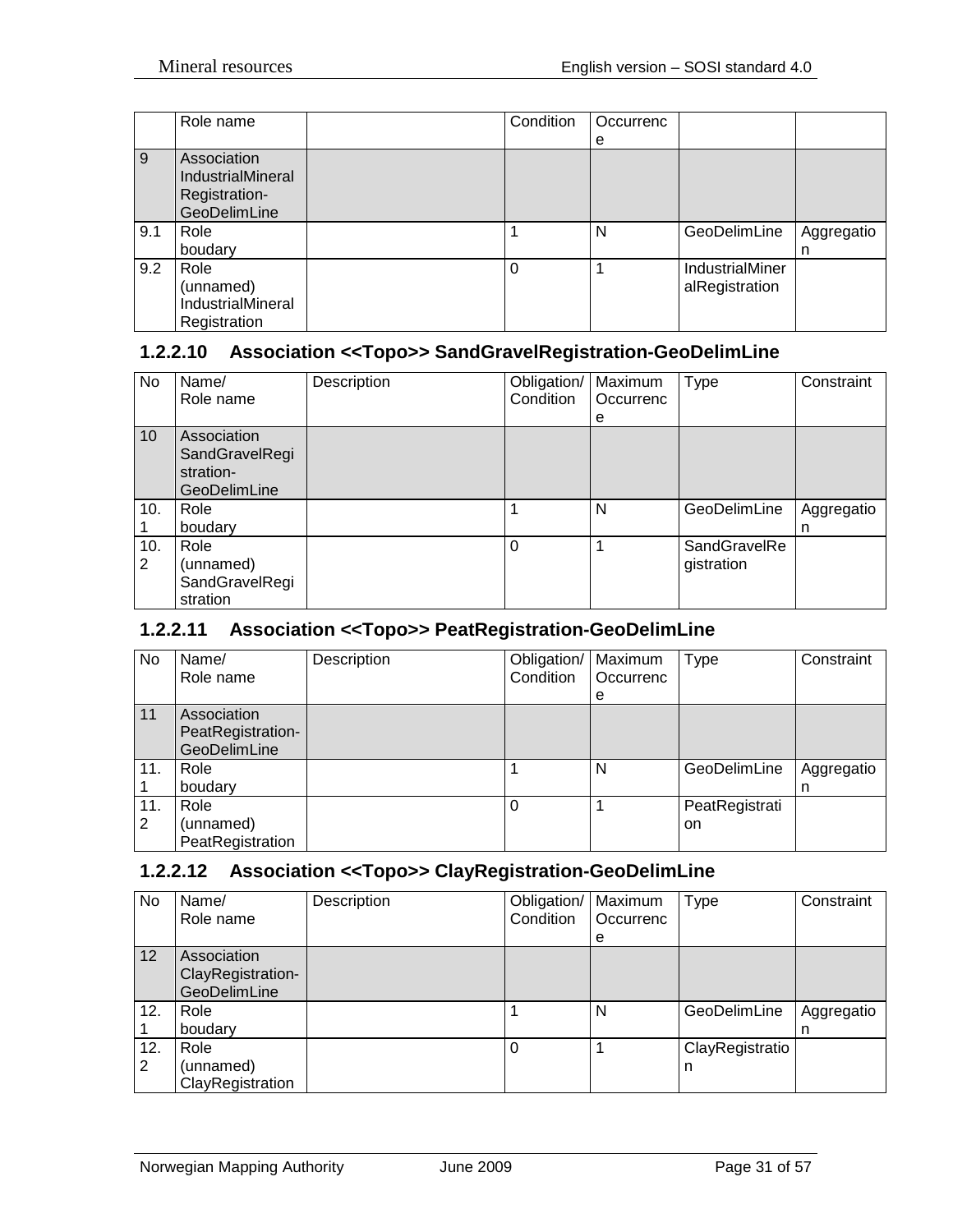|  | Role name |  | Condition | Occurrence |  |  |
|---|---|---|---|---|---|---|
| 9 | Association IndustrialMineralRegistration-GeoDelimLine |  |  |  |  |  |
| 9.1 | Role boudary |  | 1 | N | GeoDelimLine | Aggregation |
| 9.2 | Role (unnamed) IndustrialMineralRegistration |  | 0 | 1 | IndustrialMineralRegistration |  |

### 1.2.2.10 Association <<Topo>> SandGravelRegistration-GeoDelimLine

| No | Name/ Role name | Description | Obligation/ Condition | Maximum Occurrence | Type | Constraint |
|---|---|---|---|---|---|---|
| 10 | Association SandGravelRegistration-GeoDelimLine |  |  |  |  |  |
| 10.1 | Role boudary |  | 1 | N | GeoDelimLine | Aggregation |
| 10.2 | Role (unnamed) SandGravelRegistration |  | 0 | 1 | SandGravelRegistration |  |

### 1.2.2.11 Association <<Topo>> PeatRegistration-GeoDelimLine

| No | Name/ Role name | Description | Obligation/ Condition | Maximum Occurrence | Type | Constraint |
|---|---|---|---|---|---|---|
| 11 | Association PeatRegistration-GeoDelimLine |  |  |  |  |  |
| 11.1 | Role boudary |  | 1 | N | GeoDelimLine | Aggregation |
| 11.2 | Role (unnamed) PeatRegistration |  | 0 | 1 | PeatRegistration |  |

### 1.2.2.12 Association <<Topo>> ClayRegistration-GeoDelimLine

| No | Name/ Role name | Description | Obligation/ Condition | Maximum Occurrence | Type | Constraint |
|---|---|---|---|---|---|---|
| 12 | Association ClayRegistration-GeoDelimLine |  |  |  |  |  |
| 12.1 | Role boudary |  | 1 | N | GeoDelimLine | Aggregation |
| 12.2 | Role (unnamed) ClayRegistration |  | 0 | 1 | ClayRegistration |  |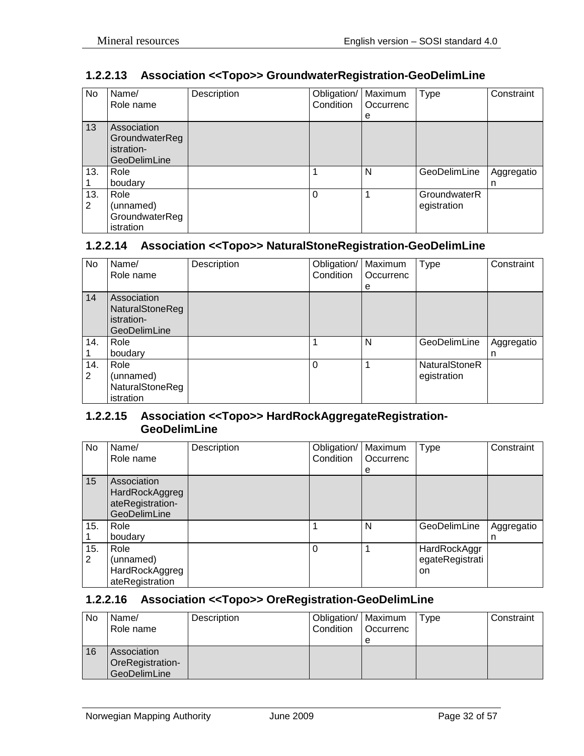#### 1.2.2.13 Association <<Topo>> GroundwaterRegistration-GeoDelimLine

| No | Name/ Role name | Description | Obligation/ Condition | Maximum Occurrence | Type | Constraint |
|---|---|---|---|---|---|---|
| 13 | Association GroundwaterRegistration-GeoDelimLine | | | | | |
| 13.1 | Role boudary | | 1 | N | GeoDelimLine | Aggregation |
| 13.2 | Role (unnamed) GroundwaterRegistration | | 0 | 1 | GroundwaterRegistration | |

#### 1.2.2.14 Association <<Topo>> NaturalStoneRegistration-GeoDelimLine

| No | Name/ Role name | Description | Obligation/ Condition | Maximum Occurrence | Type | Constraint |
|---|---|---|---|---|---|---|
| 14 | Association NaturalStoneRegistration-GeoDelimLine | | | | | |
| 14.1 | Role boudary | | 1 | N | GeoDelimLine | Aggregation |
| 14.2 | Role (unnamed) NaturalStoneRegistration | | 0 | 1 | NaturalStoneRegistration | |

#### 1.2.2.15 Association <<Topo>> HardRockAggregateRegistration-GeoDelimLine

| No | Name/ Role name | Description | Obligation/ Condition | Maximum Occurrence | Type | Constraint |
|---|---|---|---|---|---|---|
| 15 | Association HardRockAggregateRegistration-GeoDelimLine | | | | | |
| 15.1 | Role boudary | | 1 | N | GeoDelimLine | Aggregation |
| 15.2 | Role (unnamed) HardRockAggregateRegistration | | 0 | 1 | HardRockAggregateRegistration | |

#### 1.2.2.16 Association <<Topo>> OreRegistration-GeoDelimLine

| No | Name/ Role name | Description | Obligation/ Condition | Maximum Occurrence | Type | Constraint |
|---|---|---|---|---|---|---|
| 16 | Association OreRegistration-GeoDelimLine | | | | | |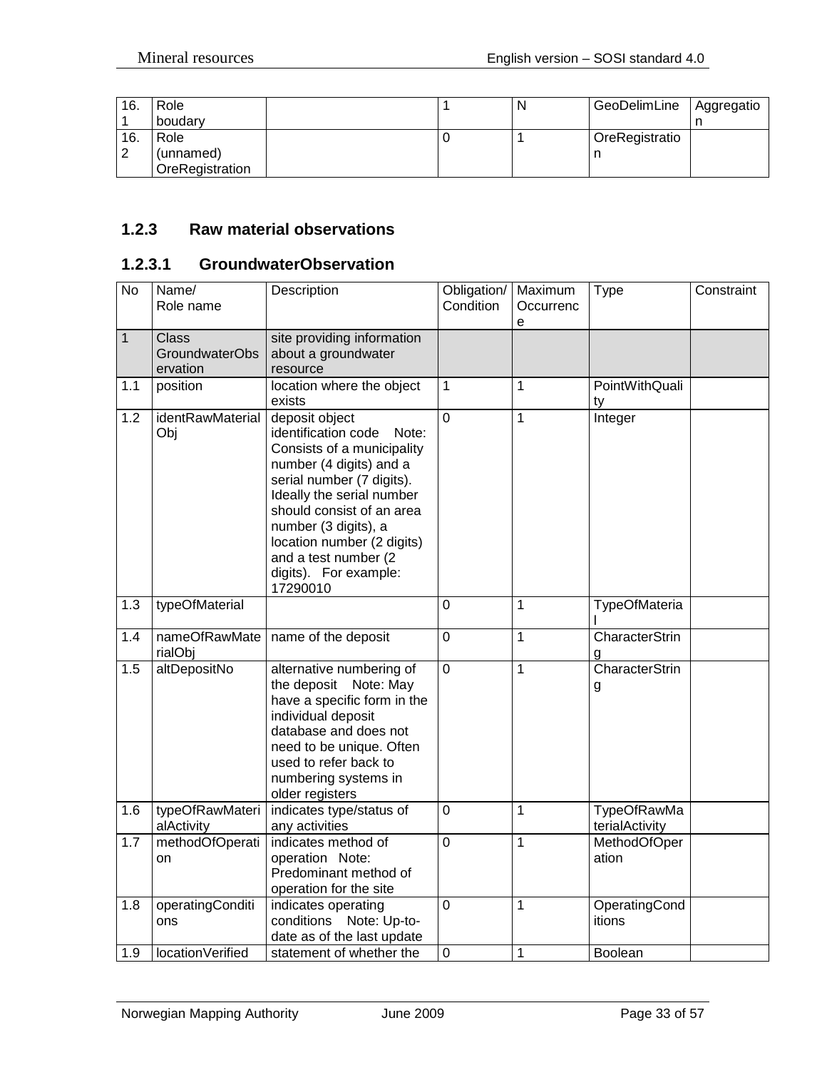| 16.1 | Role boudary | | 1 | N | GeoDelimLine | Aggregation |
|---|---|---|---|---|---|---|
| 16.2 | Role (unnamed) OreRegistration | | 0 | 1 | OreRegistration | |

### 1.2.3 Raw material observations

#### 1.2.3.1 GroundwaterObservation

| No | Name/ Role name | Description | Obligation/ Condition | Maximum Occurrence | Type | Constraint |
|---|---|---|---|---|---|---|
| 1 | Class GroundwaterObservation | site providing information about a groundwater resource | | | | |
| 1.1 | position | location where the object exists | 1 | 1 | PointWithQuality | |
| 1.2 | identRawMaterialObj | deposit object identification code Note: Consists of a municipality number (4 digits) and a serial number (7 digits). Ideally the serial number should consist of an area number (3 digits), a location number (2 digits) and a test number (2 digits). For example: 17290010 | 0 | 1 | Integer | |
| 1.3 | typeOfMaterial | | 0 | 1 | TypeOfMaterial | |
| 1.4 | nameOfRawMaterialObj | name of the deposit | 0 | 1 | CharacterString | |
| 1.5 | altDepositNo | alternative numbering of the deposit Note: May have a specific form in the individual deposit database and does not need to be unique. Often used to refer back to numbering systems in older registers | 0 | 1 | CharacterString | |
| 1.6 | typeOfRawMaterialActivity | indicates type/status of any activities | 0 | 1 | TypeOfRawMaterialActivity | |
| 1.7 | methodOfOperation | indicates method of operation Note: Predominant method of operation for the site | 0 | 1 | MethodOfOperation | |
| 1.8 | operatingConditions | indicates operating conditions Note: Up-to-date as of the last update | 0 | 1 | OperatingConditions | |
| 1.9 | locationVerified | statement of whether the | 0 | 1 | Boolean | |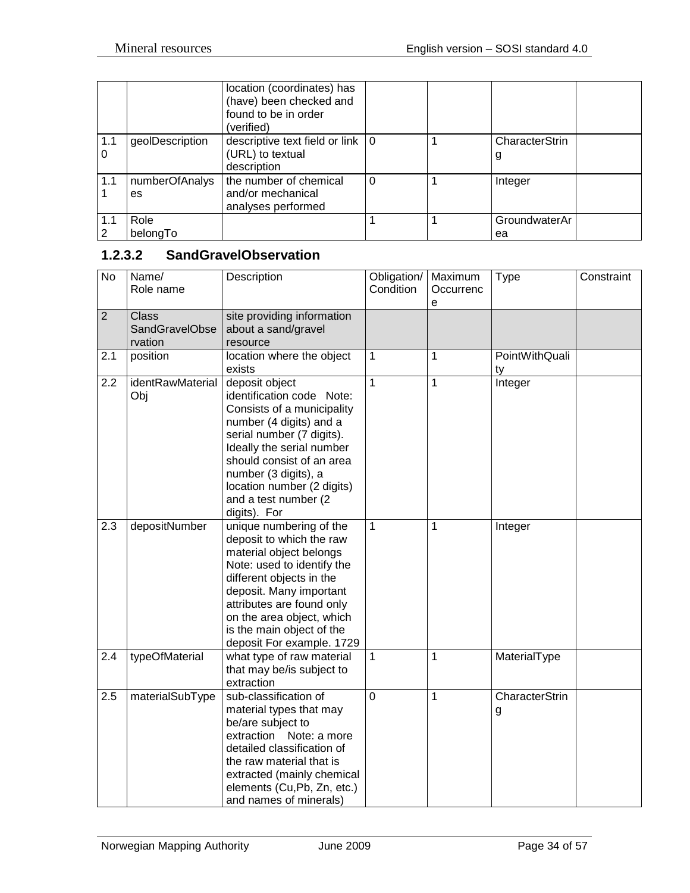| | | location (coordinates) has (have) been checked and found to be in order (verified) | | | | |
|---|---|---|---|---|---|---|
| 1.10 | geolDescription | descriptive text field or link (URL) to textual description | 0 | 1 | CharacterString | |
| 1.11 | numberOfAnalyses | the number of chemical and/or mechanical analyses performed | 0 | 1 | Integer | |
| 1.12 | Role belongTo | | 1 | 1 | GroundwaterArea | |

### 1.2.3.2 SandGravelObservation

| No | Name/ Role name | Description | Obligation/ Condition | Maximum Occurrence | Type | Constraint |
|---|---|---|---|---|---|---|
| 2 | Class SandGravelObservation | site providing information about a sand/gravel resource | | | | |
| 2.1 | position | location where the object exists | 1 | 1 | PointWithQuality | |
| 2.2 | identRawMaterialObj | deposit object identification code Note: Consists of a municipality number (4 digits) and a serial number (7 digits). Ideally the serial number should consist of an area number (3 digits), a location number (2 digits) and a test number (2 digits). For | 1 | 1 | Integer | |
| 2.3 | depositNumber | unique numbering of the deposit to which the raw material object belongs Note: used to identify the different objects in the deposit. Many important attributes are found only on the area object, which is the main object of the deposit For example. 1729 | 1 | 1 | Integer | |
| 2.4 | typeOfMaterial | what type of raw material that may be/is subject to extraction | 1 | 1 | MaterialType | |
| 2.5 | materialSubType | sub-classification of material types that may be/are subject to extraction Note: a more detailed classification of the raw material that is extracted (mainly chemical elements (Cu,Pb, Zn, etc.) and names of minerals) | 0 | 1 | CharacterString | |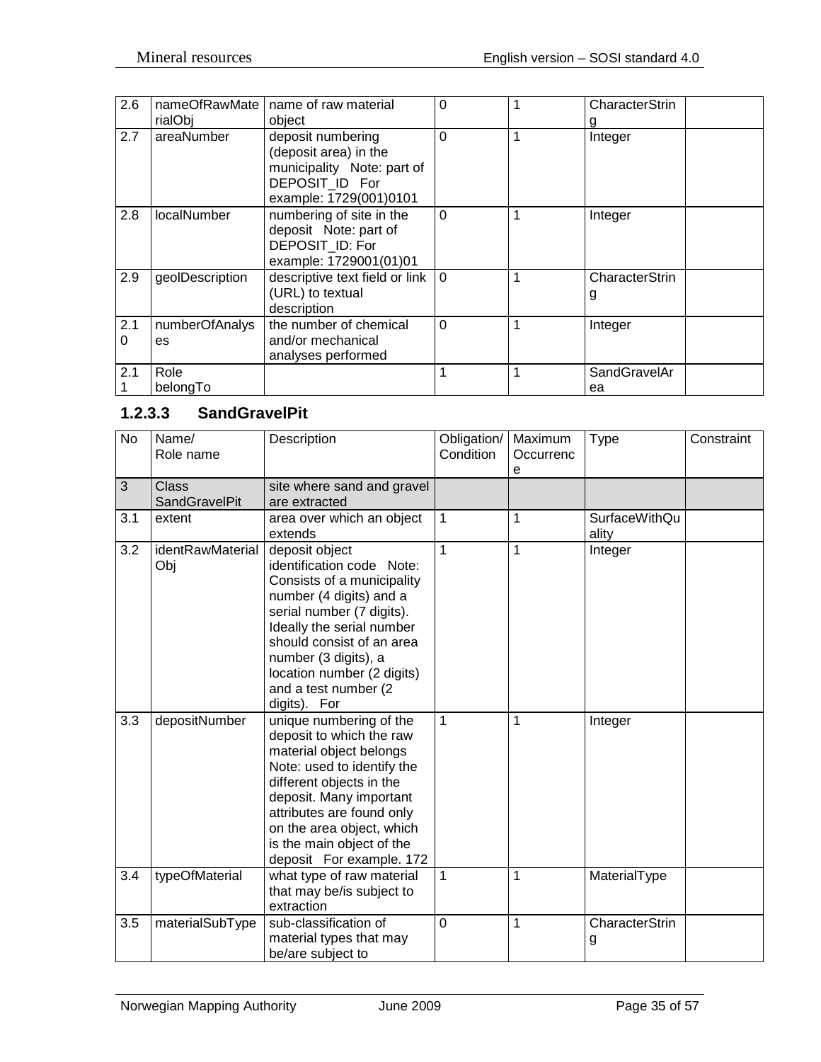| 2.6 | nameOfRawMaterialObj | name of raw material object | 0 | 1 | CharacterString | |
|---|---|---|---|---|---|---|
| 2.7 | areaNumber | deposit numbering (deposit area) in the municipality Note: part of DEPOSIT_ID For example: 1729(001)0101 | 0 | 1 | Integer | |
| 2.8 | localNumber | numbering of site in the deposit Note: part of DEPOSIT_ID: For example: 1729001(01)01 | 0 | 1 | Integer | |
| 2.9 | geolDescription | descriptive text field or link (URL) to textual description | 0 | 1 | CharacterString | |
| 2.10 | numberOfAnalyses | the number of chemical and/or mechanical analyses performed | 0 | 1 | Integer | |
| 2.11 | Role belongTo | | 1 | 1 | SandGravelArea | |

### 1.2.3.3 SandGravelPit

| No | Name/ Role name | Description | Obligation/ Condition | Maximum Occurrence | Type | Constraint |
|---|---|---|---|---|---|---|
| 3 | Class SandGravelPit | site where sand and gravel are extracted | | | | |
| 3.1 | extent | area over which an object extends | 1 | 1 | SurfaceWithQuality | |
| 3.2 | identRawMaterialObj | deposit object identification code Note: Consists of a municipality number (4 digits) and a serial number (7 digits). Ideally the serial number should consist of an area number (3 digits), a location number (2 digits) and a test number (2 digits). For | 1 | 1 | Integer | |
| 3.3 | depositNumber | unique numbering of the deposit to which the raw material object belongs Note: used to identify the different objects in the deposit. Many important attributes are found only on the area object, which is the main object of the deposit For example. 172 | 1 | 1 | Integer | |
| 3.4 | typeOfMaterial | what type of raw material that may be/is subject to extraction | 1 | 1 | MaterialType | |
| 3.5 | materialSubType | sub-classification of material types that may be/are subject to | 0 | 1 | CharacterString | |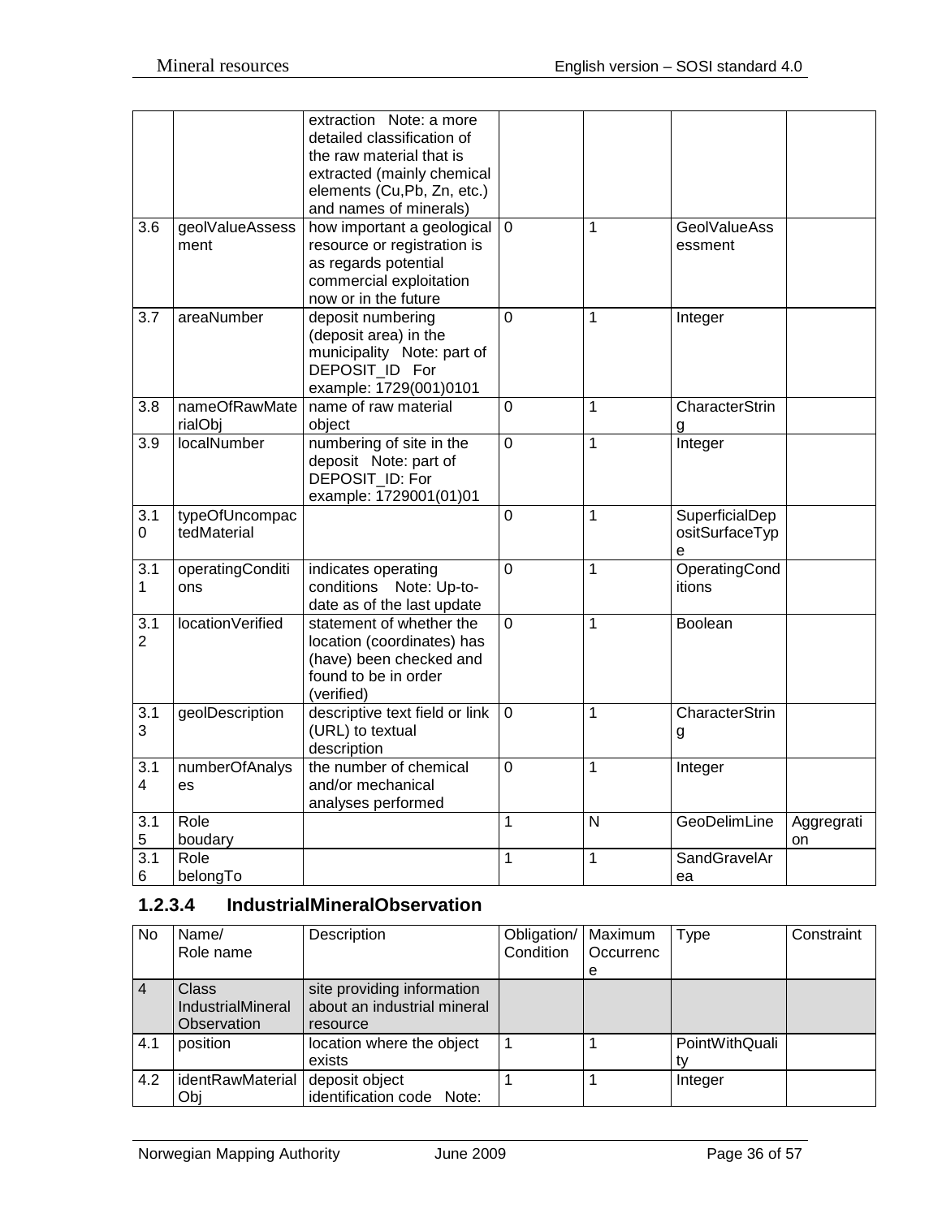| | | extraction Note: a more detailed classification of the raw material that is extracted (mainly chemical elements (Cu,Pb, Zn, etc.) and names of minerals) | | | | |
|---|---|---|---|---|---|---|
| 3.6 | geolValueAssessment | how important a geological resource or registration is as regards potential commercial exploitation now or in the future | 0 | 1 | GeolValueAssessment | |
| 3.7 | areaNumber | deposit numbering (deposit area) in the municipality Note: part of DEPOSIT_ID For example: 1729(001)0101 | 0 | 1 | Integer | |
| 3.8 | nameOfRawMaterialObj | name of raw material object | 0 | 1 | CharacterString | |
| 3.9 | localNumber | numbering of site in the deposit Note: part of DEPOSIT_ID: For example: 1729001(01)01 | 0 | 1 | Integer | |
| 3.10 | typeOfUncompactedMaterial | | 0 | 1 | SuperficialDepositSurfaceType | |
| 3.11 | operatingConditions | indicates operating conditions Note: Up-to-date as of the last update | 0 | 1 | OperatingConditions | |
| 3.12 | locationVerified | statement of whether the location (coordinates) has (have) been checked and found to be in order (verified) | 0 | 1 | Boolean | |
| 3.13 | geolDescription | descriptive text field or link (URL) to textual description | 0 | 1 | CharacterString | |
| 3.14 | numberOfAnalyses | the number of chemical and/or mechanical analyses performed | 0 | 1 | Integer | |
| 3.15 | Role boudary | | 1 | N | GeoDelimLine | Aggregration |
| 3.16 | Role belongTo | | 1 | 1 | SandGravelArea | |

### 1.2.3.4 IndustrialMineralObservation

| No | Name/ Role name | Description | Obligation/ Condition | Maximum Occurrence | Type | Constraint |
|---|---|---|---|---|---|---|
| 4 | Class IndustrialMineral Observation | site providing information about an industrial mineral resource | | | | |
| 4.1 | position | location where the object exists | 1 | 1 | PointWithQuality | |
| 4.2 | identRawMaterialObj | deposit object identification code Note: | 1 | 1 | Integer | |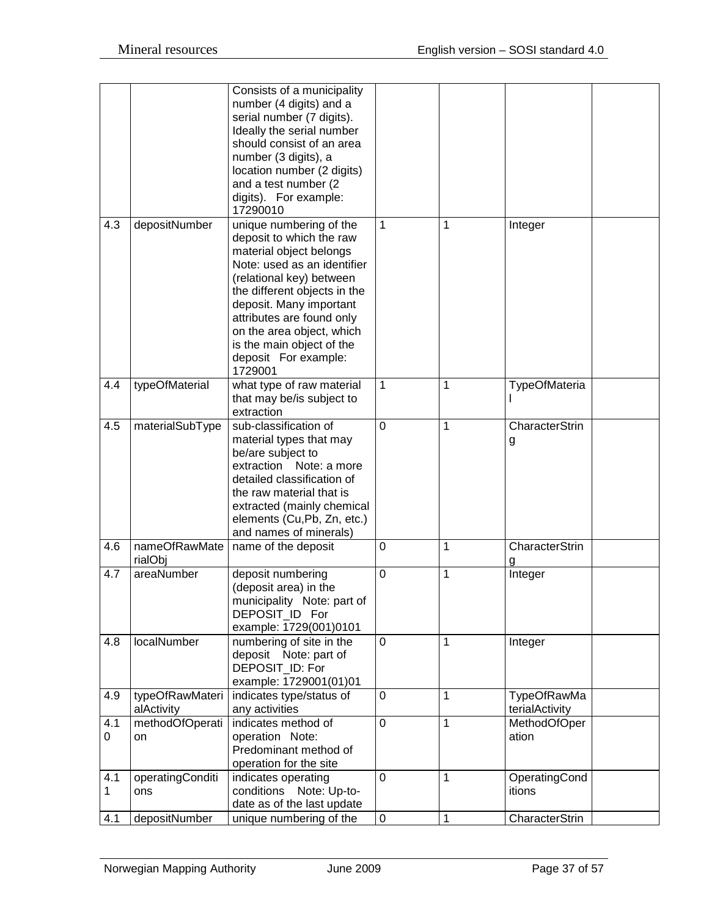| | | | | | | |
|---|---|---|---|---|---|---|
| | | Consists of a municipality number (4 digits) and a serial number (7 digits). Ideally the serial number should consist of an area number (3 digits), a location number (2 digits) and a test number (2 digits). For example: 17290010 | | | | |
| 4.3 | depositNumber | unique numbering of the deposit to which the raw material object belongs Note: used as an identifier (relational key) between the different objects in the deposit. Many important attributes are found only on the area object, which is the main object of the deposit For example: 1729001 | 1 | 1 | Integer | |
| 4.4 | typeOfMaterial | what type of raw material that may be/is subject to extraction | 1 | 1 | TypeOfMaterial | |
| 4.5 | materialSubType | sub-classification of material types that may be/are subject to extraction Note: a more detailed classification of the raw material that is extracted (mainly chemical elements (Cu,Pb, Zn, etc.) and names of minerals) | 0 | 1 | CharacterString | |
| 4.6 | nameOfRawMaterialObj | name of the deposit | 0 | 1 | CharacterString | |
| 4.7 | areaNumber | deposit numbering (deposit area) in the municipality Note: part of DEPOSIT_ID For example: 1729(001)0101 | 0 | 1 | Integer | |
| 4.8 | localNumber | numbering of site in the deposit Note: part of DEPOSIT_ID: For example: 1729001(01)01 | 0 | 1 | Integer | |
| 4.9 | typeOfRawMaterialActivity | indicates type/status of any activities | 0 | 1 | TypeOfRawMaterialActivity | |
| 4.10 | methodOfOperation | indicates method of operation Note: Predominant method of operation for the site | 0 | 1 | MethodOfOperation | |
| 4.11 | operatingConditions | indicates operating conditions Note: Up-to-date as of the last update | 0 | 1 | OperatingConditions | |
| 4.1 | depositNumber | unique numbering of the | 0 | 1 | CharacterStrin | |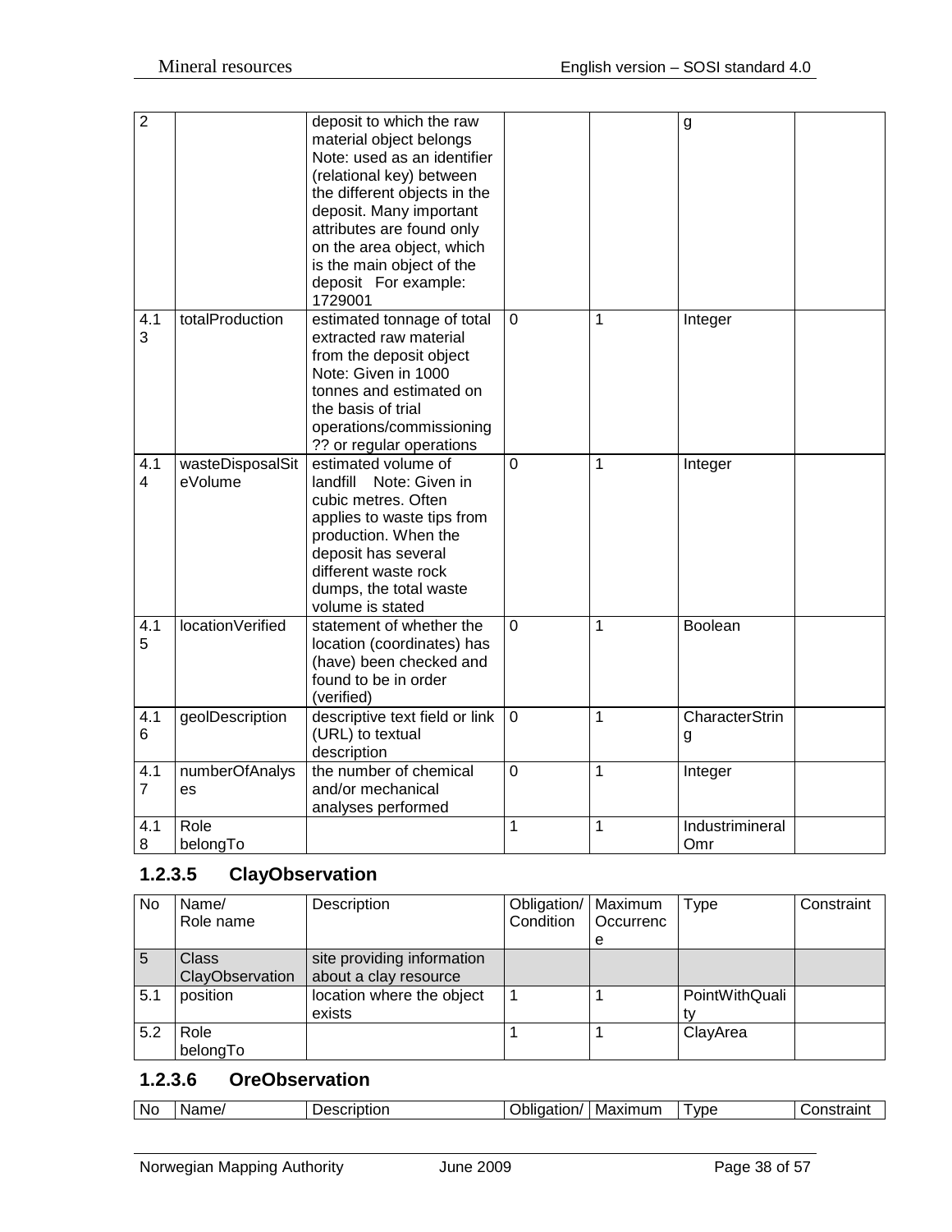| 2 | | deposit to which the raw material object belongs Note: used as an identifier (relational key) between the different objects in the deposit. Many important attributes are found only on the area object, which is the main object of the deposit For example: 1729001 | | | g | |
|---|---|---|---|---|---|---|
| 4.13 | totalProduction | estimated tonnage of total extracted raw material from the deposit object Note: Given in 1000 tonnes and estimated on the basis of trial operations/commissioning ?? or regular operations | 0 | 1 | Integer | |
| 4.14 | wasteDisposalSiteVolume | estimated volume of landfill Note: Given in cubic metres. Often applies to waste tips from production. When the deposit has several different waste rock dumps, the total waste volume is stated | 0 | 1 | Integer | |
| 4.15 | locationVerified | statement of whether the location (coordinates) has (have) been checked and found to be in order (verified) | 0 | 1 | Boolean | |
| 4.16 | geolDescription | descriptive text field or link (URL) to textual description | 0 | 1 | CharacterString | |
| 4.17 | numberOfAnalyses | the number of chemical and/or mechanical analyses performed | 0 | 1 | Integer | |
| 4.18 | Role belongTo | | 1 | 1 | IndustrimineralOmr | |

### 1.2.3.5 ClayObservation

| No | Name/ Role name | Description | Obligation/ Condition | Maximum Occurrence | Type | Constraint |
|---|---|---|---|---|---|---|
| 5 | Class ClayObservation | site providing information about a clay resource | | | | |
| 5.1 | position | location where the object exists | 1 | 1 | PointWithQuality | |
| 5.2 | Role belongTo | | 1 | 1 | ClayArea | |

### 1.2.3.6 OreObservation

| No | Name/ | Description | Obligation/ | Maximum | Type | Constraint |
|---|---|---|---|---|---|---|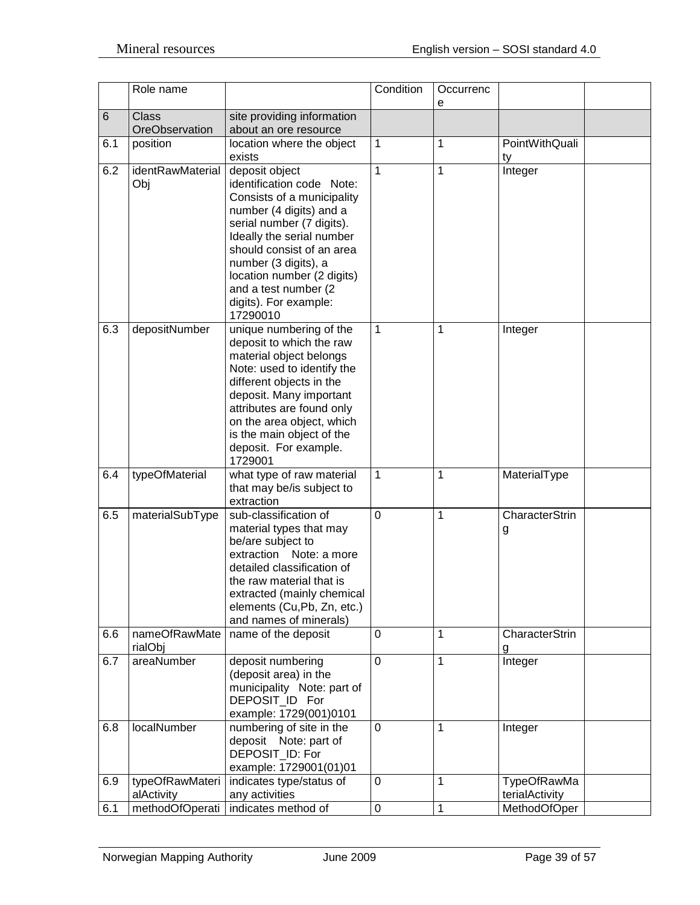| | Role name | | Condition | Occurrence | | |
|---|---|---|---|---|---|---|
| 6 | Class OreObservation | site providing information about an ore resource | | | | |
| 6.1 | position | location where the object exists | 1 | 1 | PointWithQuality | |
| 6.2 | identRawMaterialObj | deposit object identification code Note: Consists of a municipality number (4 digits) and a serial number (7 digits). Ideally the serial number should consist of an area number (3 digits), a location number (2 digits) and a test number (2 digits). For example: 17290010 | 1 | 1 | Integer | |
| 6.3 | depositNumber | unique numbering of the deposit to which the raw material object belongs Note: used to identify the different objects in the deposit. Many important attributes are found only on the area object, which is the main object of the deposit. For example. 1729001 | 1 | 1 | Integer | |
| 6.4 | typeOfMaterial | what type of raw material that may be/is subject to extraction | 1 | 1 | MaterialType | |
| 6.5 | materialSubType | sub-classification of material types that may be/are subject to extraction Note: a more detailed classification of the raw material that is extracted (mainly chemical elements (Cu,Pb, Zn, etc.) and names of minerals) | 0 | 1 | CharacterString | |
| 6.6 | nameOfRawMaterialObj | name of the deposit | 0 | 1 | CharacterString | |
| 6.7 | areaNumber | deposit numbering (deposit area) in the municipality Note: part of DEPOSIT_ID For example: 1729(001)0101 | 0 | 1 | Integer | |
| 6.8 | localNumber | numbering of site in the deposit Note: part of DEPOSIT_ID: For example: 1729001(01)01 | 0 | 1 | Integer | |
| 6.9 | typeOfRawMaterialActivity | indicates type/status of any activities | 0 | 1 | TypeOfRawMaterialActivity | |
| 6.1 | methodOfOperati | indicates method of | 0 | 1 | MethodOfOper | |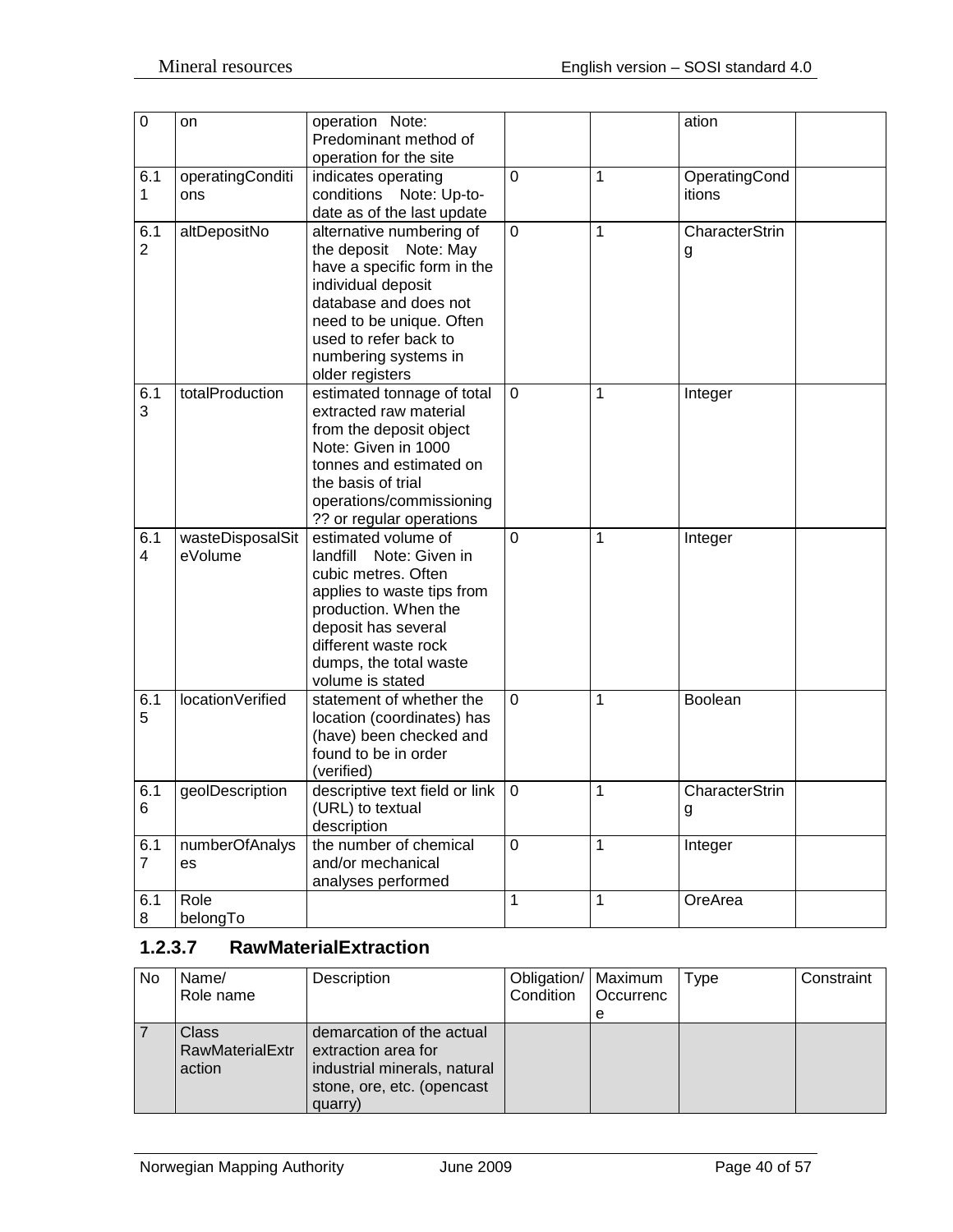| 0 | on | operation Note: Predominant method of operation for the site | | | ation | |
|---|---|---|---|---|---|---|
| 6.11 | operatingConditions | indicates operating conditions Note: Up-to-date as of the last update | 0 | 1 | OperatingConditions | |
| 6.12 | altDepositNo | alternative numbering of the deposit Note: May have a specific form in the individual deposit database and does not need to be unique. Often used to refer back to numbering systems in older registers | 0 | 1 | CharacterString | |
| 6.13 | totalProduction | estimated tonnage of total extracted raw material from the deposit object Note: Given in 1000 tonnes and estimated on the basis of trial operations/commissioning ?? or regular operations | 0 | 1 | Integer | |
| 6.14 | wasteDisposalSiteVolume | estimated volume of landfill Note: Given in cubic metres. Often applies to waste tips from production. When the deposit has several different waste rock dumps, the total waste volume is stated | 0 | 1 | Integer | |
| 6.15 | locationVerified | statement of whether the location (coordinates) has (have) been checked and found to be in order (verified) | 0 | 1 | Boolean | |
| 6.16 | geolDescription | descriptive text field or link (URL) to textual description | 0 | 1 | CharacterString | |
| 6.17 | numberOfAnalyses | the number of chemical and/or mechanical analyses performed | 0 | 1 | Integer | |
| 6.18 | Role belongTo | | 1 | 1 | OreArea | |

### 1.2.3.7 RawMaterialExtraction

| No | Name/ Role name | Description | Obligation/ Condition | Maximum Occurrence | Type | Constraint |
|---|---|---|---|---|---|---|
| 7 | Class RawMaterialExtraction | demarcation of the actual extraction area for industrial minerals, natural stone, ore, etc. (opencast quarry) | | | | |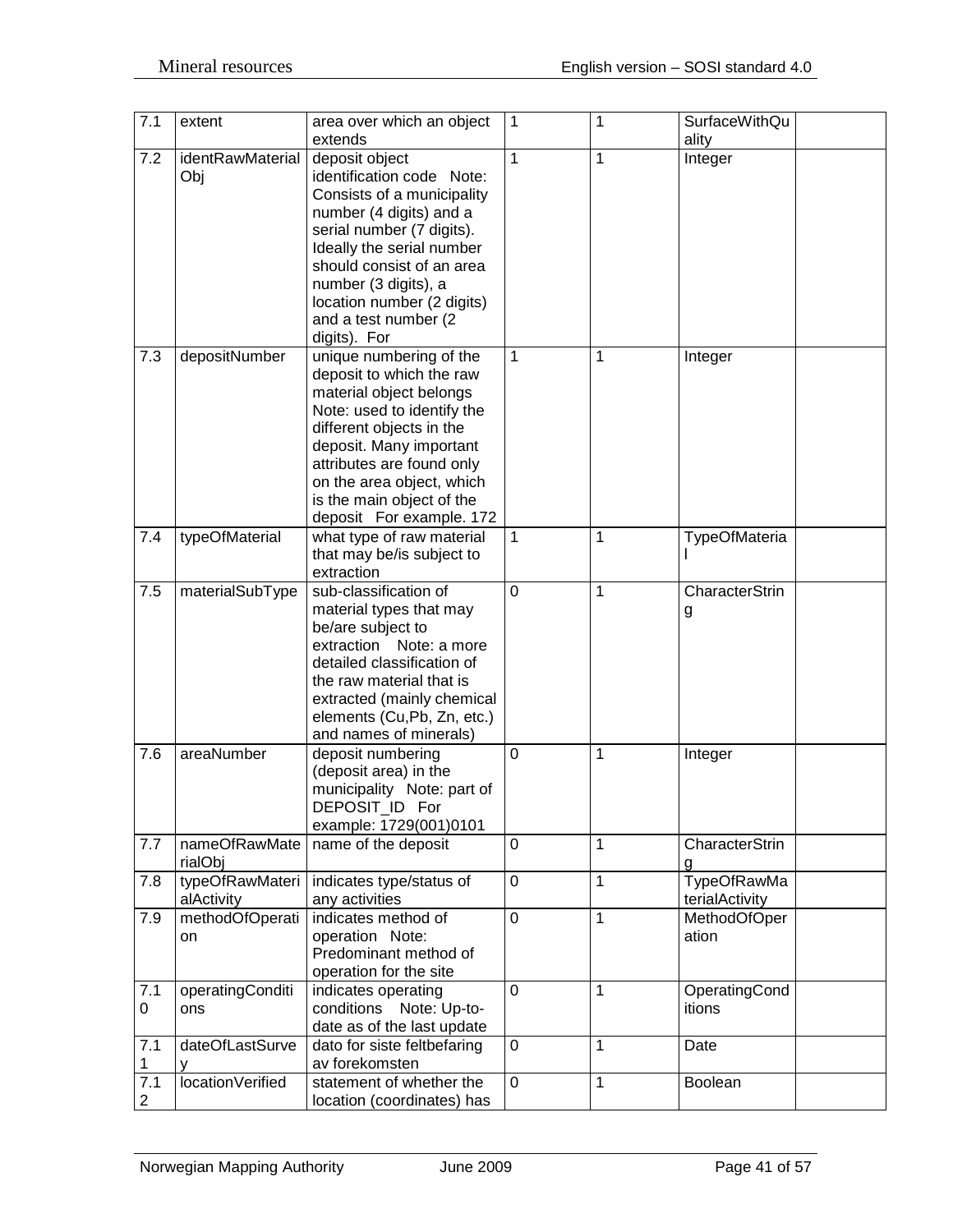| 7.1 | extent | area over which an object extends | 1 | 1 | SurfaceWithQuality | |
|---|---|---|---|---|---|---|
| 7.2 | identRawMaterialObj | deposit object identification code Note: Consists of a municipality number (4 digits) and a serial number (7 digits). Ideally the serial number should consist of an area number (3 digits), a location number (2 digits) and a test number (2 digits). For | 1 | 1 | Integer | |
| 7.3 | depositNumber | unique numbering of the deposit to which the raw material object belongs Note: used to identify the different objects in the deposit. Many important attributes are found only on the area object, which is the main object of the deposit For example. 172 | 1 | 1 | Integer | |
| 7.4 | typeOfMaterial | what type of raw material that may be/is subject to extraction | 1 | 1 | TypeOfMaterial | |
| 7.5 | materialSubType | sub-classification of material types that may be/are subject to extraction Note: a more detailed classification of the raw material that is extracted (mainly chemical elements (Cu,Pb, Zn, etc.) and names of minerals) | 0 | 1 | CharacterString | |
| 7.6 | areaNumber | deposit numbering (deposit area) in the municipality Note: part of DEPOSIT_ID For example: 1729(001)0101 | 0 | 1 | Integer | |
| 7.7 | nameOfRawMaterialObj | name of the deposit | 0 | 1 | CharacterString | |
| 7.8 | typeOfRawMaterialActivity | indicates type/status of any activities | 0 | 1 | TypeOfRawMaterialActivity | |
| 7.9 | methodOfOperation | indicates method of operation Note: Predominant method of operation for the site | 0 | 1 | MethodOfOperation | |
| 7.10 | operatingConditions | indicates operating conditions Note: Up-to-date as of the last update | 0 | 1 | OperatingConditions | |
| 7.11 | dateOfLastSurvey | dato for siste feltbefaring av forekomsten | 0 | 1 | Date | |
| 7.12 | locationVerified | statement of whether the location (coordinates) has | 0 | 1 | Boolean | |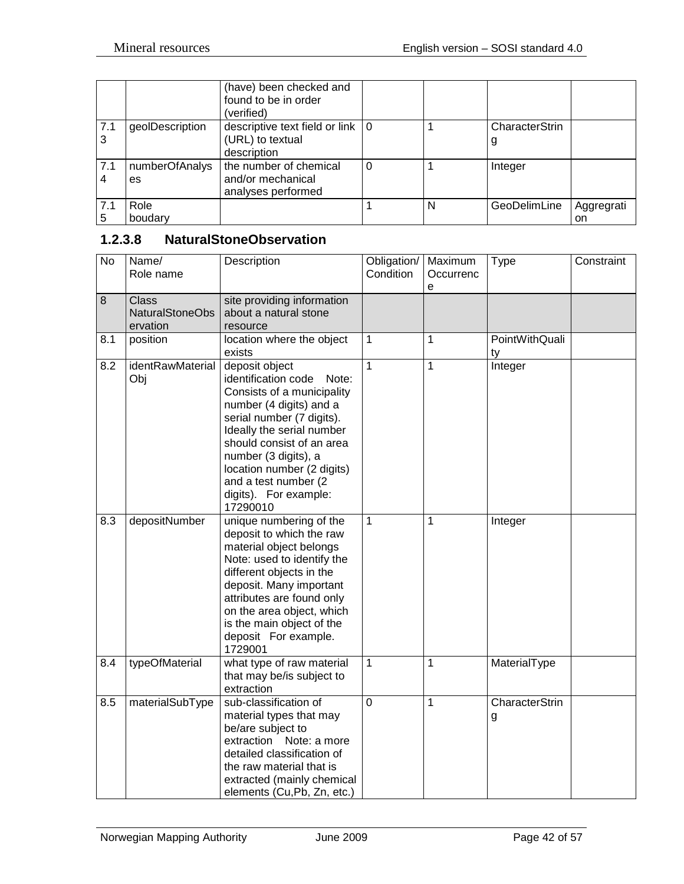| | | (have) been checked and found to be in order (verified) | | | | |
|---|---|---|---|---|---|---|
| 7.13 | geolDescription | descriptive text field or link (URL) to textual description | 0 | 1 | CharacterString | |
| 7.14 | numberOfAnalyses | the number of chemical and/or mechanical analyses performed | 0 | 1 | Integer | |
| 7.15 | Role boudary | | 1 | N | GeoDelimLine | Aggregration |

### 1.2.3.8 NaturalStoneObservation

| No | Name/ Role name | Description | Obligation/ Condition | Maximum Occurrence | Type | Constraint |
|---|---|---|---|---|---|---|
| 8 | Class NaturalStoneObservation | site providing information about a natural stone resource | | | | |
| 8.1 | position | location where the object exists | 1 | 1 | PointWithQuality | |
| 8.2 | identRawMaterialObj | deposit object identification code Note: Consists of a municipality number (4 digits) and a serial number (7 digits). Ideally the serial number should consist of an area number (3 digits), a location number (2 digits) and a test number (2 digits). For example: 17290010 | 1 | 1 | Integer | |
| 8.3 | depositNumber | unique numbering of the deposit to which the raw material object belongs Note: used to identify the different objects in the deposit. Many important attributes are found only on the area object, which is the main object of the deposit For example. 1729001 | 1 | 1 | Integer | |
| 8.4 | typeOfMaterial | what type of raw material that may be/is subject to extraction | 1 | 1 | MaterialType | |
| 8.5 | materialSubType | sub-classification of material types that may be/are subject to extraction Note: a more detailed classification of the raw material that is extracted (mainly chemical elements (Cu,Pb, Zn, etc.) | 0 | 1 | CharacterString | |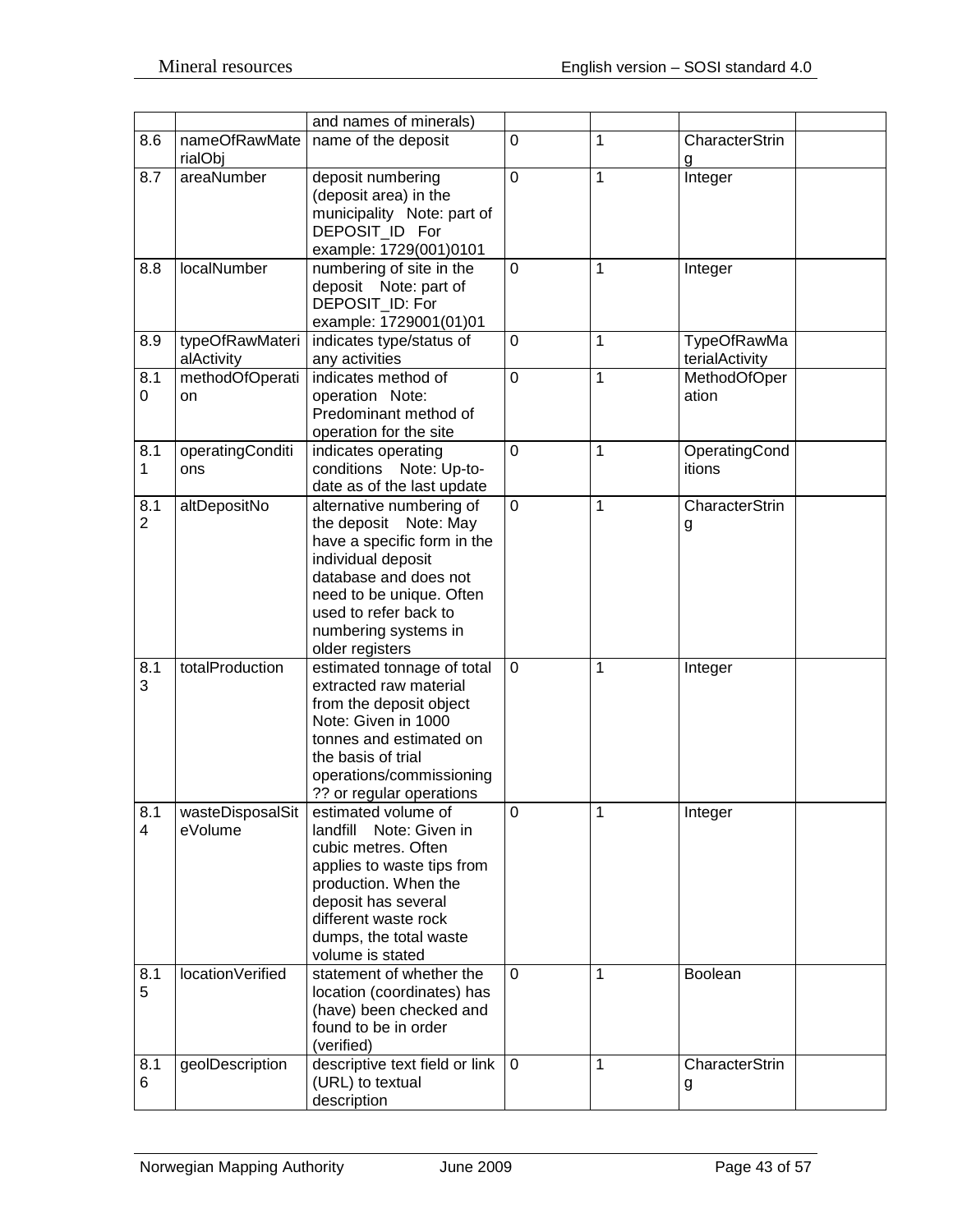| | | and names of minerals) | | | | |
|---|---|---|---|---|---|---|
| 8.6 | nameOfRawMaterialObj | name of the deposit | 0 | 1 | CharacterString | |
| 8.7 | areaNumber | deposit numbering (deposit area) in the municipality Note: part of DEPOSIT_ID For example: 1729(001)0101 | 0 | 1 | Integer | |
| 8.8 | localNumber | numbering of site in the deposit Note: part of DEPOSIT_ID: For example: 1729001(01)01 | 0 | 1 | Integer | |
| 8.9 | typeOfRawMaterialActivity | indicates type/status of any activities | 0 | 1 | TypeOfRawMaterialActivity | |
| 8.10 | methodOfOperation | indicates method of operation Note: Predominant method of operation for the site | 0 | 1 | MethodOfOperation | |
| 8.11 | operatingConditions | indicates operating conditions Note: Up-to-date as of the last update | 0 | 1 | OperatingConditions | |
| 8.12 | altDepositNo | alternative numbering of the deposit Note: May have a specific form in the individual deposit database and does not need to be unique. Often used to refer back to numbering systems in older registers | 0 | 1 | CharacterString | |
| 8.13 | totalProduction | estimated tonnage of total extracted raw material from the deposit object Note: Given in 1000 tonnes and estimated on the basis of trial operations/commissioning ?? or regular operations | 0 | 1 | Integer | |
| 8.14 | wasteDisposalSiteVolume | estimated volume of landfill Note: Given in cubic metres. Often applies to waste tips from production. When the deposit has several different waste rock dumps, the total waste volume is stated | 0 | 1 | Integer | |
| 8.15 | locationVerified | statement of whether the location (coordinates) has (have) been checked and found to be in order (verified) | 0 | 1 | Boolean | |
| 8.16 | geolDescription | descriptive text field or link (URL) to textual description | 0 | 1 | CharacterString | |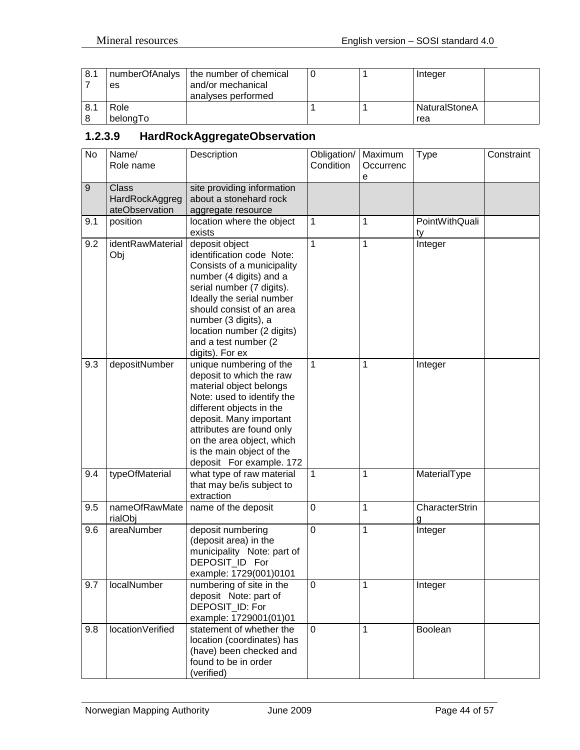| 8.17 | numberOfAnalyses | the number of chemical and/or mechanical analyses performed | 0 | 1 | Integer | |
|---|---|---|---|---|---|---|
| 8.18 | Role belongTo | | 1 | 1 | NaturalStoneArea | |

### 1.2.3.9 HardRockAggregateObservation

| No | Name/ Role name | Description | Obligation/ Condition | Maximum Occurrence | Type | Constraint |
|---|---|---|---|---|---|---|
| 9 | Class HardRockAggregateObservation | site providing information about a stonehard rock aggregate resource | | | | |
| 9.1 | position | location where the object exists | 1 | 1 | PointWithQuality | |
| 9.2 | identRawMaterialObj | deposit object identification code Note: Consists of a municipality number (4 digits) and a serial number (7 digits). Ideally the serial number should consist of an area number (3 digits), a location number (2 digits) and a test number (2 digits). For ex | 1 | 1 | Integer | |
| 9.3 | depositNumber | unique numbering of the deposit to which the raw material object belongs Note: used to identify the different objects in the deposit. Many important attributes are found only on the area object, which is the main object of the deposit For example. 172 | 1 | 1 | Integer | |
| 9.4 | typeOfMaterial | what type of raw material that may be/is subject to extraction | 1 | 1 | MaterialType | |
| 9.5 | nameOfRawMaterialObj | name of the deposit | 0 | 1 | CharacterString | |
| 9.6 | areaNumber | deposit numbering (deposit area) in the municipality Note: part of DEPOSIT_ID For example: 1729(001)0101 | 0 | 1 | Integer | |
| 9.7 | localNumber | numbering of site in the deposit Note: part of DEPOSIT_ID: For example: 1729001(01)01 | 0 | 1 | Integer | |
| 9.8 | locationVerified | statement of whether the location (coordinates) has (have) been checked and found to be in order (verified) | 0 | 1 | Boolean | |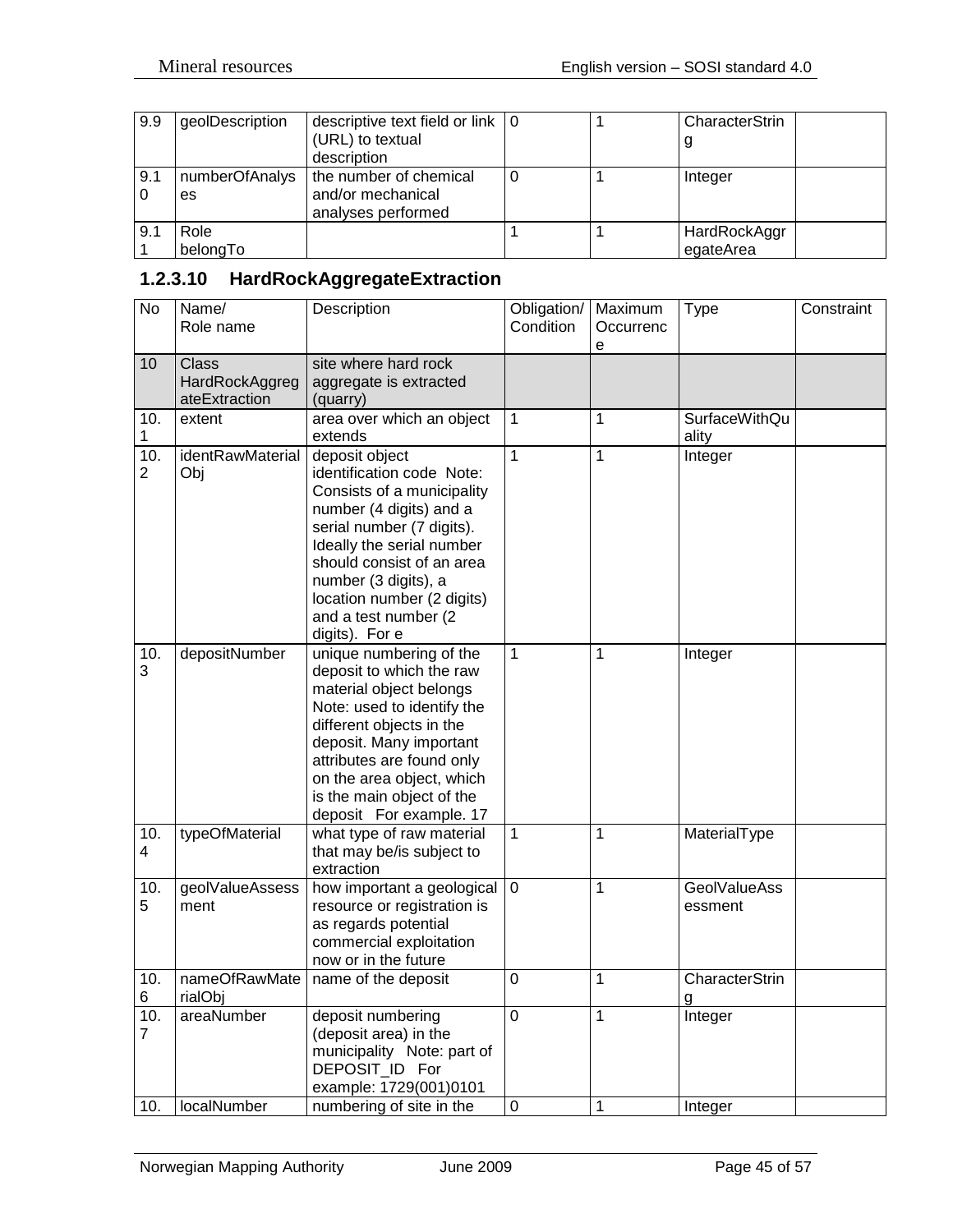| 9.9 | geolDescription | descriptive text field or link (URL) to textual description | 0 | 1 | CharacterString | |
|---|---|---|---|---|---|---|
| 9.10 | numberOfAnalyses | the number of chemical and/or mechanical analyses performed | 0 | 1 | Integer | |
| 9.11 | Role belongTo | | 1 | 1 | HardRockAggregateArea | |

### 1.2.3.10 HardRockAggregateExtraction

| No | Name/ Role name | Description | Obligation/ Condition | Maximum Occurrence | Type | Constraint |
|---|---|---|---|---|---|---|
| 10 | Class HardRockAggregateExtraction | site where hard rock aggregate is extracted (quarry) | | | | |
| 10.1 | extent | area over which an object extends | 1 | 1 | SurfaceWithQuality | |
| 10.2 | identRawMaterialObj | deposit object identification code Note: Consists of a municipality number (4 digits) and a serial number (7 digits). Ideally the serial number should consist of an area number (3 digits), a location number (2 digits) and a test number (2 digits). For e | 1 | 1 | Integer | |
| 10.3 | depositNumber | unique numbering of the deposit to which the raw material object belongs Note: used to identify the different objects in the deposit. Many important attributes are found only on the area object, which is the main object of the deposit For example. 17 | 1 | 1 | Integer | |
| 10.4 | typeOfMaterial | what type of raw material that may be/is subject to extraction | 1 | 1 | MaterialType | |
| 10.5 | geolValueAssessment | how important a geological resource or registration is as regards potential commercial exploitation now or in the future | 0 | 1 | GeolValueAssessment | |
| 10.6 | nameOfRawMaterialObj | name of the deposit | 0 | 1 | CharacterString | |
| 10.7 | areaNumber | deposit numbering (deposit area) in the municipality Note: part of DEPOSIT_ID For example: 1729(001)0101 | 0 | 1 | Integer | |
| 10. | localNumber | numbering of site in the | 0 | 1 | Integer | |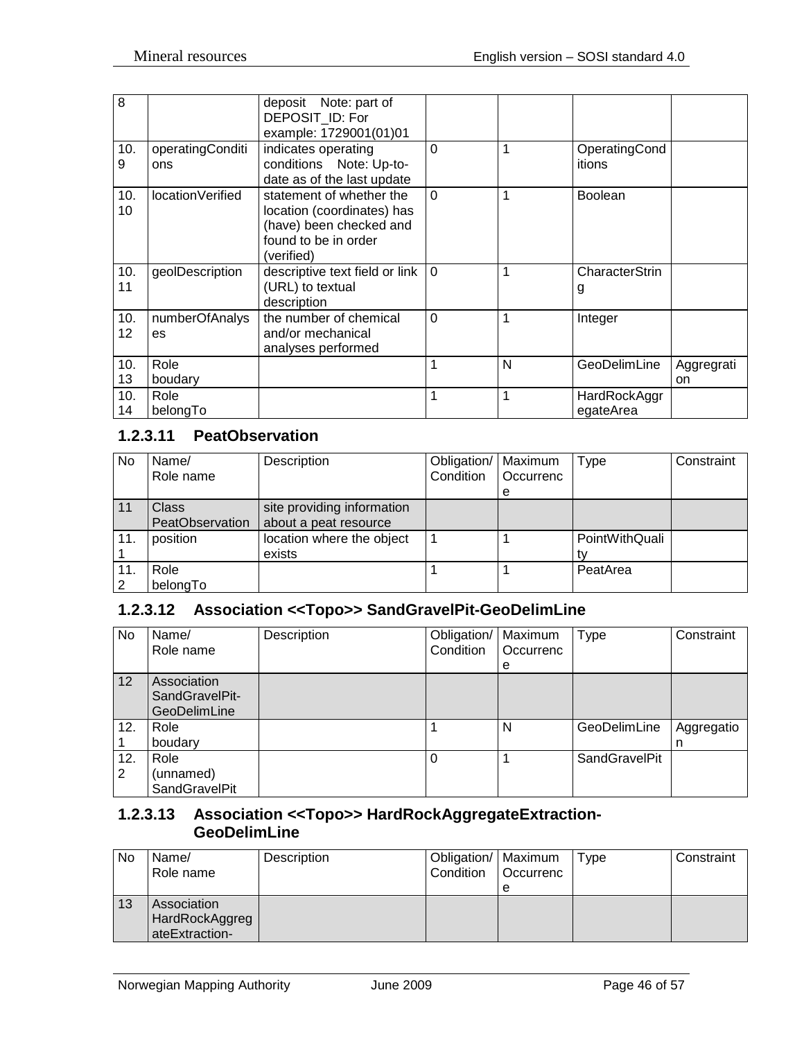| | | | | | | |
|---|---|---|---|---|---|---|
| 8 | | deposit Note: part of DEPOSIT_ID: For example: 1729001(01)01 | | | | |
| 10.9 | operatingConditions | indicates operating conditions Note: Up-to-date as of the last update | 0 | 1 | OperatingConditions | |
| 10.10 | locationVerified | statement of whether the location (coordinates) has (have) been checked and found to be in order (verified) | 0 | 1 | Boolean | |
| 10.11 | geolDescription | descriptive text field or link (URL) to textual description | 0 | 1 | CharacterString | |
| 10.12 | numberOfAnalyses | the number of chemical and/or mechanical analyses performed | 0 | 1 | Integer | |
| 10.13 | Role boudary | | 1 | N | GeoDelimLine | Aggregation |
| 10.14 | Role belongTo | | 1 | 1 | HardRockAggregateArea | |

### 1.2.3.11 PeatObservation

| No | Name/ Role name | Description | Obligation/ Condition | Maximum Occurrence | Type | Constraint |
|---|---|---|---|---|---|---|
| 11 | Class PeatObservation | site providing information about a peat resource | | | | |
| 11.1 | position | location where the object exists | 1 | 1 | PointWithQuality | |
| 11.2 | Role belongTo | | 1 | 1 | PeatArea | |

### 1.2.3.12 Association <<Topo>> SandGravelPit-GeoDelimLine

| No | Name/ Role name | Description | Obligation/ Condition | Maximum Occurrence | Type | Constraint |
|---|---|---|---|---|---|---|
| 12 | Association SandGravelPit-GeoDelimLine | | | | | |
| 12.1 | Role boudary | | 1 | N | GeoDelimLine | Aggregation |
| 12.2 | Role (unnamed) SandGravelPit | | 0 | 1 | SandGravelPit | |

### 1.2.3.13 Association <<Topo>> HardRockAggregateExtraction-GeoDelimLine

| No | Name/ Role name | Description | Obligation/ Condition | Maximum Occurrence | Type | Constraint |
|---|---|---|---|---|---|---|
| 13 | Association HardRockAggregateExtraction- | | | | | |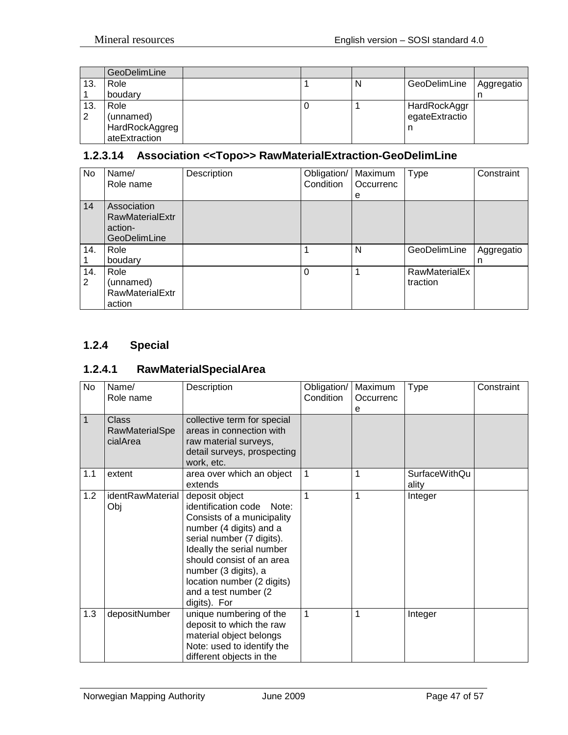|  | GeoDelimLine |  |  |  |  |  |
|---|---|---|---|---|---|---|
| 13.1 | Role boudary |  | 1 | N | GeoDelimLine | Aggregation |
| 13.2 | Role (unnamed) HardRockAggregateExtraction |  | 0 | 1 | HardRockAggregateExtraction |  |

### 1.2.3.14 Association <<Topo>> RawMaterialExtraction-GeoDelimLine

| No | Name/ Role name | Description | Obligation/ Condition | Maximum Occurrence | Type | Constraint |
|---|---|---|---|---|---|---|
| 14 | Association RawMaterialExtraction-GeoDelimLine |  |  |  |  |  |
| 14.1 | Role boudary |  | 1 | N | GeoDelimLine | Aggregation |
| 14.2 | Role (unnamed) RawMaterialExtraction |  | 0 | 1 | RawMaterialExtraction |  |

## 1.2.4 Special

### 1.2.4.1 RawMaterialSpecialArea

| No | Name/ Role name | Description | Obligation/ Condition | Maximum Occurrence | Type | Constraint |
|---|---|---|---|---|---|---|
| 1 | Class RawMaterialSpecialArea | collective term for special areas in connection with raw material surveys, detail surveys, prospecting work, etc. |  |  |  |  |
| 1.1 | extent | area over which an object extends | 1 | 1 | SurfaceWithQuality |  |
| 1.2 | identRawMaterialObj | deposit object identification code Note: Consists of a municipality number (4 digits) and a serial number (7 digits). Ideally the serial number should consist of an area number (3 digits), a location number (2 digits) and a test number (2 digits). For | 1 | 1 | Integer |  |
| 1.3 | depositNumber | unique numbering of the deposit to which the raw material object belongs Note: used to identify the different objects in the | 1 | 1 | Integer |  |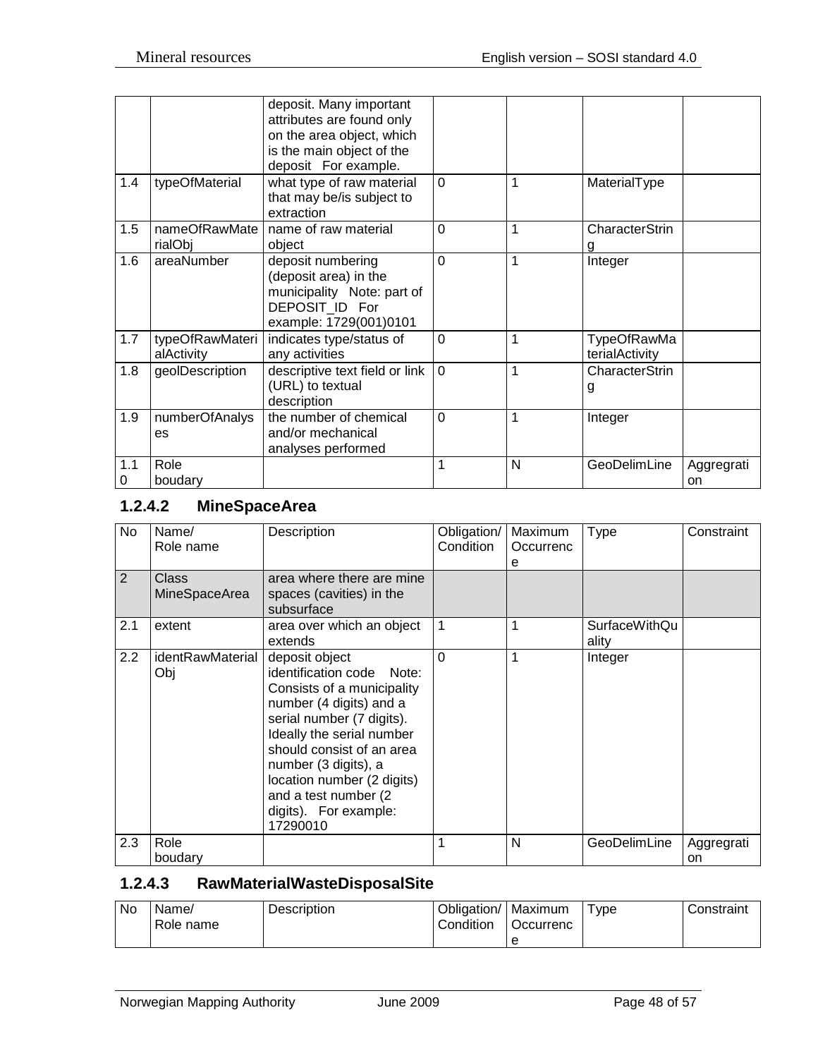|  |  | deposit. Many important attributes are found only on the area object, which is the main object of the deposit For example. |  |  |  |  |
|---|---|---|---|---|---|---|
| 1.4 | typeOfMaterial | what type of raw material that may be/is subject to extraction | 0 | 1 | MaterialType |  |
| 1.5 | nameOfRawMaterialObj | name of raw material object | 0 | 1 | CharacterString |  |
| 1.6 | areaNumber | deposit numbering (deposit area) in the municipality Note: part of DEPOSIT_ID For example: 1729(001)0101 | 0 | 1 | Integer |  |
| 1.7 | typeOfRawMaterialActivity | indicates type/status of any activities | 0 | 1 | TypeOfRawMaterialActivity |  |
| 1.8 | geolDescription | descriptive text field or link (URL) to textual description | 0 | 1 | CharacterString |  |
| 1.9 | numberOfAnalyses | the number of chemical and/or mechanical analyses performed | 0 | 1 | Integer |  |
| 1.10 | Role boudary |  | 1 | N | GeoDelimLine | Aggregration |

### 1.2.4.2 MineSpaceArea

| No | Name/ Role name | Description | Obligation/ Condition | Maximum Occurrence | Type | Constraint |
|---|---|---|---|---|---|---|
| 2 | Class MineSpaceArea | area where there are mine spaces (cavities) in the subsurface |  |  |  |  |
| 2.1 | extent | area over which an object extends | 1 | 1 | SurfaceWithQuality |  |
| 2.2 | identRawMaterialObj | deposit object identification code Note: Consists of a municipality number (4 digits) and a serial number (7 digits). Ideally the serial number should consist of an area number (3 digits), a location number (2 digits) and a test number (2 digits). For example: 17290010 | 0 | 1 | Integer |  |
| 2.3 | Role boudary |  | 1 | N | GeoDelimLine | Aggregration |

### 1.2.4.3 RawMaterialWasteDisposalSite

| No | Name/ Role name | Description | Obligation/ Condition | Maximum Occurrence | Type | Constraint |
|---|---|---|---|---|---|---|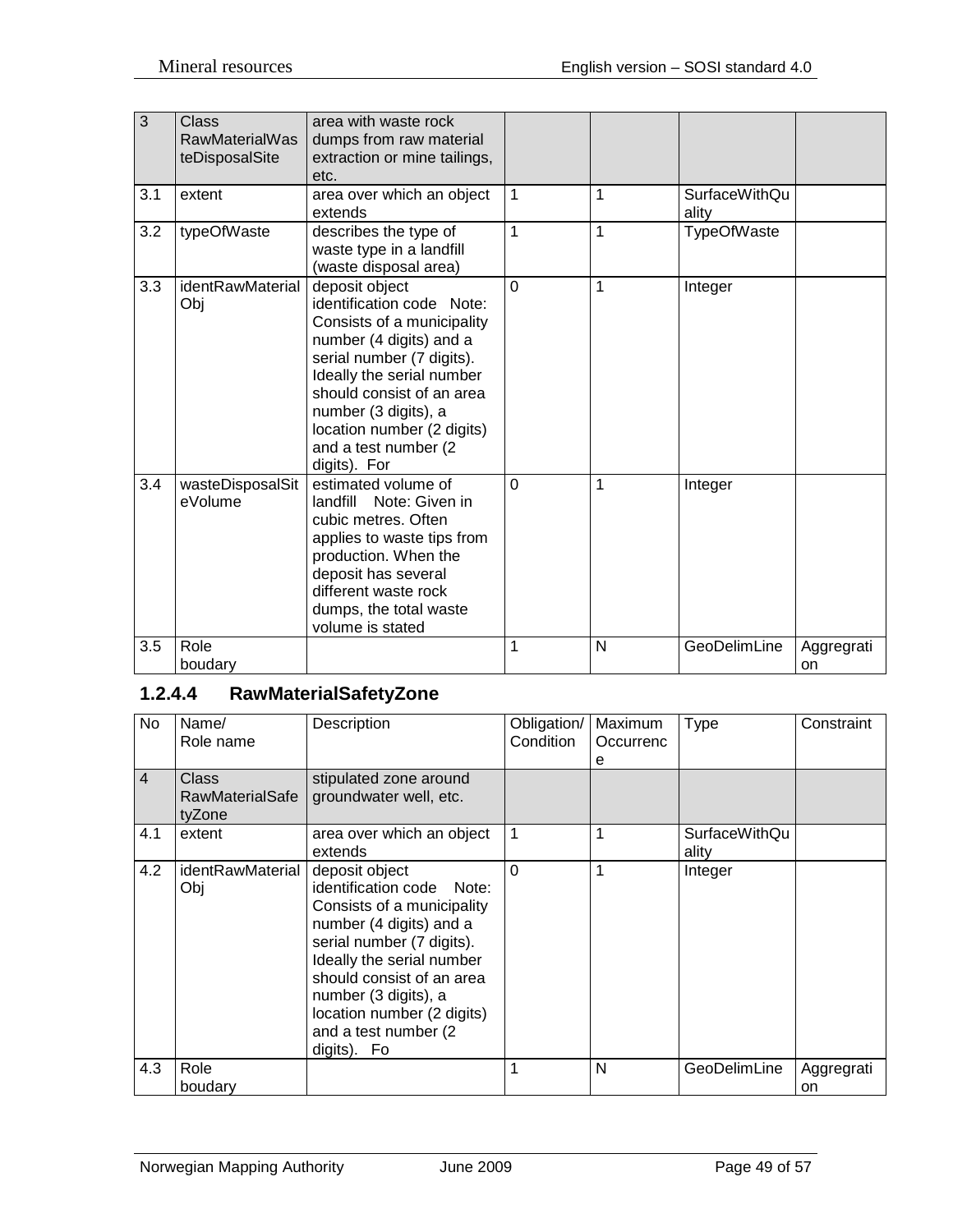| | | | | | | |
|---|---|---|---|---|---|---|
| 3 | Class RawMaterialWasteDisposalSite | area with waste rock dumps from raw material extraction or mine tailings, etc. | | | | |
| 3.1 | extent | area over which an object extends | 1 | 1 | SurfaceWithQuality | |
| 3.2 | typeOfWaste | describes the type of waste type in a landfill (waste disposal area) | 1 | 1 | TypeOfWaste | |
| 3.3 | identRawMaterialObj | deposit object identification code Note: Consists of a municipality number (4 digits) and a serial number (7 digits). Ideally the serial number should consist of an area number (3 digits), a location number (2 digits) and a test number (2 digits). For | 0 | 1 | Integer | |
| 3.4 | wasteDisposalSiteVolume | estimated volume of landfill Note: Given in cubic metres. Often applies to waste tips from production. When the deposit has several different waste rock dumps, the total waste volume is stated | 0 | 1 | Integer | |
| 3.5 | Role boudary | | 1 | N | GeoDelimLine | Aggregration |

#### 1.2.4.4 RawMaterialSafetyZone

| No | Name/ Role name | Description | Obligation/ Condition | Maximum Occurrence | Type | Constraint |
|---|---|---|---|---|---|---|
| 4 | Class RawMaterialSafetyZone | stipulated zone around groundwater well, etc. | | | | |
| 4.1 | extent | area over which an object extends | 1 | 1 | SurfaceWithQuality | |
| 4.2 | identRawMaterialObj | deposit object identification code Note: Consists of a municipality number (4 digits) and a serial number (7 digits). Ideally the serial number should consist of an area number (3 digits), a location number (2 digits) and a test number (2 digits). Fo | 0 | 1 | Integer | |
| 4.3 | Role boudary | | 1 | N | GeoDelimLine | Aggregration |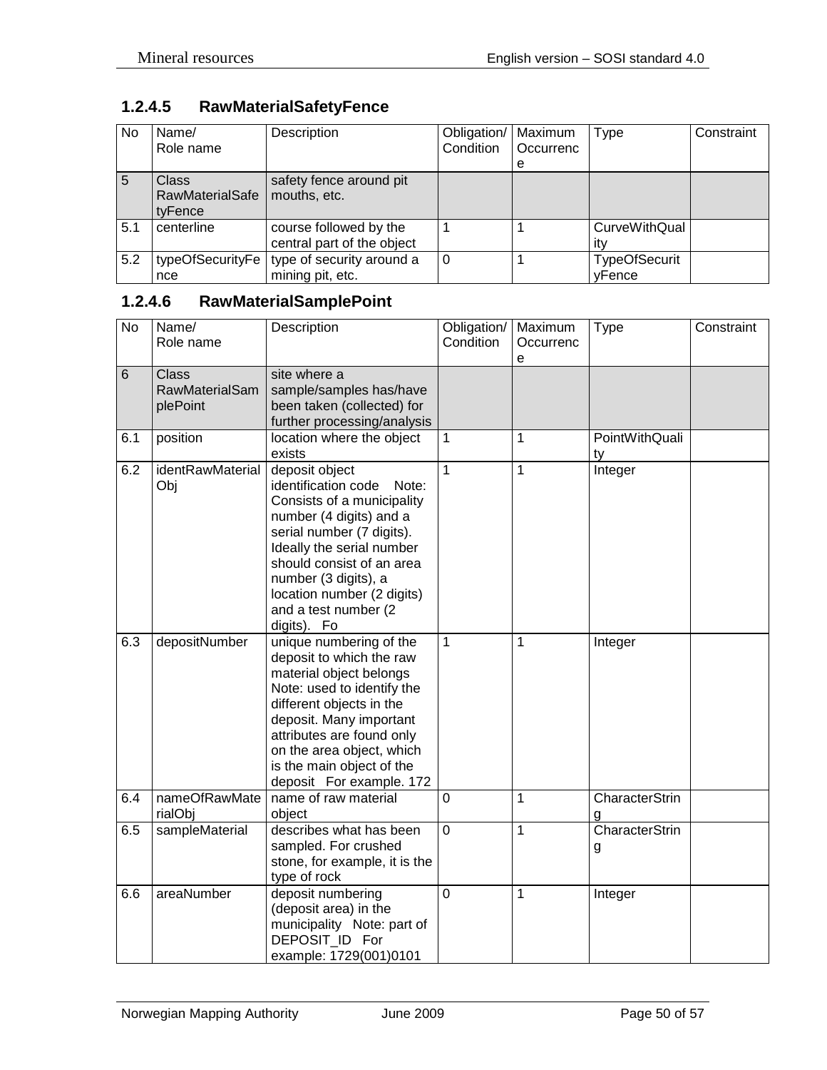### 1.2.4.5 RawMaterialSafetyFence

| No | Name/ Role name | Description | Obligation/ Condition | Maximum Occurrence | Type | Constraint |
|---|---|---|---|---|---|---|
| 5 | Class RawMaterialSafetyFence | safety fence around pit mouths, etc. | | | | |
| 5.1 | centerline | course followed by the central part of the object | 1 | 1 | CurveWithQuality | |
| 5.2 | typeOfSecurityFence | type of security around a mining pit, etc. | 0 | 1 | TypeOfSecurityFence | |

### 1.2.4.6 RawMaterialSamplePoint

| No | Name/ Role name | Description | Obligation/ Condition | Maximum Occurrence | Type | Constraint |
|---|---|---|---|---|---|---|
| 6 | Class RawMaterialSamplePoint | site where a sample/samples has/have been taken (collected) for further processing/analysis | | | | |
| 6.1 | position | location where the object exists | 1 | 1 | PointWithQuality | |
| 6.2 | identRawMaterialObj | deposit object identification code Note: Consists of a municipality number (4 digits) and a serial number (7 digits). Ideally the serial number should consist of an area number (3 digits), a location number (2 digits) and a test number (2 digits). Fo | 1 | 1 | Integer | |
| 6.3 | depositNumber | unique numbering of the deposit to which the raw material object belongs Note: used to identify the different objects in the deposit. Many important attributes are found only on the area object, which is the main object of the deposit For example. 172 | 1 | 1 | Integer | |
| 6.4 | nameOfRawMaterialObj | name of raw material object | 0 | 1 | CharacterString | |
| 6.5 | sampleMaterial | describes what has been sampled. For crushed stone, for example, it is the type of rock | 0 | 1 | CharacterString | |
| 6.6 | areaNumber | deposit numbering (deposit area) in the municipality Note: part of DEPOSIT_ID For example: 1729(001)0101 | 0 | 1 | Integer | |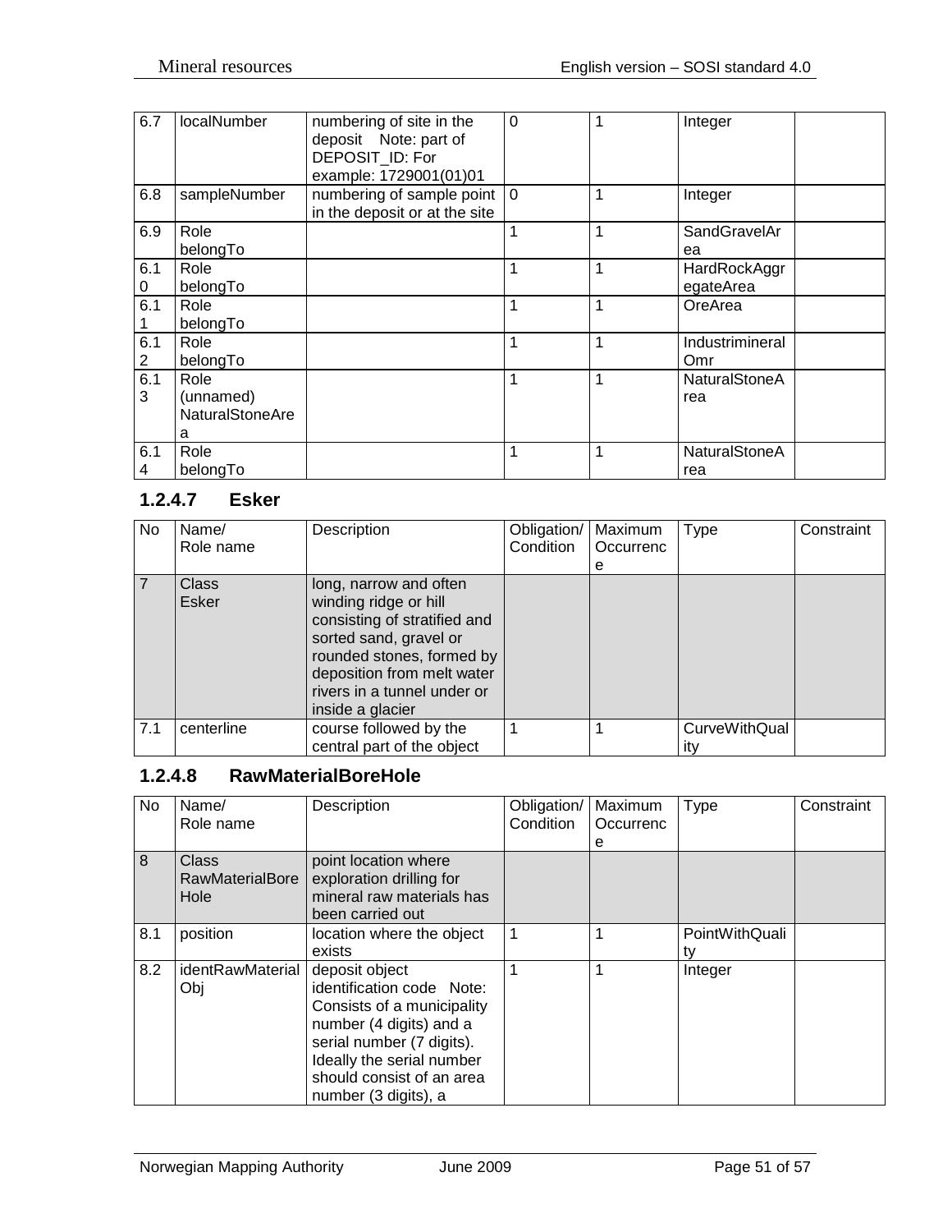| 6.7 | localNumber | numbering of site in the deposit Note: part of DEPOSIT_ID: For example: 1729001(01)01 | 0 | 1 | Integer | |
|---|---|---|---|---|---|---|
| 6.8 | sampleNumber | numbering of sample point in the deposit or at the site | 0 | 1 | Integer | |
| 6.9 | Role belongTo | | 1 | 1 | SandGravelArea | |
| 6.10 | Role belongTo | | 1 | 1 | HardRockAggregateArea | |
| 6.11 | Role belongTo | | 1 | 1 | OreArea | |
| 6.12 | Role belongTo | | 1 | 1 | IndustrimineralOmr | |
| 6.13 | Role (unnamed) NaturalStoneArea | | 1 | 1 | NaturalStoneArea | |
| 6.14 | Role belongTo | | 1 | 1 | NaturalStoneArea | |

### 1.2.4.7 Esker

| No | Name/ Role name | Description | Obligation/ Condition | Maximum Occurrence | Type | Constraint |
|---|---|---|---|---|---|---|
| 7 | Class Esker | long, narrow and often winding ridge or hill consisting of stratified and sorted sand, gravel or rounded stones, formed by deposition from melt water rivers in a tunnel under or inside a glacier | | | | |
| 7.1 | centerline | course followed by the central part of the object | 1 | 1 | CurveWithQuality | |

### 1.2.4.8 RawMaterialBoreHole

| No | Name/ Role name | Description | Obligation/ Condition | Maximum Occurrence | Type | Constraint |
|---|---|---|---|---|---|---|
| 8 | Class RawMaterialBoreHole | point location where exploration drilling for mineral raw materials has been carried out | | | | |
| 8.1 | position | location where the object exists | 1 | 1 | PointWithQuality | |
| 8.2 | identRawMaterialObj | deposit object identification code Note: Consists of a municipality number (4 digits) and a serial number (7 digits). Ideally the serial number should consist of an area number (3 digits), a | 1 | 1 | Integer | |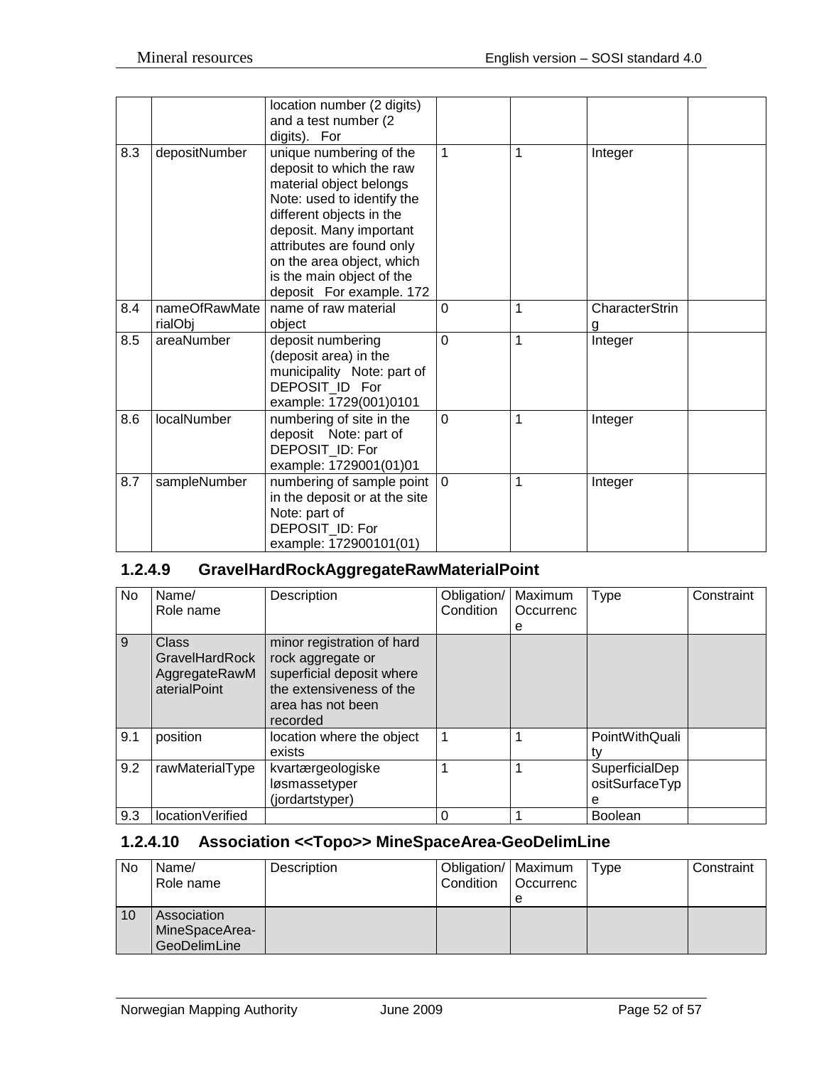|  |  | location number (2 digits) and a test number (2 digits). For |  |  |  |  |
|---|---|---|---|---|---|---|
| 8.3 | depositNumber | unique numbering of the deposit to which the raw material object belongs Note: used to identify the different objects in the deposit. Many important attributes are found only on the area object, which is the main object of the deposit For example. 172 | 1 | 1 | Integer |  |
| 8.4 | nameOfRawMaterialObj | name of raw material object | 0 | 1 | CharacterString |  |
| 8.5 | areaNumber | deposit numbering (deposit area) in the municipality Note: part of DEPOSIT_ID For example: 1729(001)0101 | 0 | 1 | Integer |  |
| 8.6 | localNumber | numbering of site in the deposit Note: part of DEPOSIT_ID: For example: 1729001(01)01 | 0 | 1 | Integer |  |
| 8.7 | sampleNumber | numbering of sample point in the deposit or at the site Note: part of DEPOSIT_ID: For example: 172900101(01) | 0 | 1 | Integer |  |

### 1.2.4.9 GravelHardRockAggregateRawMaterialPoint

| No | Name/ Role name | Description | Obligation/ Condition | Maximum Occurrence | Type | Constraint |
|---|---|---|---|---|---|---|
| 9 | Class GravelHardRockAggregateRawMaterialPoint | minor registration of hard rock aggregate or superficial deposit where the extensiveness of the area has not been recorded |  |  |  |  |
| 9.1 | position | location where the object exists | 1 | 1 | PointWithQuality |  |
| 9.2 | rawMaterialType | kvartærgeologiske løsmassetyper (jordartstyper) | 1 | 1 | SuperficialDepositSurfaceType |  |
| 9.3 | locationVerified |  | 0 | 1 | Boolean |  |

### 1.2.4.10 Association <<Topo>> MineSpaceArea-GeoDelimLine

| No | Name/ Role name | Description | Obligation/ Condition | Maximum Occurrence | Type | Constraint |
|---|---|---|---|---|---|---|
| 10 | Association MineSpaceArea-GeoDelimLine |  |  |  |  |  |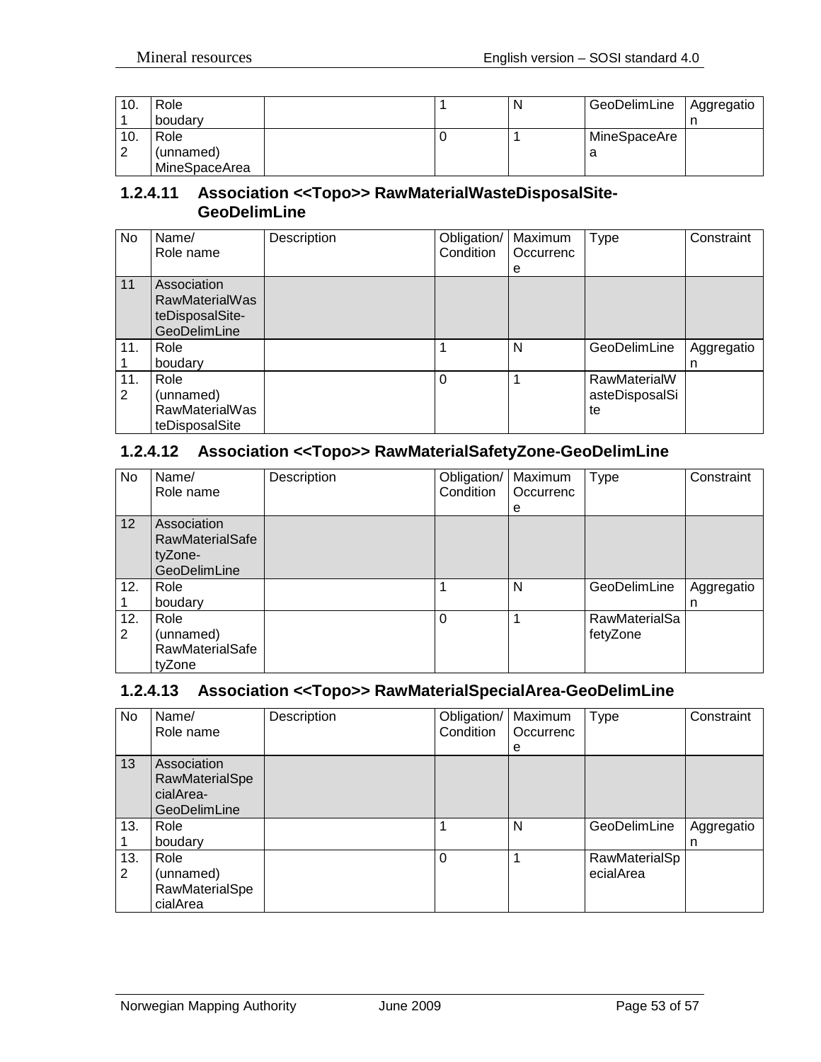| No | Name/ Role name | Description | Obligation/ Condition | Maximum Occurrence | Type | Constraint |
|---|---|---|---|---|---|---|
| 10.1 | Role boudary | | 1 | N | GeoDelimLine | Aggregation |
| 10.2 | Role (unnamed) MineSpaceArea | | 0 | 1 | MineSpaceArea | |

### 1.2.4.11 Association <<Topo>> RawMaterialWasteDisposalSite-GeoDelimLine

| No | Name/ Role name | Description | Obligation/ Condition | Maximum Occurrence | Type | Constraint |
|---|---|---|---|---|---|---|
| 11 | Association RawMaterialWasteDisposalSite-GeoDelimLine | | | | | |
| 11.1 | Role boudary | | 1 | N | GeoDelimLine | Aggregation |
| 11.2 | Role (unnamed) RawMaterialWasteDisposalSite | | 0 | 1 | RawMaterialWasteDisposalSite | |

### 1.2.4.12 Association <<Topo>> RawMaterialSafetyZone-GeoDelimLine

| No | Name/ Role name | Description | Obligation/ Condition | Maximum Occurrence | Type | Constraint |
|---|---|---|---|---|---|---|
| 12 | Association RawMaterialSafetyZone-GeoDelimLine | | | | | |
| 12.1 | Role boudary | | 1 | N | GeoDelimLine | Aggregation |
| 12.2 | Role (unnamed) RawMaterialSafetyZone | | 0 | 1 | RawMaterialSafetyZone | |

### 1.2.4.13 Association <<Topo>> RawMaterialSpecialArea-GeoDelimLine

| No | Name/ Role name | Description | Obligation/ Condition | Maximum Occurrence | Type | Constraint |
|---|---|---|---|---|---|---|
| 13 | Association RawMaterialSpecialArea-GeoDelimLine | | | | | |
| 13.1 | Role boudary | | 1 | N | GeoDelimLine | Aggregation |
| 13.2 | Role (unnamed) RawMaterialSpecialArea | | 0 | 1 | RawMaterialSpecialArea | |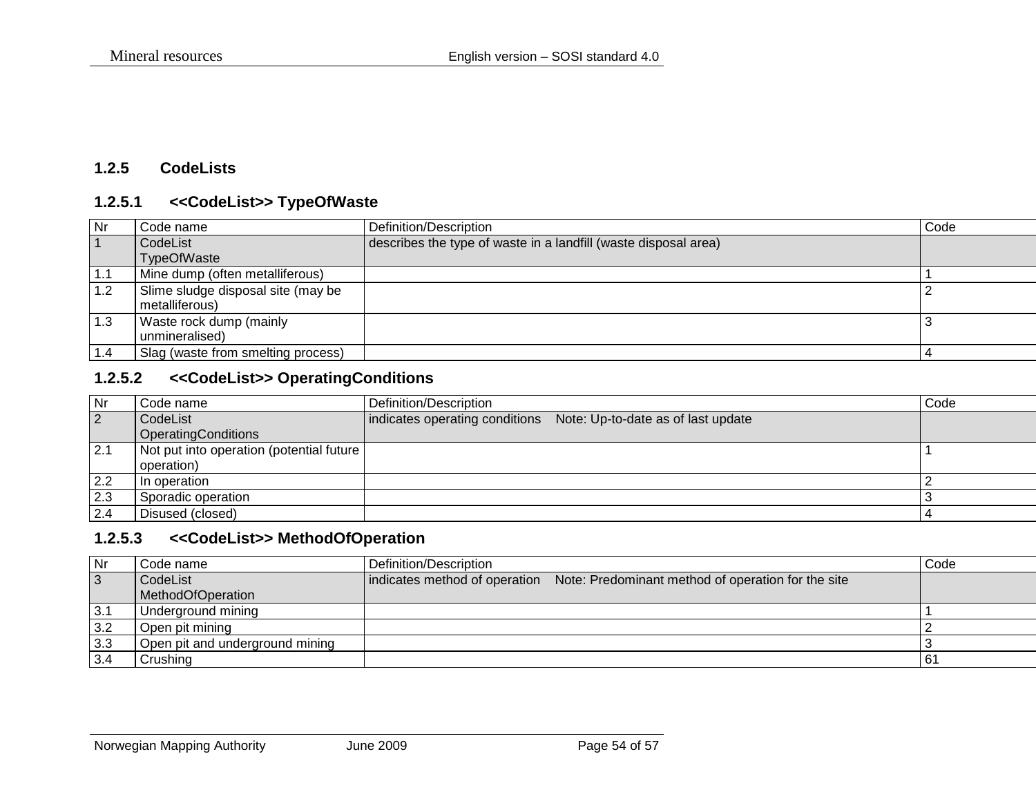### 1.2.5 CodeLists

#### 1.2.5.1 <<CodeList>> TypeOfWaste

| Nr | Code name | Definition/Description | Code |
|---|---|---|---|
| 1 | CodeList TypeOfWaste | describes the type of waste in a landfill (waste disposal area) | |
| 1.1 | Mine dump (often metalliferous) | | 1 |
| 1.2 | Slime sludge disposal site (may be metalliferous) | | 2 |
| 1.3 | Waste rock dump (mainly unmineralised) | | 3 |
| 1.4 | Slag (waste from smelting process) | | 4 |

#### 1.2.5.2 <<CodeList>> OperatingConditions

| Nr | Code name | Definition/Description | Code |
|---|---|---|---|
| 2 | CodeList OperatingConditions | indicates operating conditions Note: Up-to-date as of last update | |
| 2.1 | Not put into operation (potential future operation) | | 1 |
| 2.2 | In operation | | 2 |
| 2.3 | Sporadic operation | | 3 |
| 2.4 | Disused (closed) | | 4 |

#### 1.2.5.3 <<CodeList>> MethodOfOperation

| Nr | Code name | Definition/Description | Code |
|---|---|---|---|
| 3 | CodeList MethodOfOperation | indicates method of operation Note: Predominant method of operation for the site | |
| 3.1 | Underground mining | | 1 |
| 3.2 | Open pit mining | | 2 |
| 3.3 | Open pit and underground mining | | 3 |
| 3.4 | Crushing | | 61 |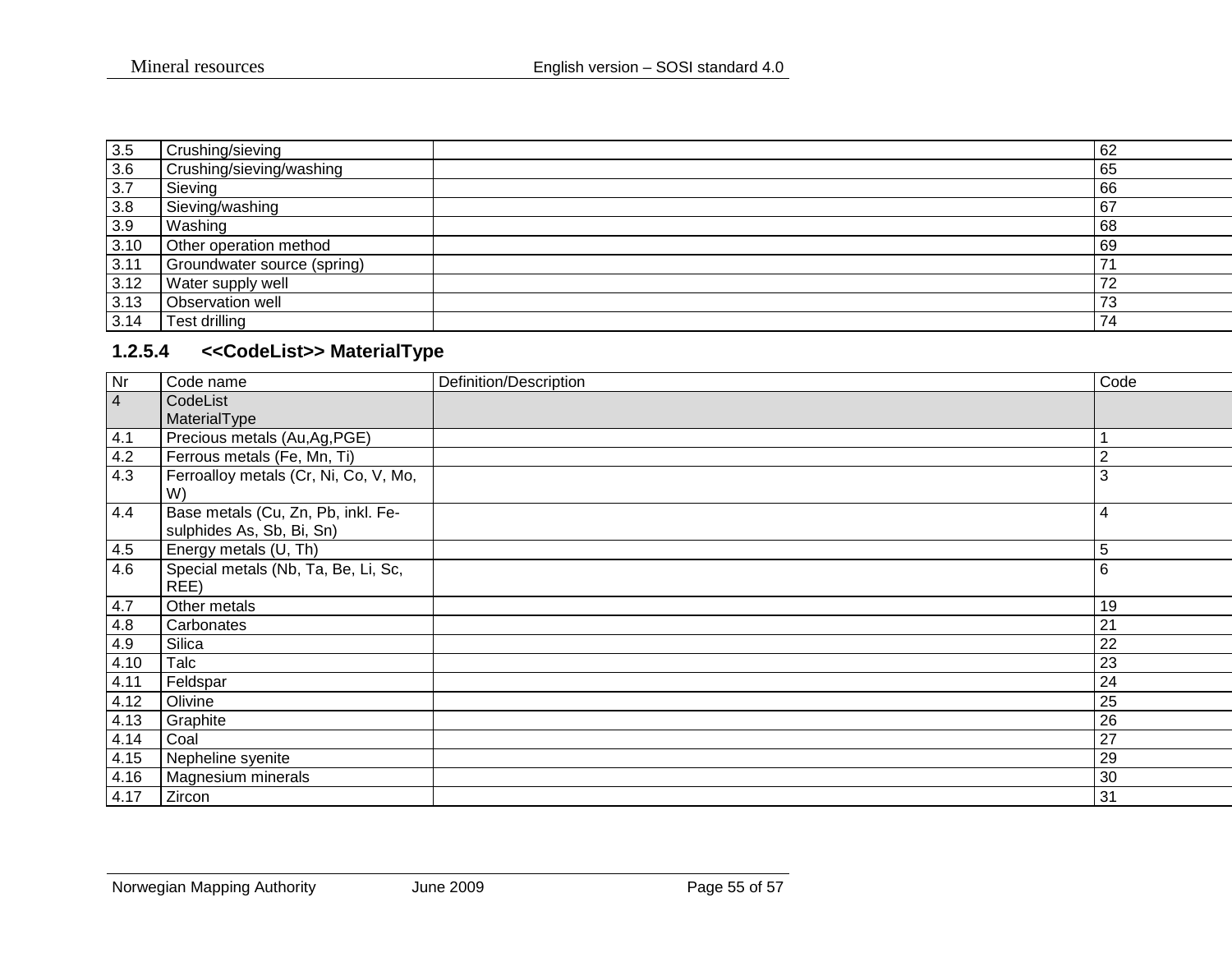| | | | |
|---|---|---|---|
| 3.5 | Crushing/sieving | | 62 |
| 3.6 | Crushing/sieving/washing | | 65 |
| 3.7 | Sieving | | 66 |
| 3.8 | Sieving/washing | | 67 |
| 3.9 | Washing | | 68 |
| 3.10 | Other operation method | | 69 |
| 3.11 | Groundwater source (spring) | | 71 |
| 3.12 | Water supply well | | 72 |
| 3.13 | Observation well | | 73 |
| 3.14 | Test drilling | | 74 |

#### 1.2.5.4 <<CodeList>> MaterialType

| Nr | Code name | Definition/Description | Code |
|---|---|---|---|
| 4 | CodeList MaterialType | | |
| 4.1 | Precious metals (Au,Ag,PGE) | | 1 |
| 4.2 | Ferrous metals (Fe, Mn, Ti) | | 2 |
| 4.3 | Ferroalloy metals (Cr, Ni, Co, V, Mo, W) | | 3 |
| 4.4 | Base metals (Cu, Zn, Pb, inkl. Fe-sulphides As, Sb, Bi, Sn) | | 4 |
| 4.5 | Energy metals (U, Th) | | 5 |
| 4.6 | Special metals (Nb, Ta, Be, Li, Sc, REE) | | 6 |
| 4.7 | Other metals | | 19 |
| 4.8 | Carbonates | | 21 |
| 4.9 | Silica | | 22 |
| 4.10 | Talc | | 23 |
| 4.11 | Feldspar | | 24 |
| 4.12 | Olivine | | 25 |
| 4.13 | Graphite | | 26 |
| 4.14 | Coal | | 27 |
| 4.15 | Nepheline syenite | | 29 |
| 4.16 | Magnesium minerals | | 30 |
| 4.17 | Zircon | | 31 |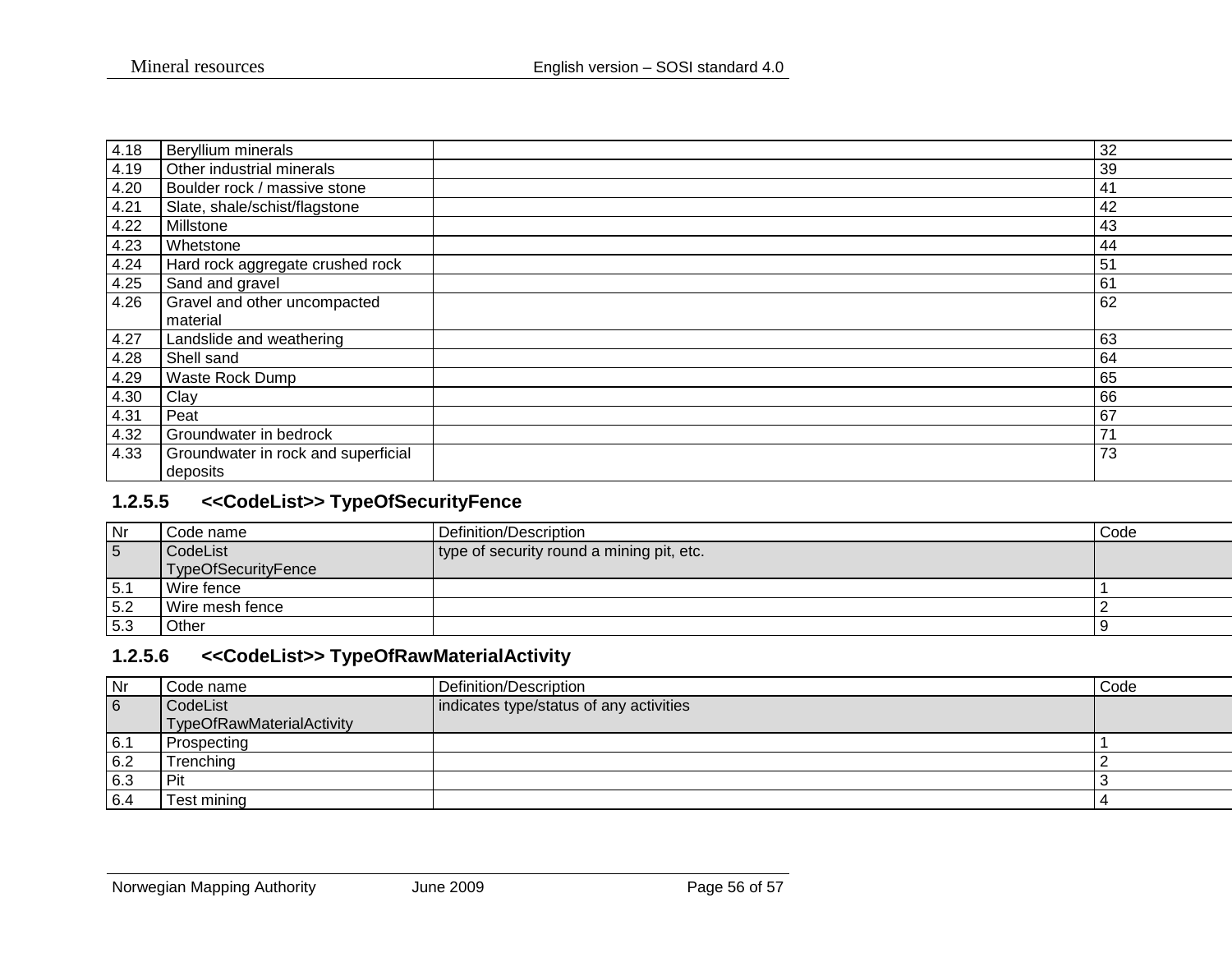| 4.18 | Beryllium minerals | | 32 |
|---|---|---|---|
| 4.19 | Other industrial minerals | | 39 |
| 4.20 | Boulder rock / massive stone | | 41 |
| 4.21 | Slate, shale/schist/flagstone | | 42 |
| 4.22 | Millstone | | 43 |
| 4.23 | Whetstone | | 44 |
| 4.24 | Hard rock aggregate crushed rock | | 51 |
| 4.25 | Sand and gravel | | 61 |
| 4.26 | Gravel and other uncompacted material | | 62 |
| 4.27 | Landslide and weathering | | 63 |
| 4.28 | Shell sand | | 64 |
| 4.29 | Waste Rock Dump | | 65 |
| 4.30 | Clay | | 66 |
| 4.31 | Peat | | 67 |
| 4.32 | Groundwater in bedrock | | 71 |
| 4.33 | Groundwater in rock and superficial deposits | | 73 |

### 1.2.5.5 <<CodeList>> TypeOfSecurityFence

| Nr | Code name | Definition/Description | Code |
|---|---|---|---|
| 5 | CodeList TypeOfSecurityFence | type of security round a mining pit, etc. | |
| 5.1 | Wire fence | | 1 |
| 5.2 | Wire mesh fence | | 2 |
| 5.3 | Other | | 9 |

### 1.2.5.6 <<CodeList>> TypeOfRawMaterialActivity

| Nr | Code name | Definition/Description | Code |
|---|---|---|---|
| 6 | CodeList TypeOfRawMaterialActivity | indicates type/status of any activities | |
| 6.1 | Prospecting | | 1 |
| 6.2 | Trenching | | 2 |
| 6.3 | Pit | | 3 |
| 6.4 | Test mining | | 4 |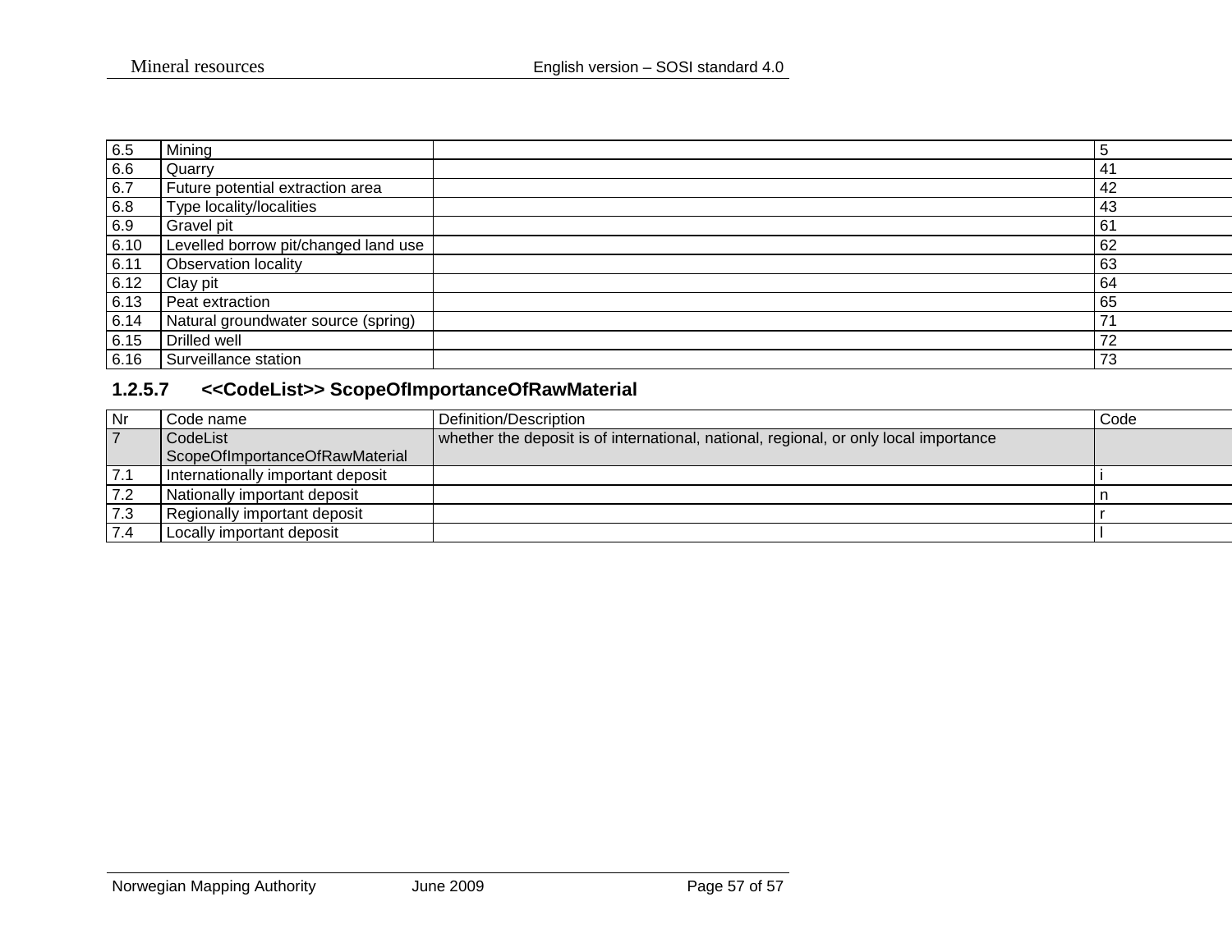| | | | |
|---|---|---|---|
| 6.5 | Mining | | 5 |
| 6.6 | Quarry | | 41 |
| 6.7 | Future potential extraction area | | 42 |
| 6.8 | Type locality/localities | | 43 |
| 6.9 | Gravel pit | | 61 |
| 6.10 | Levelled borrow pit/changed land use | | 62 |
| 6.11 | Observation locality | | 63 |
| 6.12 | Clay pit | | 64 |
| 6.13 | Peat extraction | | 65 |
| 6.14 | Natural groundwater source (spring) | | 71 |
| 6.15 | Drilled well | | 72 |
| 6.16 | Surveillance station | | 73 |

#### 1.2.5.7 <<CodeList>> ScopeOfImportanceOfRawMaterial

| Nr | Code name | Definition/Description | Code |
|---|---|---|---|
| 7 | CodeList ScopeOfImportanceOfRawMaterial | whether the deposit is of international, national, regional, or only local importance | |
| 7.1 | Internationally important deposit | | i |
| 7.2 | Nationally important deposit | | n |
| 7.3 | Regionally important deposit | | r |
| 7.4 | Locally important deposit | | l |